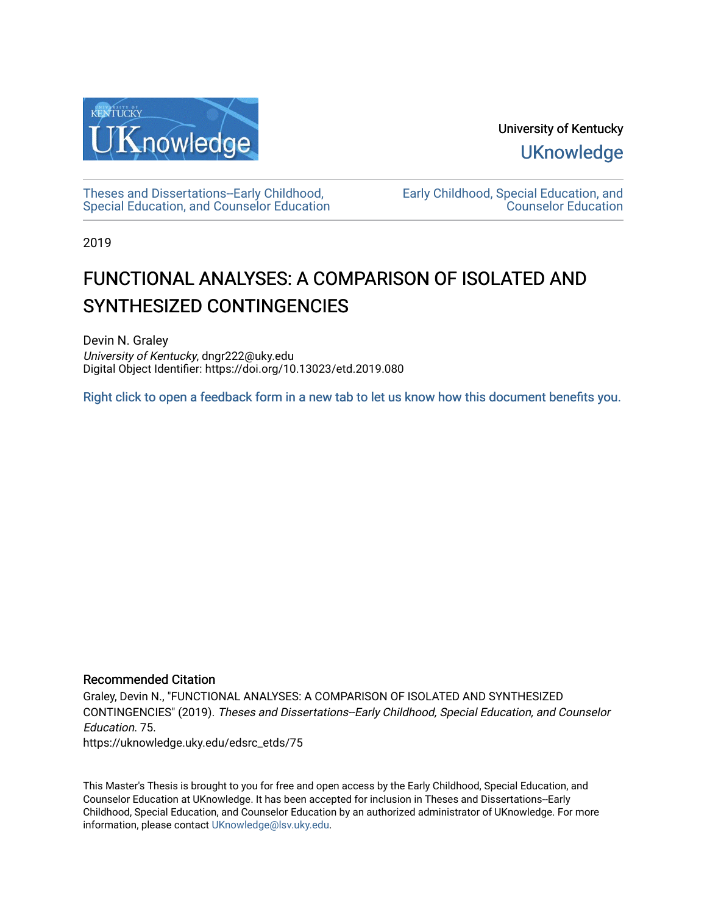University of Kentucky

UKnowledge

Theses and Dissertations--Early Childhood, Special Education, and Counselor Education

Early Childhood, Special Education, and Counselor Education

2019

# FUNCTIONAL ANALYSES: A COMPARISON OF ISOLATED AND SYNTHESIZED CONTINGENCIES

Devin N. Graley
*University of Kentucky*, dngr222@uky.edu
Digital Object Identifier: https://doi.org/10.13023/etd.2019.080

Right click to open a feedback form in a new tab to let us know how this document benefits you.

## Recommended Citation

Graley, Devin N., "FUNCTIONAL ANALYSES: A COMPARISON OF ISOLATED AND SYNTHESIZED CONTINGENCIES" (2019). *Theses and Dissertations--Early Childhood, Special Education, and Counselor Education*. 75.
https://uknowledge.uky.edu/edsrc_etds/75

This Master's Thesis is brought to you for free and open access by the Early Childhood, Special Education, and Counselor Education at UKnowledge. It has been accepted for inclusion in Theses and Dissertations--Early Childhood, Special Education, and Counselor Education by an authorized administrator of UKnowledge. For more information, please contact UKnowledge@lsv.uky.edu.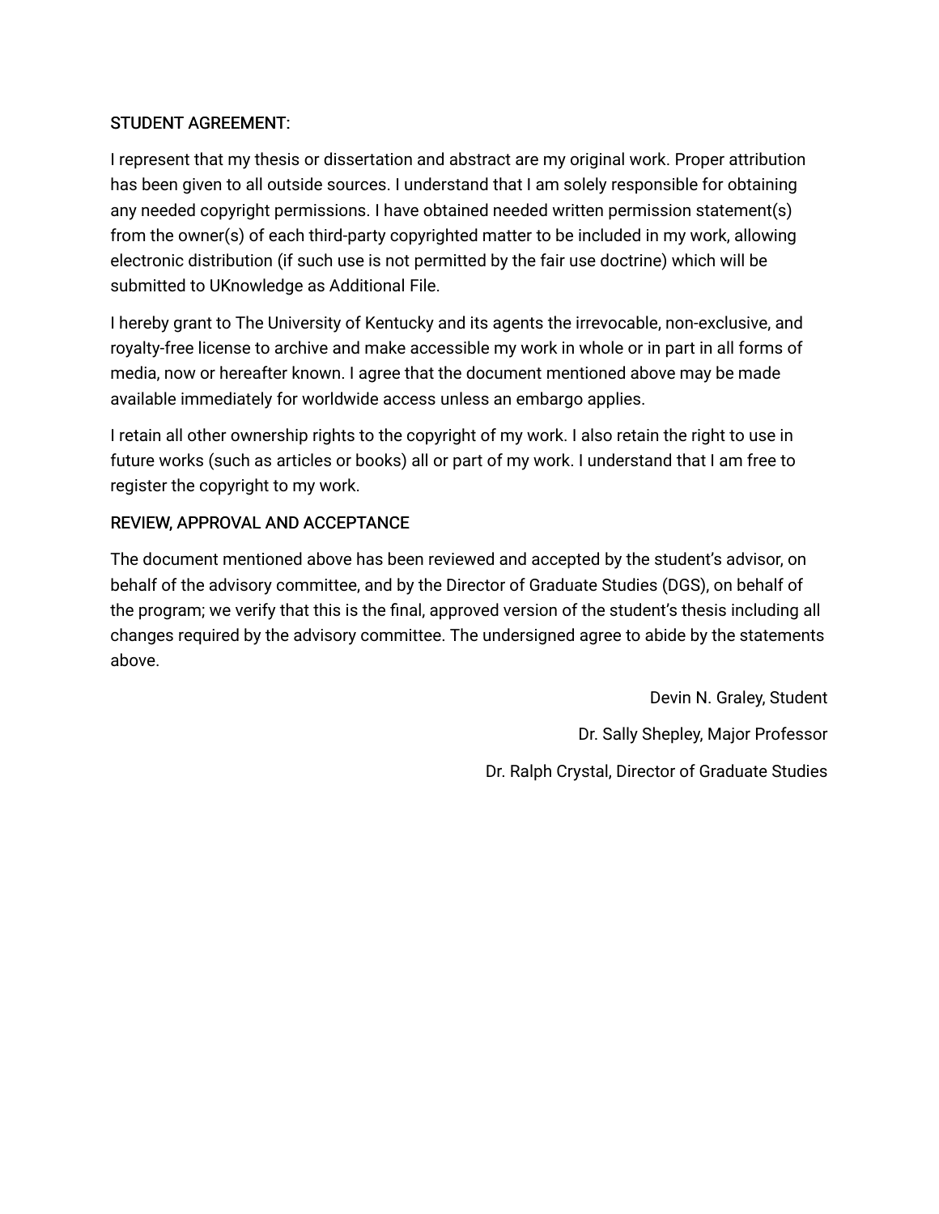STUDENT AGREEMENT:

I represent that my thesis or dissertation and abstract are my original work. Proper attribution has been given to all outside sources. I understand that I am solely responsible for obtaining any needed copyright permissions. I have obtained needed written permission statement(s) from the owner(s) of each third-party copyrighted matter to be included in my work, allowing electronic distribution (if such use is not permitted by the fair use doctrine) which will be submitted to UKnowledge as Additional File.

I hereby grant to The University of Kentucky and its agents the irrevocable, non-exclusive, and royalty-free license to archive and make accessible my work in whole or in part in all forms of media, now or hereafter known. I agree that the document mentioned above may be made available immediately for worldwide access unless an embargo applies.

I retain all other ownership rights to the copyright of my work. I also retain the right to use in future works (such as articles or books) all or part of my work. I understand that I am free to register the copyright to my work.

REVIEW, APPROVAL AND ACCEPTANCE

The document mentioned above has been reviewed and accepted by the student's advisor, on behalf of the advisory committee, and by the Director of Graduate Studies (DGS), on behalf of the program; we verify that this is the final, approved version of the student's thesis including all changes required by the advisory committee. The undersigned agree to abide by the statements above.

Devin N. Graley, Student

Dr. Sally Shepley, Major Professor

Dr. Ralph Crystal, Director of Graduate Studies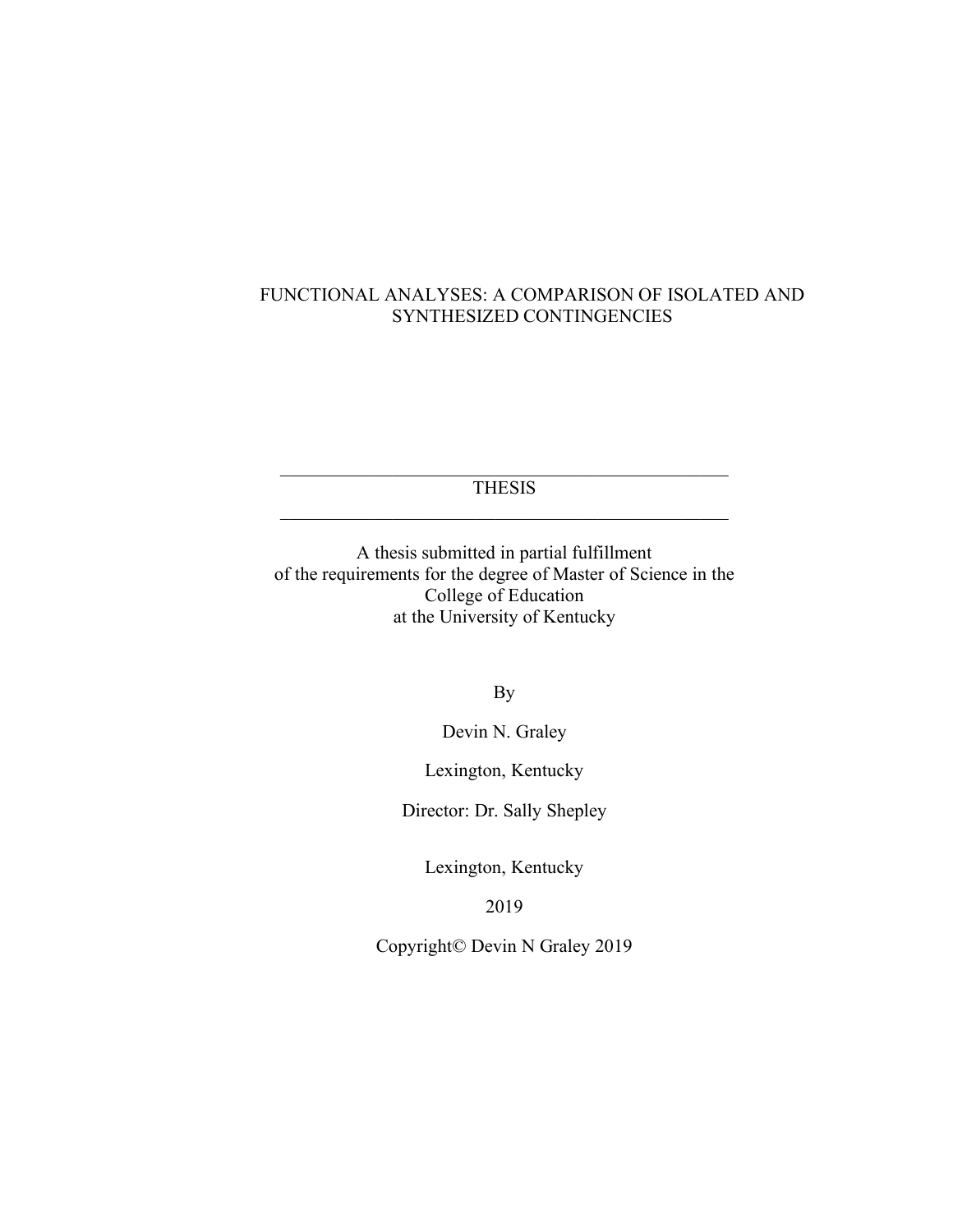FUNCTIONAL ANALYSES: A COMPARISON OF ISOLATED AND SYNTHESIZED CONTINGENCIES

---

THESIS

---

A thesis submitted in partial fulfillment
of the requirements for the degree of Master of Science in the
College of Education
at the University of Kentucky

By

Devin N. Graley

Lexington, Kentucky

Director: Dr. Sally Shepley

Lexington, Kentucky

2019

Copyright© Devin N Graley 2019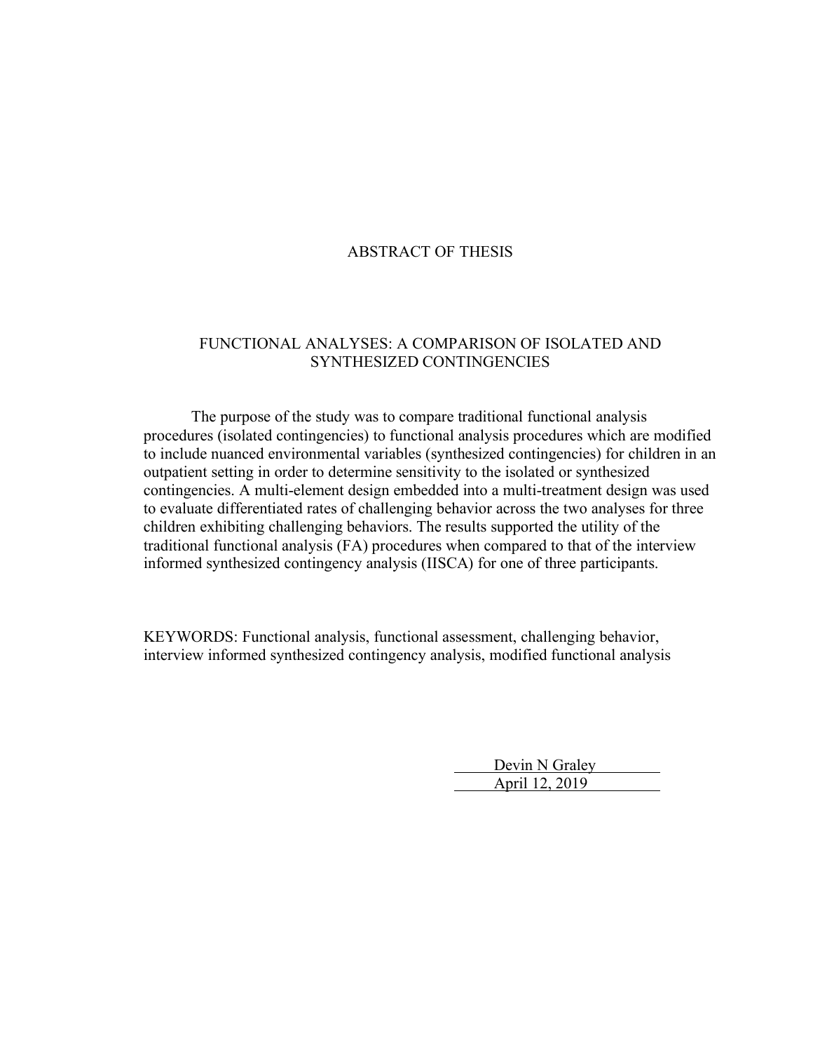# ABSTRACT OF THESIS

## FUNCTIONAL ANALYSES: A COMPARISON OF ISOLATED AND SYNTHESIZED CONTINGENCIES

The purpose of the study was to compare traditional functional analysis procedures (isolated contingencies) to functional analysis procedures which are modified to include nuanced environmental variables (synthesized contingencies) for children in an outpatient setting in order to determine sensitivity to the isolated or synthesized contingencies. A multi-element design embedded into a multi-treatment design was used to evaluate differentiated rates of challenging behavior across the two analyses for three children exhibiting challenging behaviors. The results supported the utility of the traditional functional analysis (FA) procedures when compared to that of the interview informed synthesized contingency analysis (IISCA) for one of three participants.

KEYWORDS: Functional analysis, functional assessment, challenging behavior, interview informed synthesized contingency analysis, modified functional analysis

Devin N Graley

April 12, 2019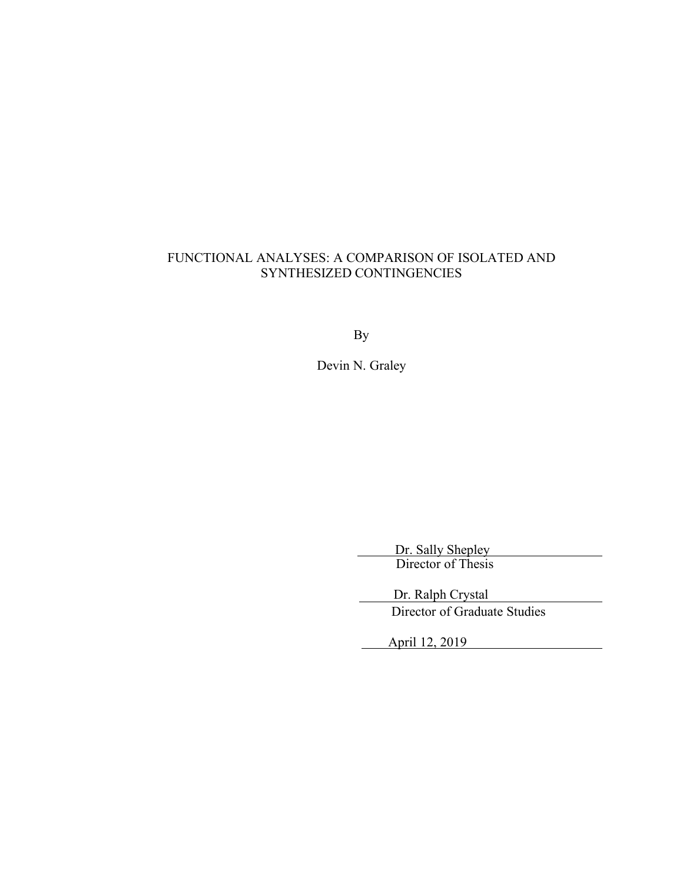FUNCTIONAL ANALYSES: A COMPARISON OF ISOLATED AND SYNTHESIZED CONTINGENCIES

By

Devin N. Graley

Dr. Sally Shepley
Director of Thesis

Dr. Ralph Crystal
Director of Graduate Studies

April 12, 2019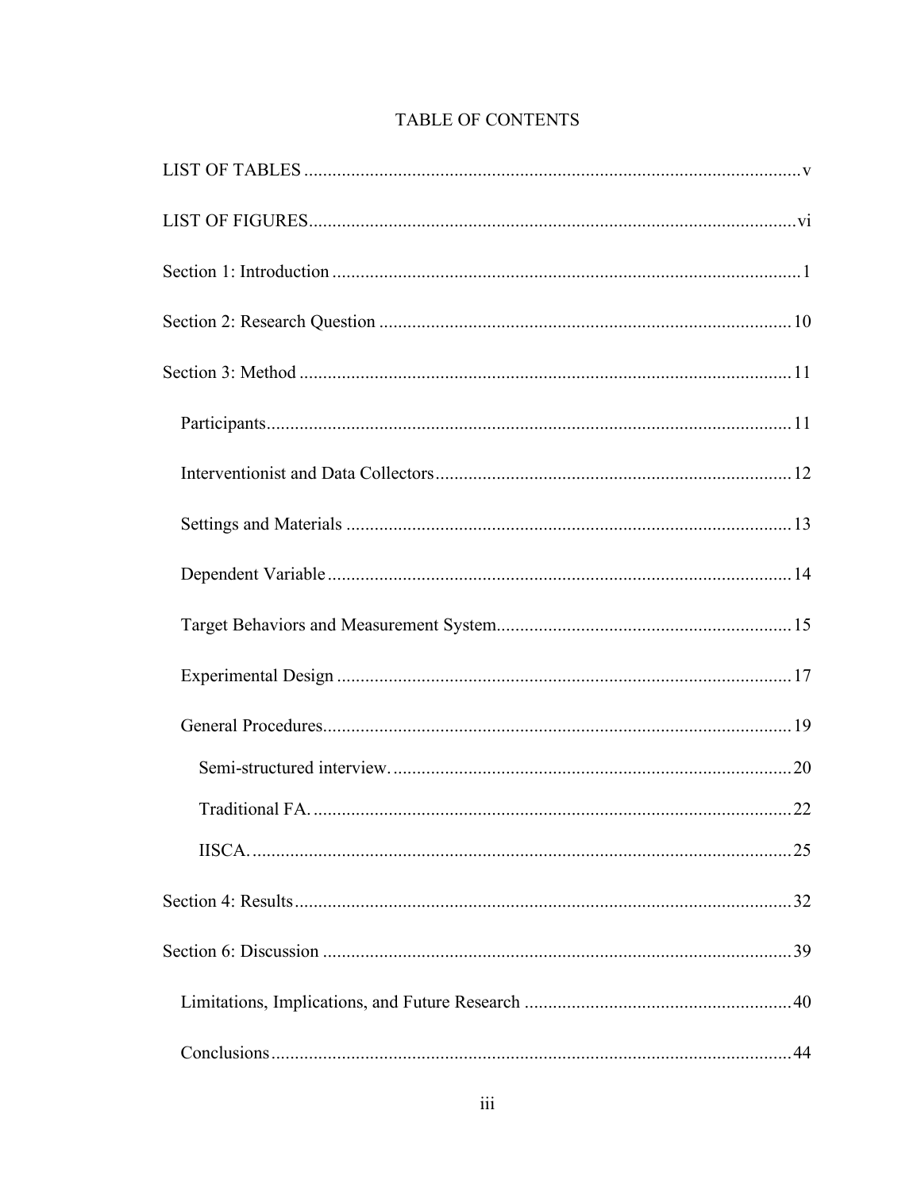# TABLE OF CONTENTS

LIST OF TABLES .......... v

LIST OF FIGURES .......... vi

Section 1: Introduction .......... 1

Section 2: Research Question .......... 10

Section 3: Method .......... 11

- Participants .......... 11
- Interventionist and Data Collectors .......... 12
- Settings and Materials .......... 13
- Dependent Variable .......... 14
- Target Behaviors and Measurement System .......... 15
- Experimental Design .......... 17
- General Procedures .......... 19
  - Semi-structured interview. .......... 20
  - Traditional FA. .......... 22
  - IISCA. .......... 25

Section 4: Results .......... 32

Section 6: Discussion .......... 39

- Limitations, Implications, and Future Research .......... 40
- Conclusions .......... 44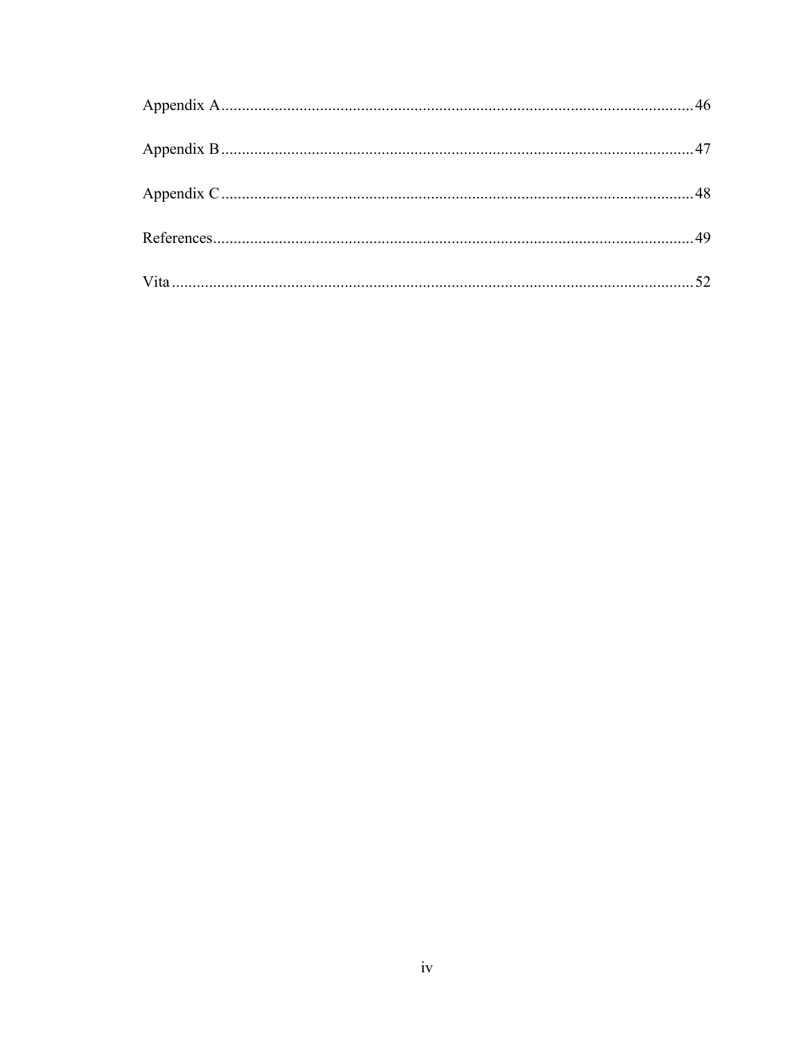Appendix A.................................................................................................................46

Appendix B.................................................................................................................47

Appendix C.................................................................................................................48

References...................................................................................................................49

Vita.............................................................................................................................52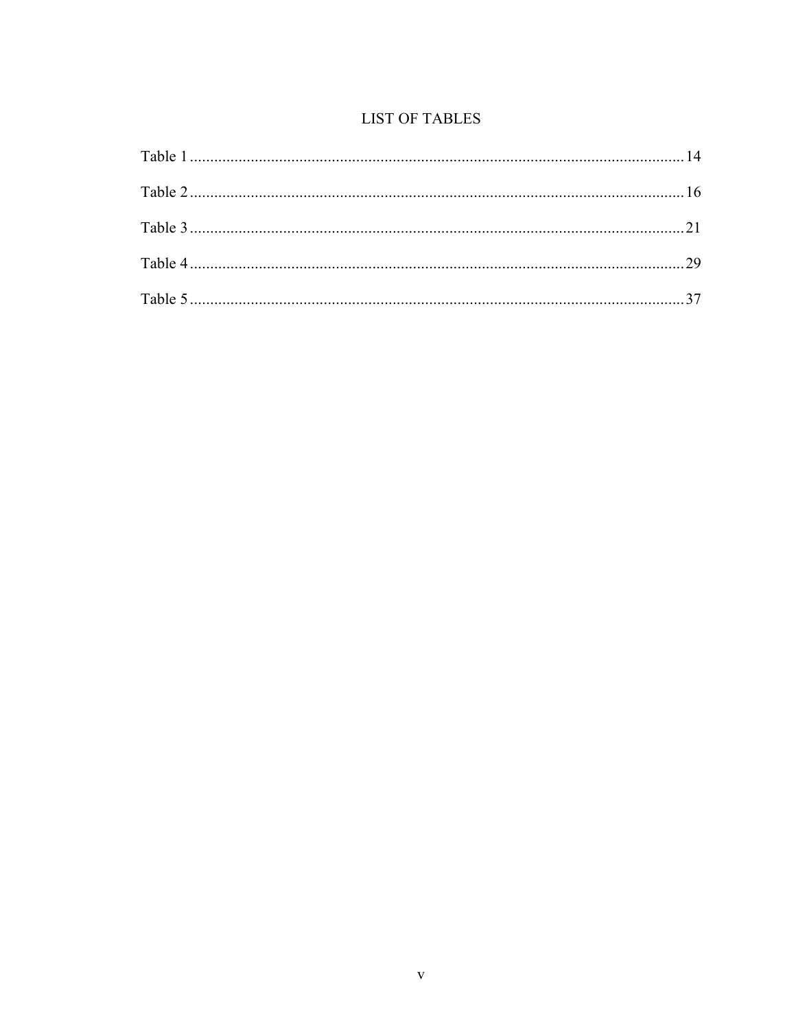# LIST OF TABLES

Table 1 ........................................................................................................................ 14

Table 2 ........................................................................................................................ 16

Table 3 ........................................................................................................................ 21

Table 4 ........................................................................................................................ 29

Table 5 ........................................................................................................................ 37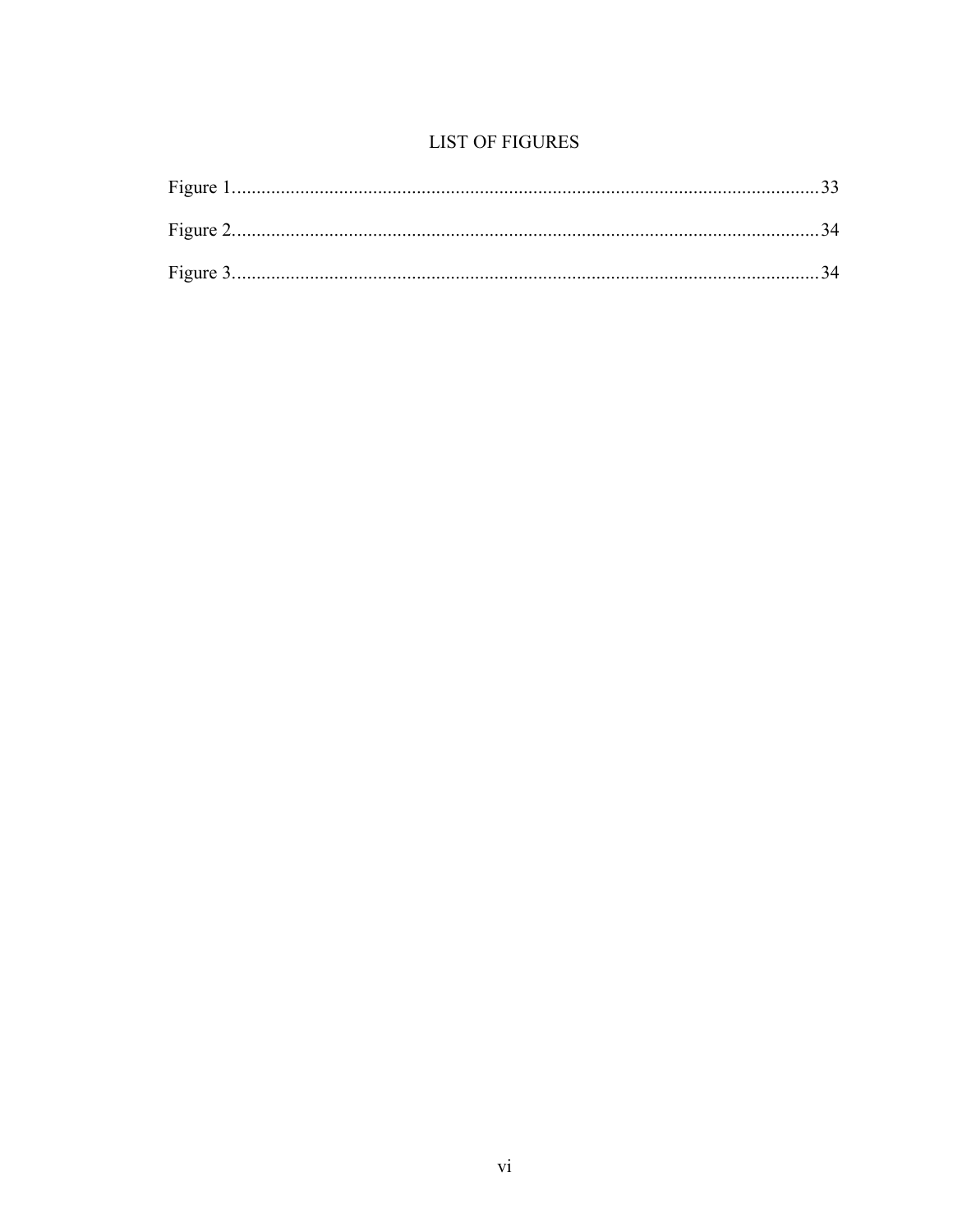# LIST OF FIGURES

Figure 1........................................................................................................................33

Figure 2........................................................................................................................34

Figure 3........................................................................................................................34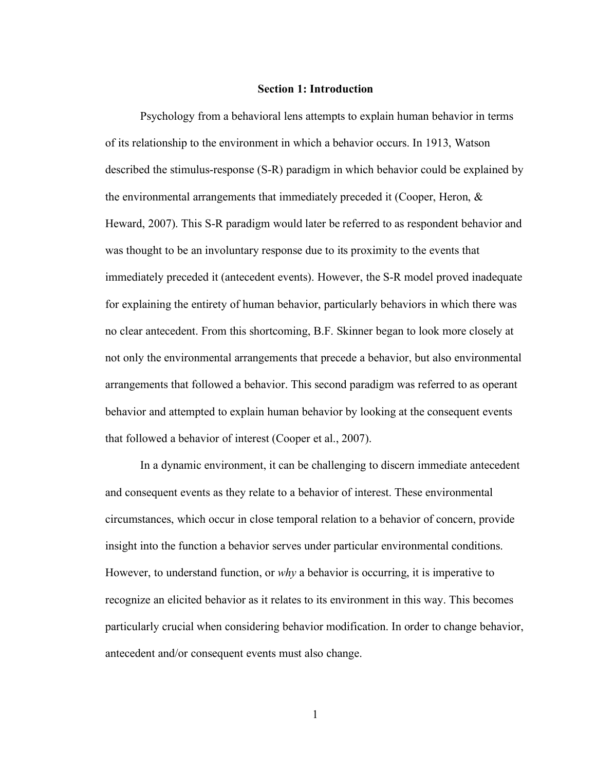# Section 1: Introduction

Psychology from a behavioral lens attempts to explain human behavior in terms of its relationship to the environment in which a behavior occurs. In 1913, Watson described the stimulus-response (S-R) paradigm in which behavior could be explained by the environmental arrangements that immediately preceded it (Cooper, Heron, & Heward, 2007). This S-R paradigm would later be referred to as respondent behavior and was thought to be an involuntary response due to its proximity to the events that immediately preceded it (antecedent events). However, the S-R model proved inadequate for explaining the entirety of human behavior, particularly behaviors in which there was no clear antecedent. From this shortcoming, B.F. Skinner began to look more closely at not only the environmental arrangements that precede a behavior, but also environmental arrangements that followed a behavior. This second paradigm was referred to as operant behavior and attempted to explain human behavior by looking at the consequent events that followed a behavior of interest (Cooper et al., 2007).

In a dynamic environment, it can be challenging to discern immediate antecedent and consequent events as they relate to a behavior of interest. These environmental circumstances, which occur in close temporal relation to a behavior of concern, provide insight into the function a behavior serves under particular environmental conditions. However, to understand function, or *why* a behavior is occurring, it is imperative to recognize an elicited behavior as it relates to its environment in this way. This becomes particularly crucial when considering behavior modification. In order to change behavior, antecedent and/or consequent events must also change.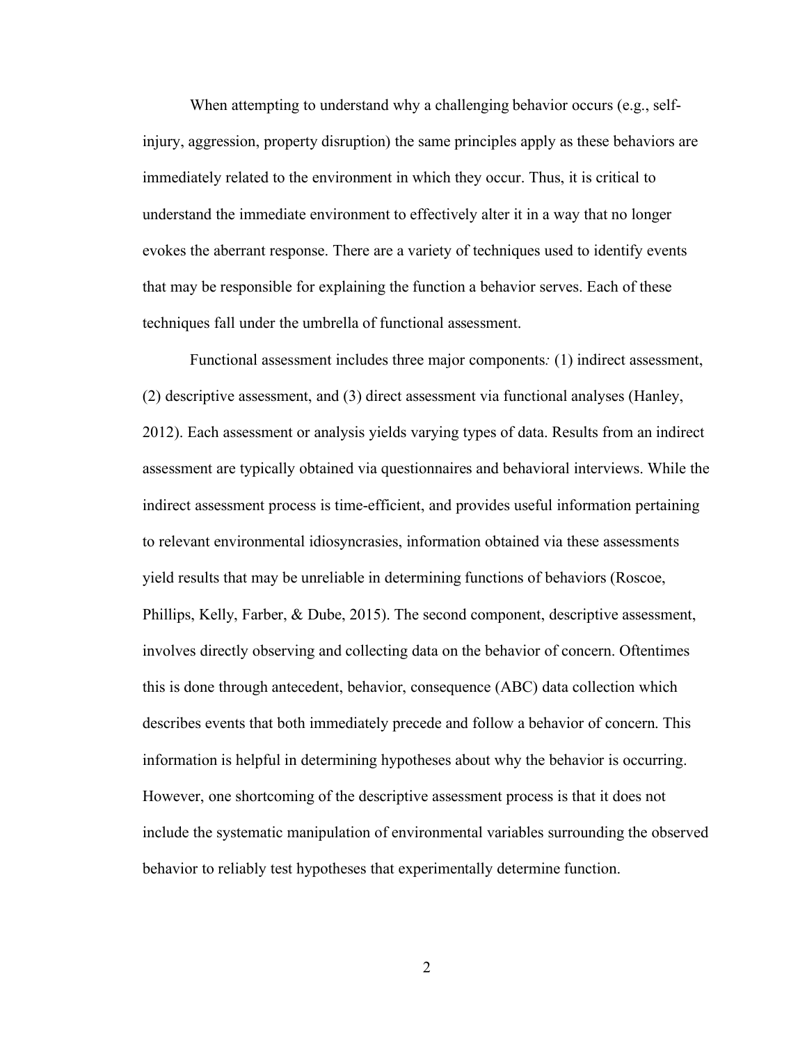When attempting to understand why a challenging behavior occurs (e.g., self-injury, aggression, property disruption) the same principles apply as these behaviors are immediately related to the environment in which they occur. Thus, it is critical to understand the immediate environment to effectively alter it in a way that no longer evokes the aberrant response. There are a variety of techniques used to identify events that may be responsible for explaining the function a behavior serves. Each of these techniques fall under the umbrella of functional assessment.

Functional assessment includes three major components*:* (1) indirect assessment, (2) descriptive assessment, and (3) direct assessment via functional analyses (Hanley, 2012). Each assessment or analysis yields varying types of data. Results from an indirect assessment are typically obtained via questionnaires and behavioral interviews. While the indirect assessment process is time-efficient, and provides useful information pertaining to relevant environmental idiosyncrasies, information obtained via these assessments yield results that may be unreliable in determining functions of behaviors (Roscoe, Phillips, Kelly, Farber, & Dube, 2015). The second component, descriptive assessment, involves directly observing and collecting data on the behavior of concern. Oftentimes this is done through antecedent, behavior, consequence (ABC) data collection which describes events that both immediately precede and follow a behavior of concern. This information is helpful in determining hypotheses about why the behavior is occurring. However, one shortcoming of the descriptive assessment process is that it does not include the systematic manipulation of environmental variables surrounding the observed behavior to reliably test hypotheses that experimentally determine function.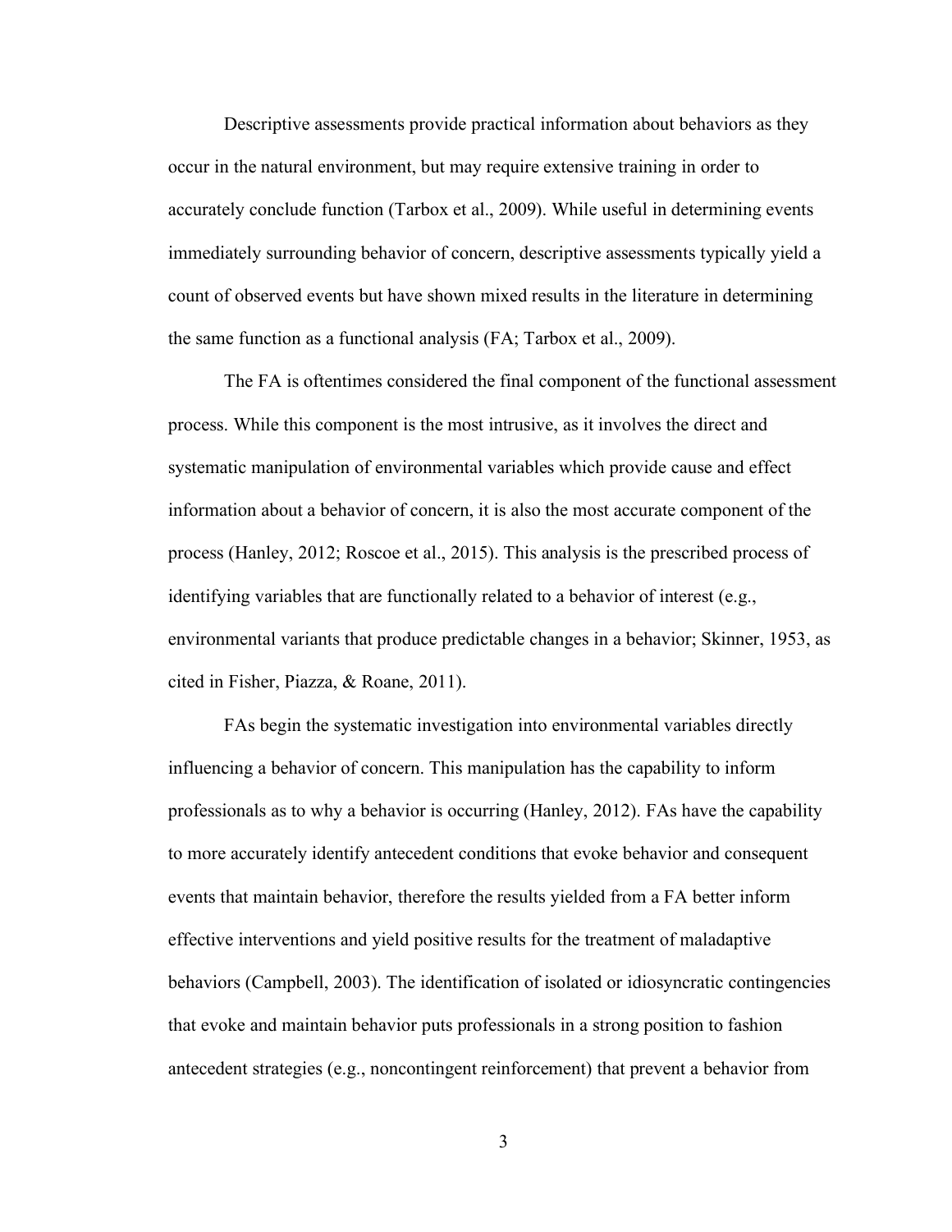Descriptive assessments provide practical information about behaviors as they occur in the natural environment, but may require extensive training in order to accurately conclude function (Tarbox et al., 2009). While useful in determining events immediately surrounding behavior of concern, descriptive assessments typically yield a count of observed events but have shown mixed results in the literature in determining the same function as a functional analysis (FA; Tarbox et al., 2009).

The FA is oftentimes considered the final component of the functional assessment process. While this component is the most intrusive, as it involves the direct and systematic manipulation of environmental variables which provide cause and effect information about a behavior of concern, it is also the most accurate component of the process (Hanley, 2012; Roscoe et al., 2015). This analysis is the prescribed process of identifying variables that are functionally related to a behavior of interest (e.g., environmental variants that produce predictable changes in a behavior; Skinner, 1953, as cited in Fisher, Piazza, & Roane, 2011).

FAs begin the systematic investigation into environmental variables directly influencing a behavior of concern. This manipulation has the capability to inform professionals as to why a behavior is occurring (Hanley, 2012). FAs have the capability to more accurately identify antecedent conditions that evoke behavior and consequent events that maintain behavior, therefore the results yielded from a FA better inform effective interventions and yield positive results for the treatment of maladaptive behaviors (Campbell, 2003). The identification of isolated or idiosyncratic contingencies that evoke and maintain behavior puts professionals in a strong position to fashion antecedent strategies (e.g., noncontingent reinforcement) that prevent a behavior from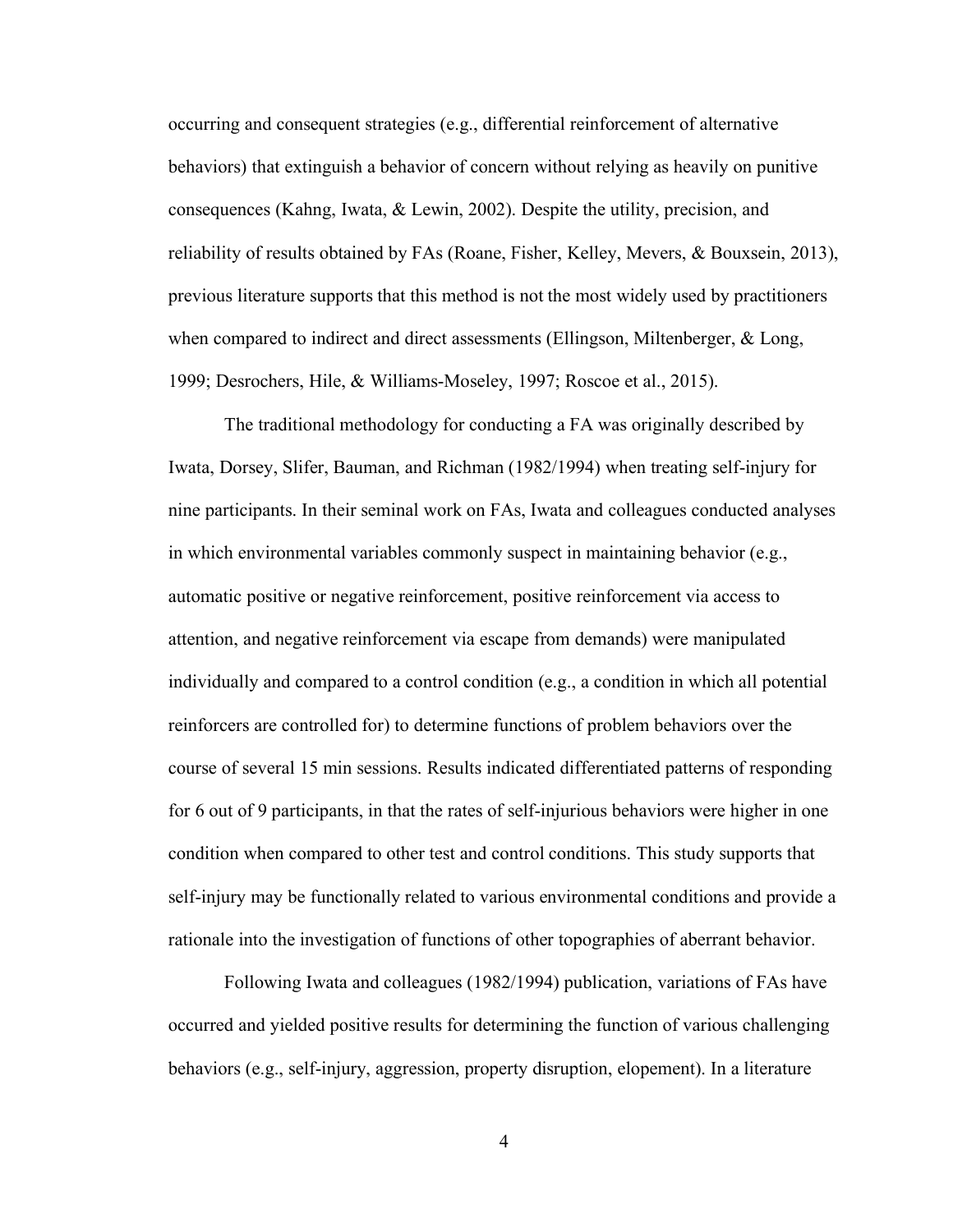occurring and consequent strategies (e.g., differential reinforcement of alternative behaviors) that extinguish a behavior of concern without relying as heavily on punitive consequences (Kahng, Iwata, & Lewin, 2002). Despite the utility, precision, and reliability of results obtained by FAs (Roane, Fisher, Kelley, Mevers, & Bouxsein, 2013), previous literature supports that this method is not the most widely used by practitioners when compared to indirect and direct assessments (Ellingson, Miltenberger, & Long, 1999; Desrochers, Hile, & Williams-Moseley, 1997; Roscoe et al., 2015).

The traditional methodology for conducting a FA was originally described by Iwata, Dorsey, Slifer, Bauman, and Richman (1982/1994) when treating self-injury for nine participants. In their seminal work on FAs, Iwata and colleagues conducted analyses in which environmental variables commonly suspect in maintaining behavior (e.g., automatic positive or negative reinforcement, positive reinforcement via access to attention, and negative reinforcement via escape from demands) were manipulated individually and compared to a control condition (e.g., a condition in which all potential reinforcers are controlled for) to determine functions of problem behaviors over the course of several 15 min sessions. Results indicated differentiated patterns of responding for 6 out of 9 participants, in that the rates of self-injurious behaviors were higher in one condition when compared to other test and control conditions. This study supports that self-injury may be functionally related to various environmental conditions and provide a rationale into the investigation of functions of other topographies of aberrant behavior.

Following Iwata and colleagues (1982/1994) publication, variations of FAs have occurred and yielded positive results for determining the function of various challenging behaviors (e.g., self-injury, aggression, property disruption, elopement). In a literature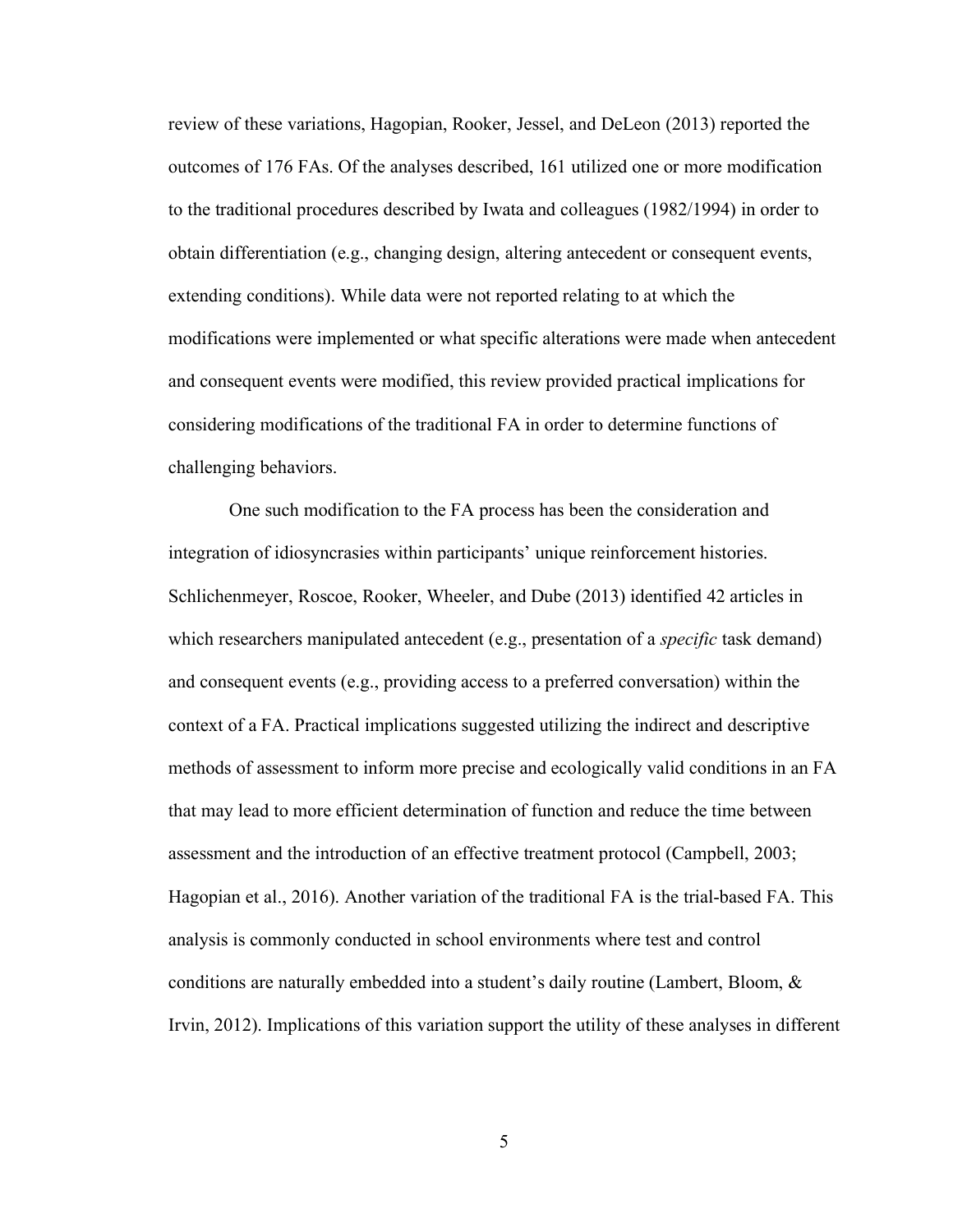review of these variations, Hagopian, Rooker, Jessel, and DeLeon (2013) reported the outcomes of 176 FAs. Of the analyses described, 161 utilized one or more modification to the traditional procedures described by Iwata and colleagues (1982/1994) in order to obtain differentiation (e.g., changing design, altering antecedent or consequent events, extending conditions). While data were not reported relating to at which the modifications were implemented or what specific alterations were made when antecedent and consequent events were modified, this review provided practical implications for considering modifications of the traditional FA in order to determine functions of challenging behaviors.

One such modification to the FA process has been the consideration and integration of idiosyncrasies within participants' unique reinforcement histories. Schlichenmeyer, Roscoe, Rooker, Wheeler, and Dube (2013) identified 42 articles in which researchers manipulated antecedent (e.g., presentation of a *specific* task demand) and consequent events (e.g., providing access to a preferred conversation) within the context of a FA. Practical implications suggested utilizing the indirect and descriptive methods of assessment to inform more precise and ecologically valid conditions in an FA that may lead to more efficient determination of function and reduce the time between assessment and the introduction of an effective treatment protocol (Campbell, 2003; Hagopian et al., 2016). Another variation of the traditional FA is the trial-based FA. This analysis is commonly conducted in school environments where test and control conditions are naturally embedded into a student's daily routine (Lambert, Bloom, & Irvin, 2012). Implications of this variation support the utility of these analyses in different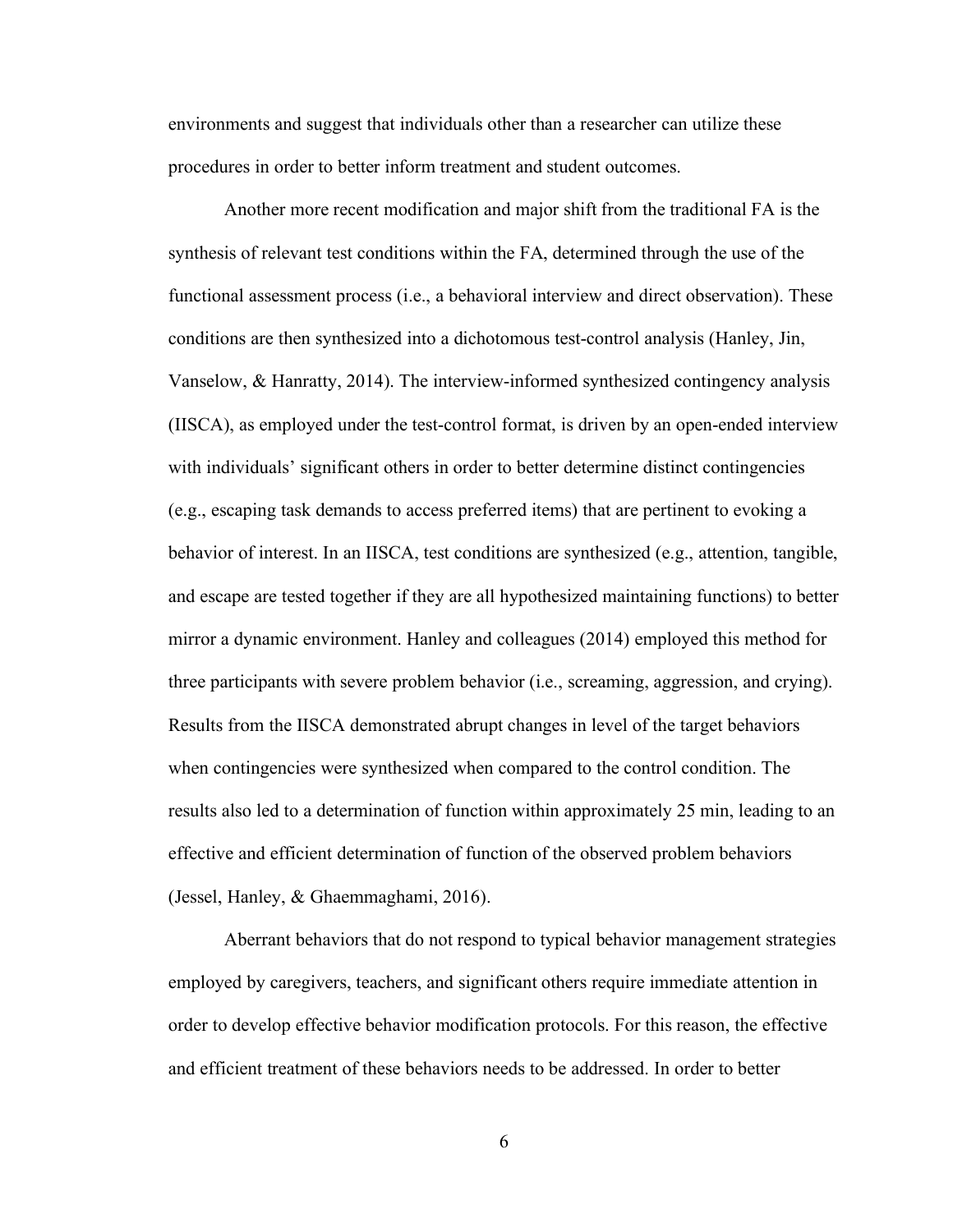environments and suggest that individuals other than a researcher can utilize these procedures in order to better inform treatment and student outcomes.

Another more recent modification and major shift from the traditional FA is the synthesis of relevant test conditions within the FA, determined through the use of the functional assessment process (i.e., a behavioral interview and direct observation). These conditions are then synthesized into a dichotomous test-control analysis (Hanley, Jin, Vanselow, & Hanratty, 2014). The interview-informed synthesized contingency analysis (IISCA), as employed under the test-control format, is driven by an open-ended interview with individuals' significant others in order to better determine distinct contingencies (e.g., escaping task demands to access preferred items) that are pertinent to evoking a behavior of interest. In an IISCA, test conditions are synthesized (e.g., attention, tangible, and escape are tested together if they are all hypothesized maintaining functions) to better mirror a dynamic environment. Hanley and colleagues (2014) employed this method for three participants with severe problem behavior (i.e., screaming, aggression, and crying). Results from the IISCA demonstrated abrupt changes in level of the target behaviors when contingencies were synthesized when compared to the control condition. The results also led to a determination of function within approximately 25 min, leading to an effective and efficient determination of function of the observed problem behaviors (Jessel, Hanley, & Ghaemmaghami, 2016).

Aberrant behaviors that do not respond to typical behavior management strategies employed by caregivers, teachers, and significant others require immediate attention in order to develop effective behavior modification protocols. For this reason, the effective and efficient treatment of these behaviors needs to be addressed. In order to better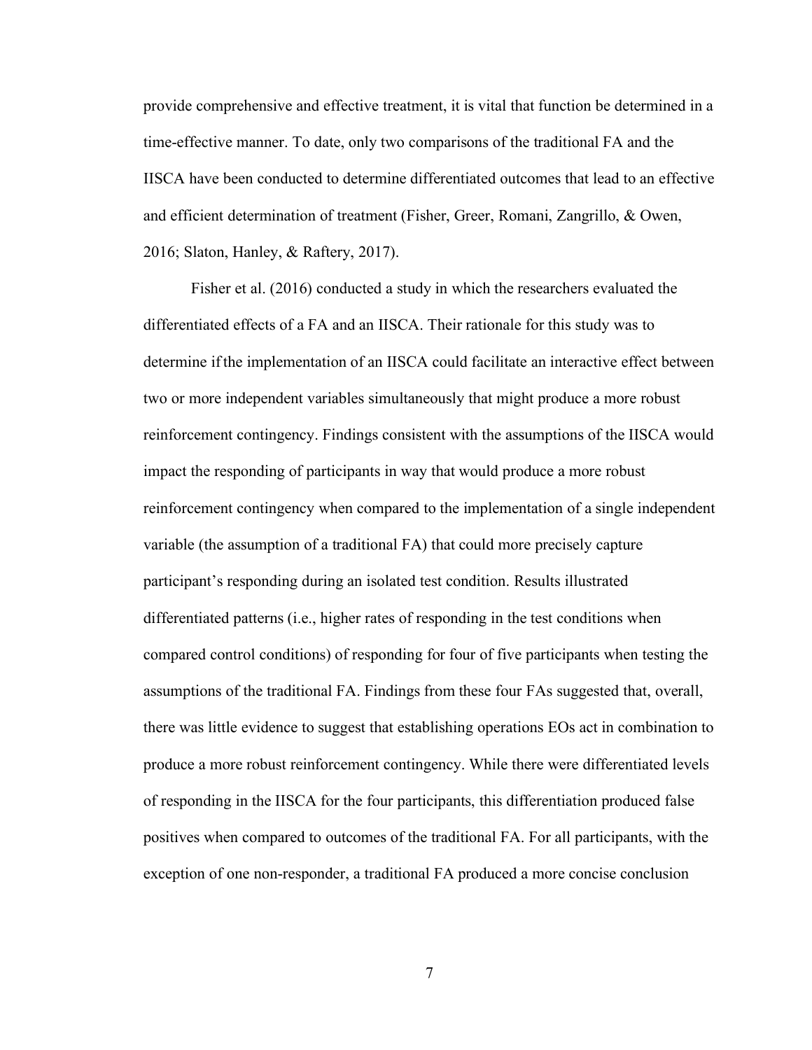provide comprehensive and effective treatment, it is vital that function be determined in a time-effective manner. To date, only two comparisons of the traditional FA and the IISCA have been conducted to determine differentiated outcomes that lead to an effective and efficient determination of treatment (Fisher, Greer, Romani, Zangrillo, & Owen, 2016; Slaton, Hanley, & Raftery, 2017).

Fisher et al. (2016) conducted a study in which the researchers evaluated the differentiated effects of a FA and an IISCA. Their rationale for this study was to determine if the implementation of an IISCA could facilitate an interactive effect between two or more independent variables simultaneously that might produce a more robust reinforcement contingency. Findings consistent with the assumptions of the IISCA would impact the responding of participants in way that would produce a more robust reinforcement contingency when compared to the implementation of a single independent variable (the assumption of a traditional FA) that could more precisely capture participant's responding during an isolated test condition. Results illustrated differentiated patterns (i.e., higher rates of responding in the test conditions when compared control conditions) of responding for four of five participants when testing the assumptions of the traditional FA. Findings from these four FAs suggested that, overall, there was little evidence to suggest that establishing operations EOs act in combination to produce a more robust reinforcement contingency. While there were differentiated levels of responding in the IISCA for the four participants, this differentiation produced false positives when compared to outcomes of the traditional FA. For all participants, with the exception of one non-responder, a traditional FA produced a more concise conclusion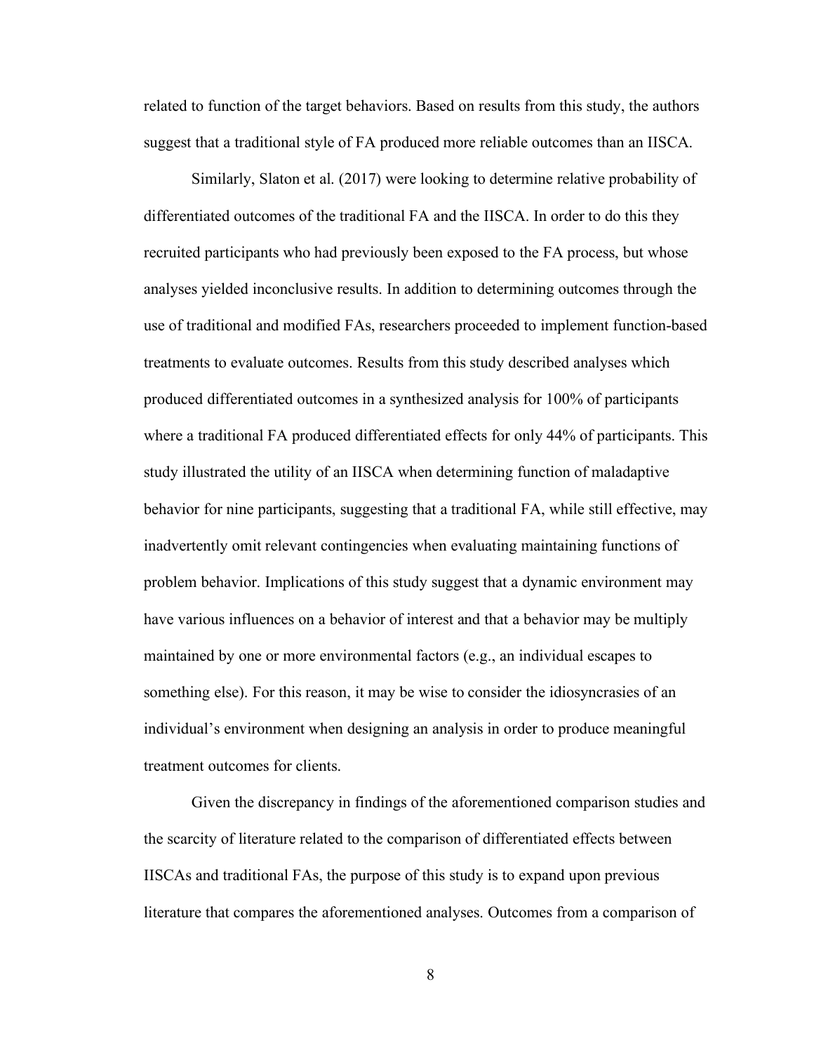related to function of the target behaviors. Based on results from this study, the authors suggest that a traditional style of FA produced more reliable outcomes than an IISCA.

Similarly, Slaton et al. (2017) were looking to determine relative probability of differentiated outcomes of the traditional FA and the IISCA. In order to do this they recruited participants who had previously been exposed to the FA process, but whose analyses yielded inconclusive results. In addition to determining outcomes through the use of traditional and modified FAs, researchers proceeded to implement function-based treatments to evaluate outcomes. Results from this study described analyses which produced differentiated outcomes in a synthesized analysis for 100% of participants where a traditional FA produced differentiated effects for only 44% of participants. This study illustrated the utility of an IISCA when determining function of maladaptive behavior for nine participants, suggesting that a traditional FA, while still effective, may inadvertently omit relevant contingencies when evaluating maintaining functions of problem behavior. Implications of this study suggest that a dynamic environment may have various influences on a behavior of interest and that a behavior may be multiply maintained by one or more environmental factors (e.g., an individual escapes to something else). For this reason, it may be wise to consider the idiosyncrasies of an individual's environment when designing an analysis in order to produce meaningful treatment outcomes for clients.

Given the discrepancy in findings of the aforementioned comparison studies and the scarcity of literature related to the comparison of differentiated effects between IISCAs and traditional FAs, the purpose of this study is to expand upon previous literature that compares the aforementioned analyses. Outcomes from a comparison of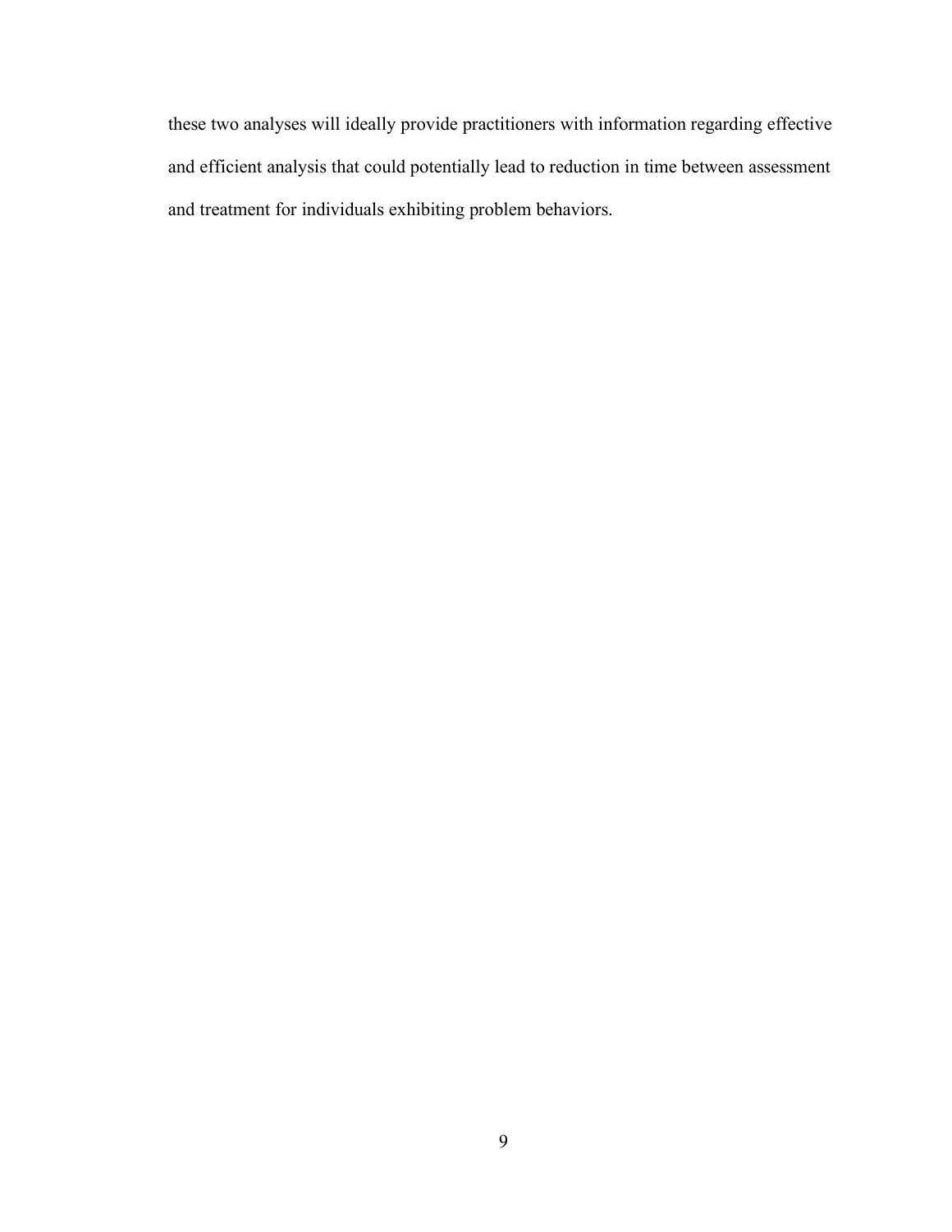these two analyses will ideally provide practitioners with information regarding effective and efficient analysis that could potentially lead to reduction in time between assessment and treatment for individuals exhibiting problem behaviors.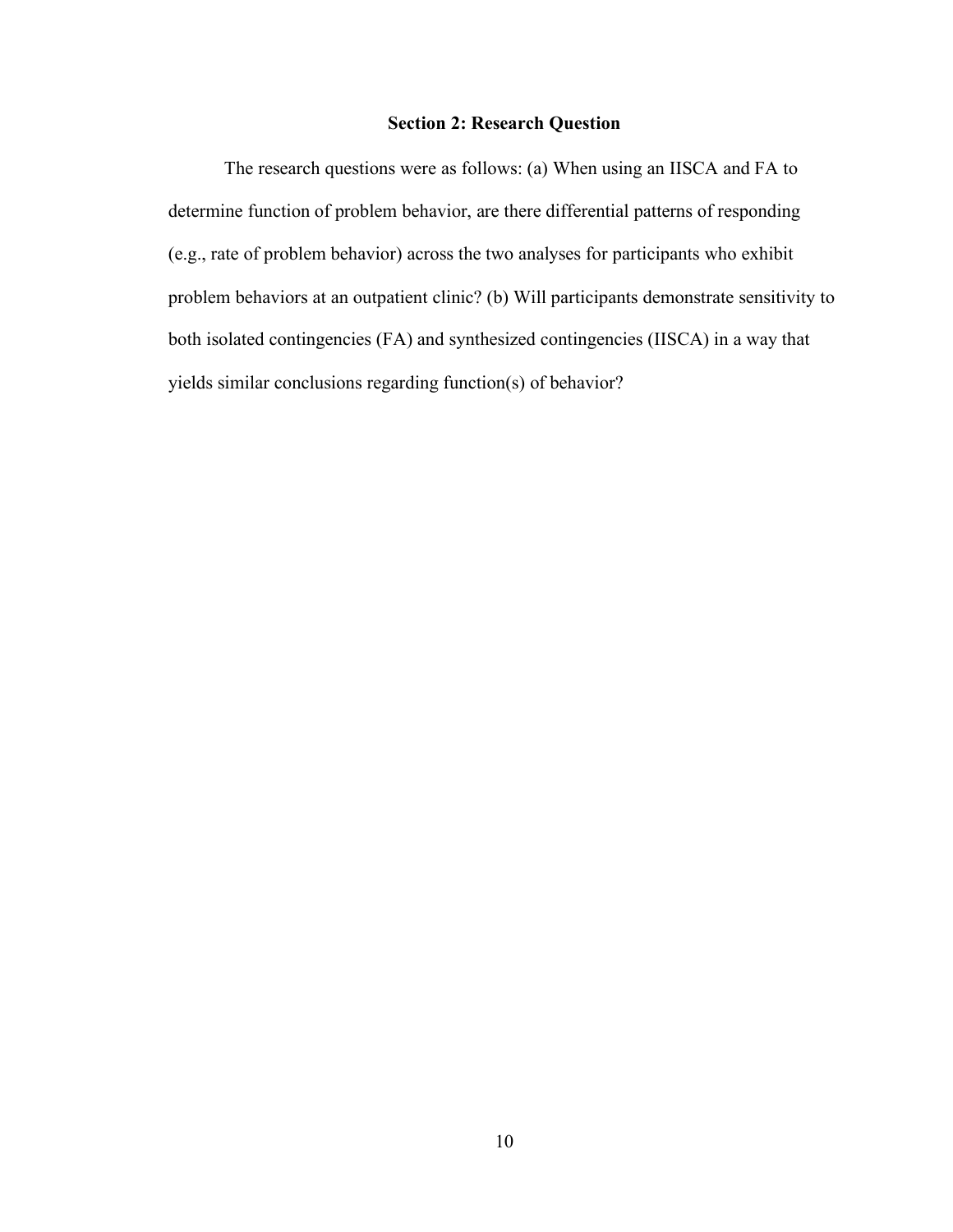## Section 2: Research Question

The research questions were as follows: (a) When using an IISCA and FA to determine function of problem behavior, are there differential patterns of responding (e.g., rate of problem behavior) across the two analyses for participants who exhibit problem behaviors at an outpatient clinic? (b) Will participants demonstrate sensitivity to both isolated contingencies (FA) and synthesized contingencies (IISCA) in a way that yields similar conclusions regarding function(s) of behavior?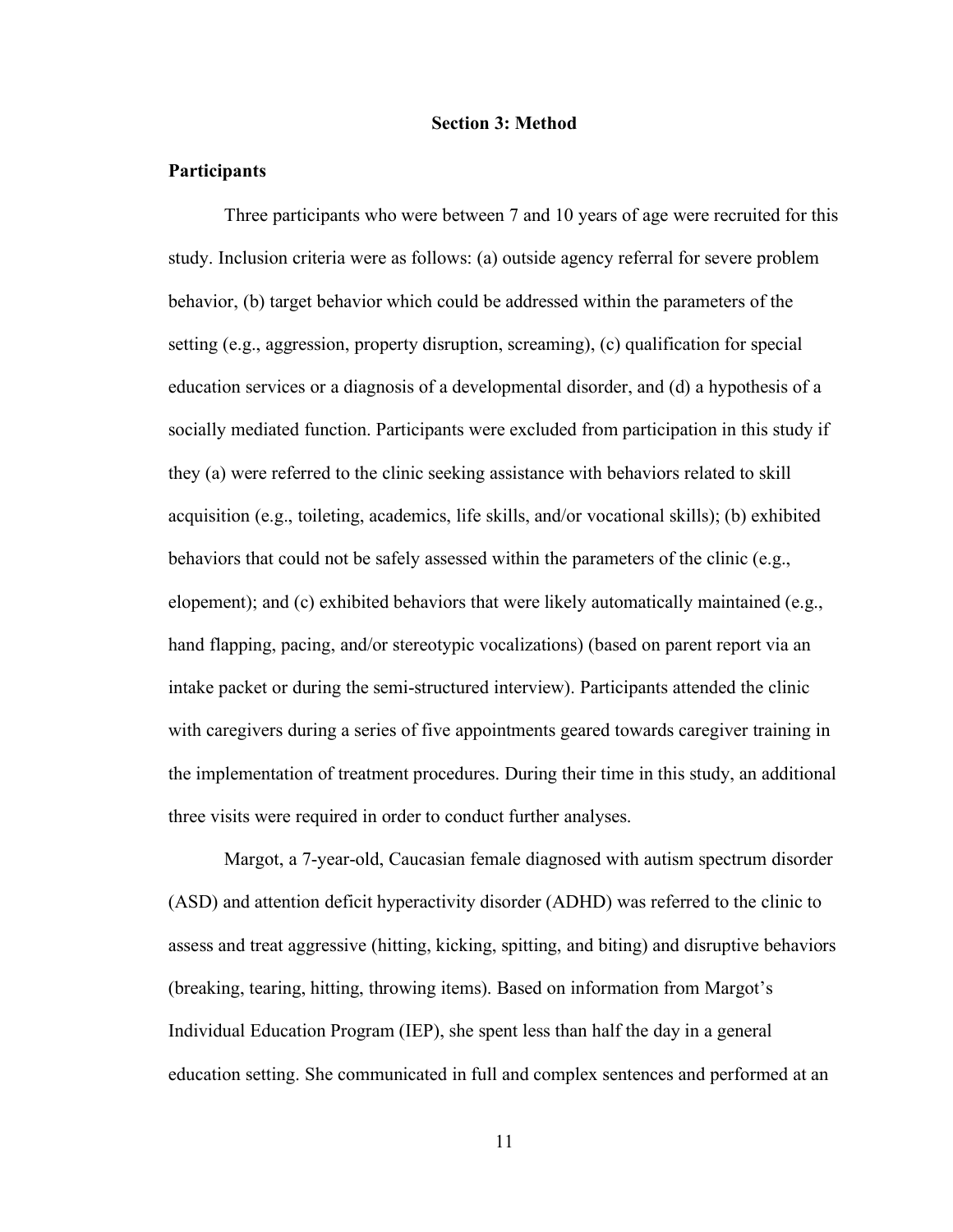## Section 3: Method

### Participants

Three participants who were between 7 and 10 years of age were recruited for this study. Inclusion criteria were as follows: (a) outside agency referral for severe problem behavior, (b) target behavior which could be addressed within the parameters of the setting (e.g., aggression, property disruption, screaming), (c) qualification for special education services or a diagnosis of a developmental disorder, and (d) a hypothesis of a socially mediated function. Participants were excluded from participation in this study if they (a) were referred to the clinic seeking assistance with behaviors related to skill acquisition (e.g., toileting, academics, life skills, and/or vocational skills); (b) exhibited behaviors that could not be safely assessed within the parameters of the clinic (e.g., elopement); and (c) exhibited behaviors that were likely automatically maintained (e.g., hand flapping, pacing, and/or stereotypic vocalizations) (based on parent report via an intake packet or during the semi-structured interview). Participants attended the clinic with caregivers during a series of five appointments geared towards caregiver training in the implementation of treatment procedures. During their time in this study, an additional three visits were required in order to conduct further analyses.

Margot, a 7-year-old, Caucasian female diagnosed with autism spectrum disorder (ASD) and attention deficit hyperactivity disorder (ADHD) was referred to the clinic to assess and treat aggressive (hitting, kicking, spitting, and biting) and disruptive behaviors (breaking, tearing, hitting, throwing items). Based on information from Margot's Individual Education Program (IEP), she spent less than half the day in a general education setting. She communicated in full and complex sentences and performed at an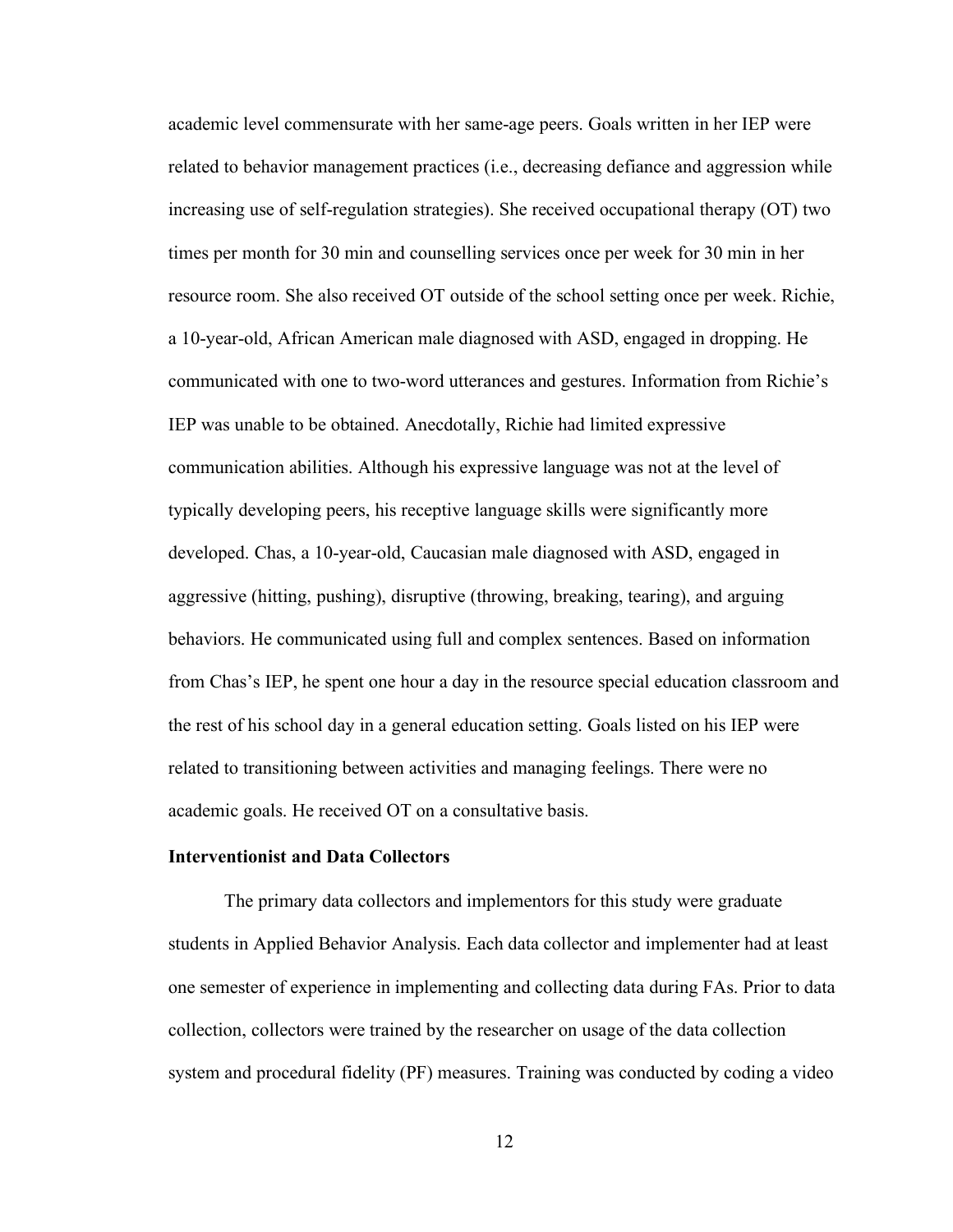academic level commensurate with her same-age peers. Goals written in her IEP were related to behavior management practices (i.e., decreasing defiance and aggression while increasing use of self-regulation strategies). She received occupational therapy (OT) two times per month for 30 min and counselling services once per week for 30 min in her resource room. She also received OT outside of the school setting once per week. Richie, a 10-year-old, African American male diagnosed with ASD, engaged in dropping. He communicated with one to two-word utterances and gestures. Information from Richie's IEP was unable to be obtained. Anecdotally, Richie had limited expressive communication abilities. Although his expressive language was not at the level of typically developing peers, his receptive language skills were significantly more developed. Chas, a 10-year-old, Caucasian male diagnosed with ASD, engaged in aggressive (hitting, pushing), disruptive (throwing, breaking, tearing), and arguing behaviors. He communicated using full and complex sentences. Based on information from Chas's IEP, he spent one hour a day in the resource special education classroom and the rest of his school day in a general education setting. Goals listed on his IEP were related to transitioning between activities and managing feelings. There were no academic goals. He received OT on a consultative basis.

**Interventionist and Data Collectors**

The primary data collectors and implementors for this study were graduate students in Applied Behavior Analysis. Each data collector and implementer had at least one semester of experience in implementing and collecting data during FAs. Prior to data collection, collectors were trained by the researcher on usage of the data collection system and procedural fidelity (PF) measures. Training was conducted by coding a video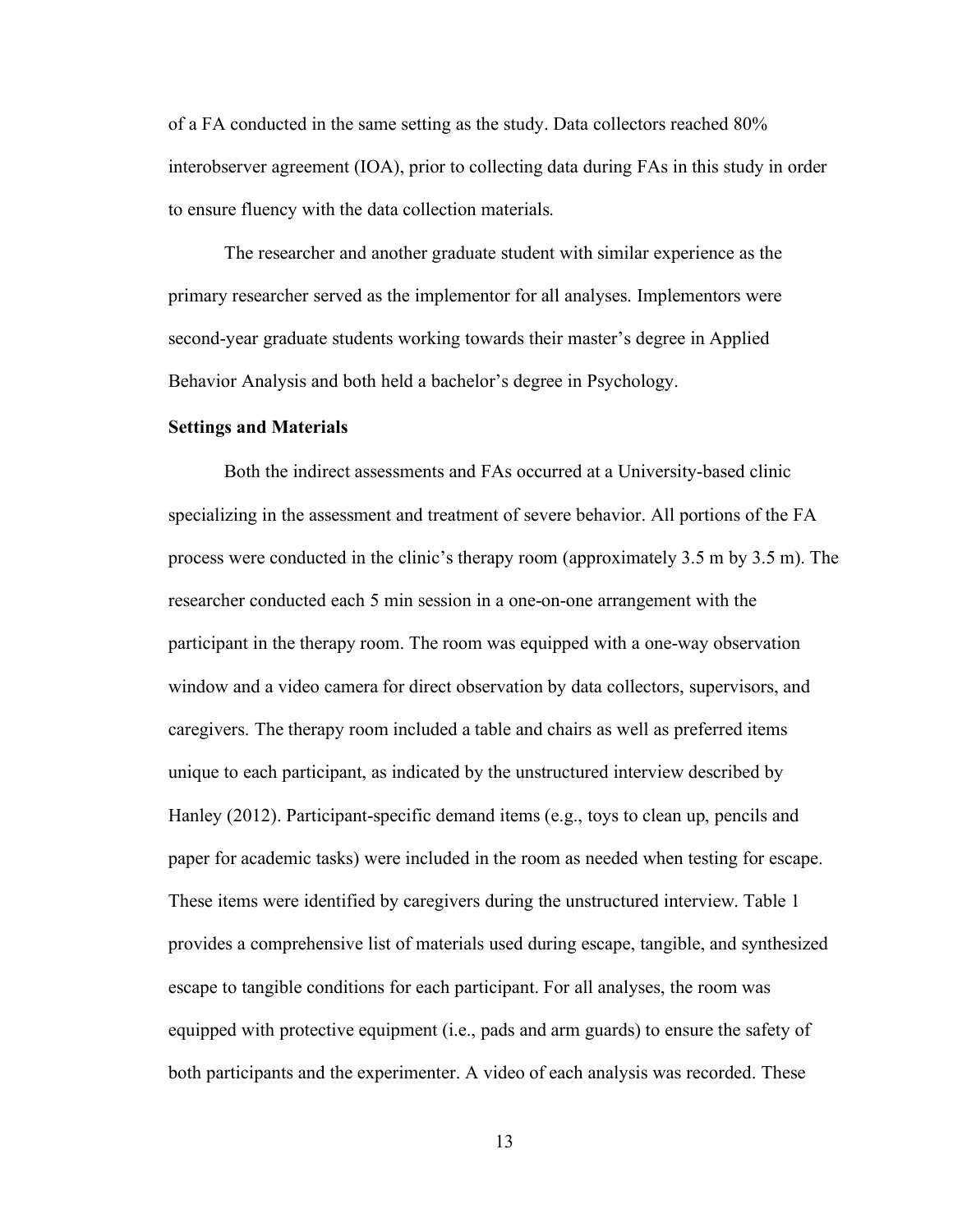of a FA conducted in the same setting as the study. Data collectors reached 80% interobserver agreement (IOA), prior to collecting data during FAs in this study in order to ensure fluency with the data collection materials.

The researcher and another graduate student with similar experience as the primary researcher served as the implementor for all analyses. Implementors were second-year graduate students working towards their master's degree in Applied Behavior Analysis and both held a bachelor's degree in Psychology.

**Settings and Materials**

Both the indirect assessments and FAs occurred at a University-based clinic specializing in the assessment and treatment of severe behavior. All portions of the FA process were conducted in the clinic's therapy room (approximately 3.5 m by 3.5 m). The researcher conducted each 5 min session in a one-on-one arrangement with the participant in the therapy room. The room was equipped with a one-way observation window and a video camera for direct observation by data collectors, supervisors, and caregivers. The therapy room included a table and chairs as well as preferred items unique to each participant, as indicated by the unstructured interview described by Hanley (2012). Participant-specific demand items (e.g., toys to clean up, pencils and paper for academic tasks) were included in the room as needed when testing for escape. These items were identified by caregivers during the unstructured interview. Table 1 provides a comprehensive list of materials used during escape, tangible, and synthesized escape to tangible conditions for each participant. For all analyses, the room was equipped with protective equipment (i.e., pads and arm guards) to ensure the safety of both participants and the experimenter. A video of each analysis was recorded. These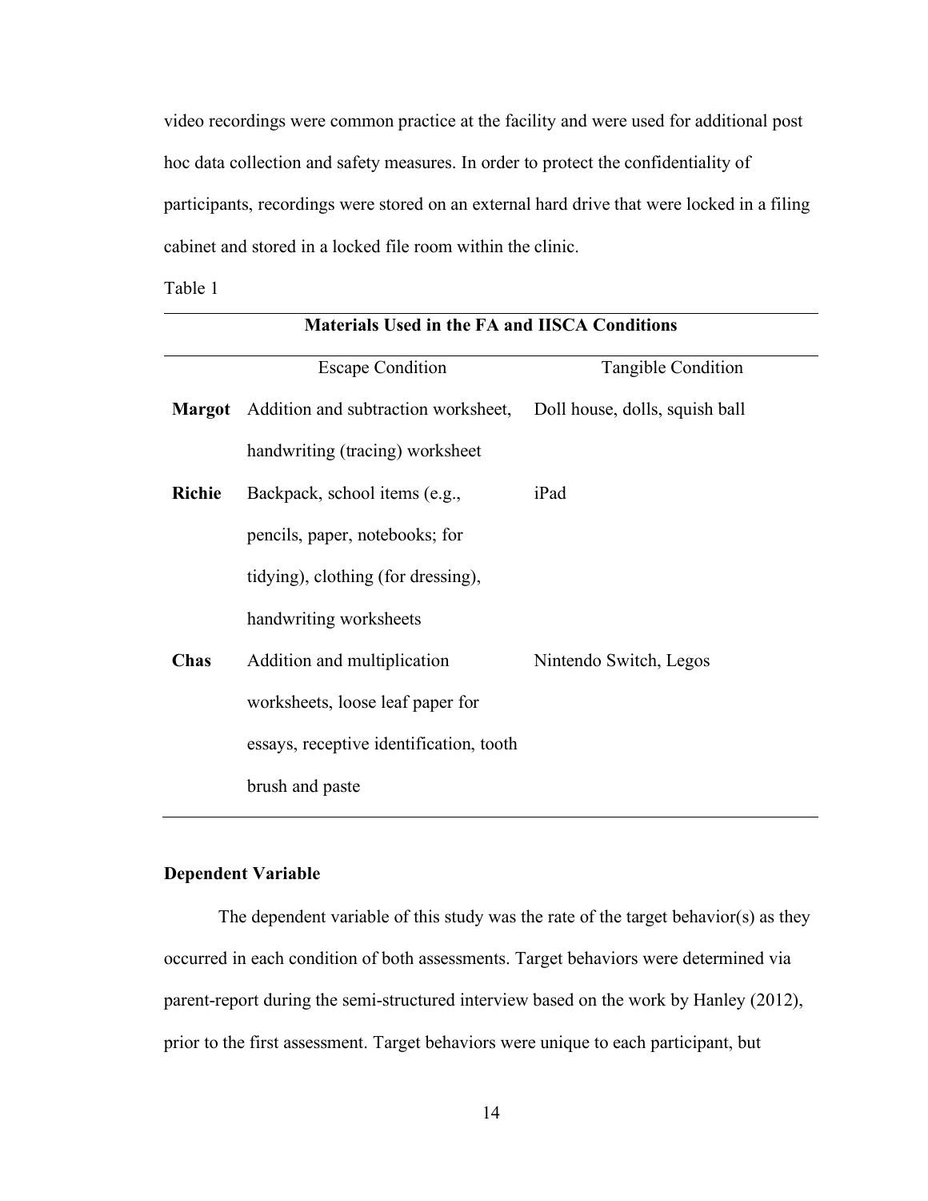video recordings were common practice at the facility and were used for additional post hoc data collection and safety measures. In order to protect the confidentiality of participants, recordings were stored on an external hard drive that were locked in a filing cabinet and stored in a locked file room within the clinic.

Table 1

**Materials Used in the FA and IISCA Conditions**

| | Escape Condition | Tangible Condition |
|---|---|---|
| **Margot** | Addition and subtraction worksheet, handwriting (tracing) worksheet | Doll house, dolls, squish ball |
| **Richie** | Backpack, school items (e.g., pencils, paper, notebooks; for tidying), clothing (for dressing), handwriting worksheets | iPad |
| **Chas** | Addition and multiplication worksheets, loose leaf paper for essays, receptive identification, tooth brush and paste | Nintendo Switch, Legos |

**Dependent Variable**

The dependent variable of this study was the rate of the target behavior(s) as they occurred in each condition of both assessments. Target behaviors were determined via parent-report during the semi-structured interview based on the work by Hanley (2012), prior to the first assessment. Target behaviors were unique to each participant, but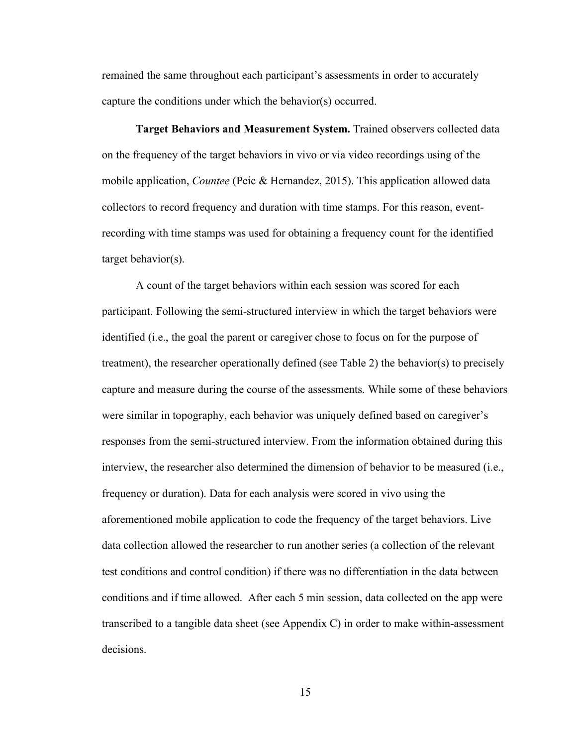remained the same throughout each participant's assessments in order to accurately capture the conditions under which the behavior(s) occurred.

**Target Behaviors and Measurement System.** Trained observers collected data on the frequency of the target behaviors in vivo or via video recordings using of the mobile application, *Countee* (Peic & Hernandez, 2015). This application allowed data collectors to record frequency and duration with time stamps. For this reason, event-recording with time stamps was used for obtaining a frequency count for the identified target behavior(s).

A count of the target behaviors within each session was scored for each participant. Following the semi-structured interview in which the target behaviors were identified (i.e., the goal the parent or caregiver chose to focus on for the purpose of treatment), the researcher operationally defined (see Table 2) the behavior(s) to precisely capture and measure during the course of the assessments. While some of these behaviors were similar in topography, each behavior was uniquely defined based on caregiver's responses from the semi-structured interview. From the information obtained during this interview, the researcher also determined the dimension of behavior to be measured (i.e., frequency or duration). Data for each analysis were scored in vivo using the aforementioned mobile application to code the frequency of the target behaviors. Live data collection allowed the researcher to run another series (a collection of the relevant test conditions and control condition) if there was no differentiation in the data between conditions and if time allowed. After each 5 min session, data collected on the app were transcribed to a tangible data sheet (see Appendix C) in order to make within-assessment decisions.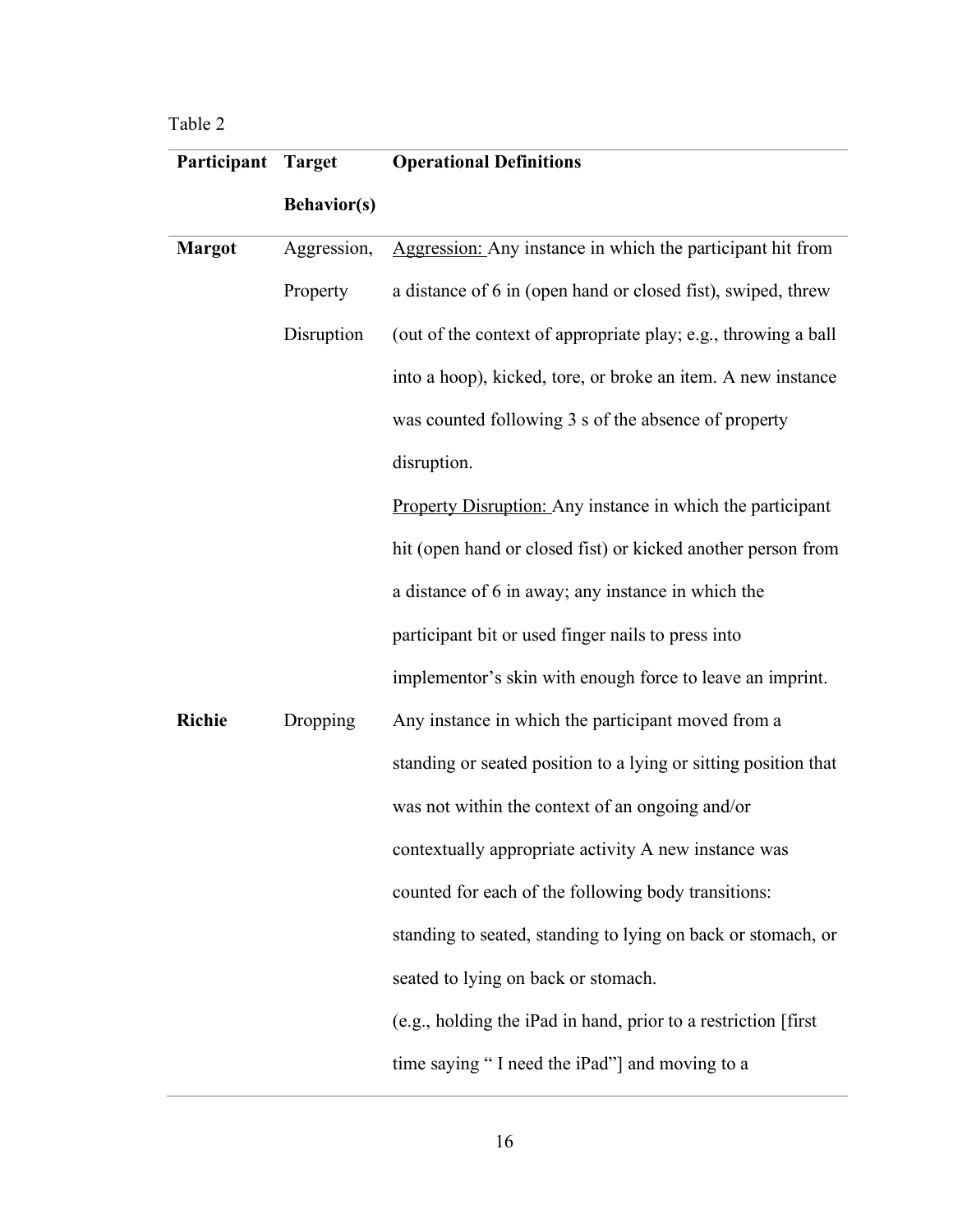Table 2

| **Participant** | **Target Behavior(s)** | **Operational Definitions** |
|---|---|---|
| **Margot** | Aggression, Property Disruption | Aggression: Any instance in which the participant hit from a distance of 6 in (open hand or closed fist), swiped, threw (out of the context of appropriate play; e.g., throwing a ball into a hoop), kicked, tore, or broke an item. A new instance was counted following 3 s of the absence of property disruption.<br>Property Disruption: Any instance in which the participant hit (open hand or closed fist) or kicked another person from a distance of 6 in away; any instance in which the participant bit or used finger nails to press into implementor's skin with enough force to leave an imprint. |
| **Richie** | Dropping | Any instance in which the participant moved from a standing or seated position to a lying or sitting position that was not within the context of an ongoing and/or contextually appropriate activity A new instance was counted for each of the following body transitions: standing to seated, standing to lying on back or stomach, or seated to lying on back or stomach.<br>(e.g., holding the iPad in hand, prior to a restriction [first time saying " I need the iPad"] and moving to a |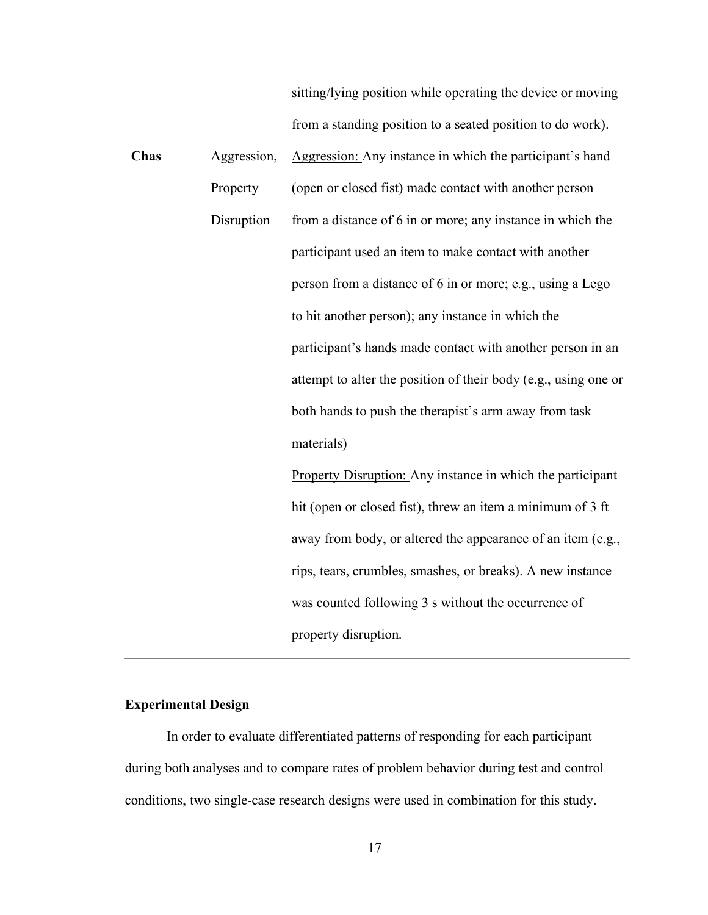| | | |
|---|---|---|
| | | sitting/lying position while operating the device or moving from a standing position to a seated position to do work). |
| **Chas** | Aggression, Property Disruption | Aggression: Any instance in which the participant's hand (open or closed fist) made contact with another person from a distance of 6 in or more; any instance in which the participant used an item to make contact with another person from a distance of 6 in or more; e.g., using a Lego to hit another person); any instance in which the participant's hands made contact with another person in an attempt to alter the position of their body (e.g., using one or both hands to push the therapist's arm away from task materials)<br>Property Disruption: Any instance in which the participant hit (open or closed fist), threw an item a minimum of 3 ft away from body, or altered the appearance of an item (e.g., rips, tears, crumbles, smashes, or breaks). A new instance was counted following 3 s without the occurrence of property disruption. |

### Experimental Design

In order to evaluate differentiated patterns of responding for each participant during both analyses and to compare rates of problem behavior during test and control conditions, two single-case research designs were used in combination for this study.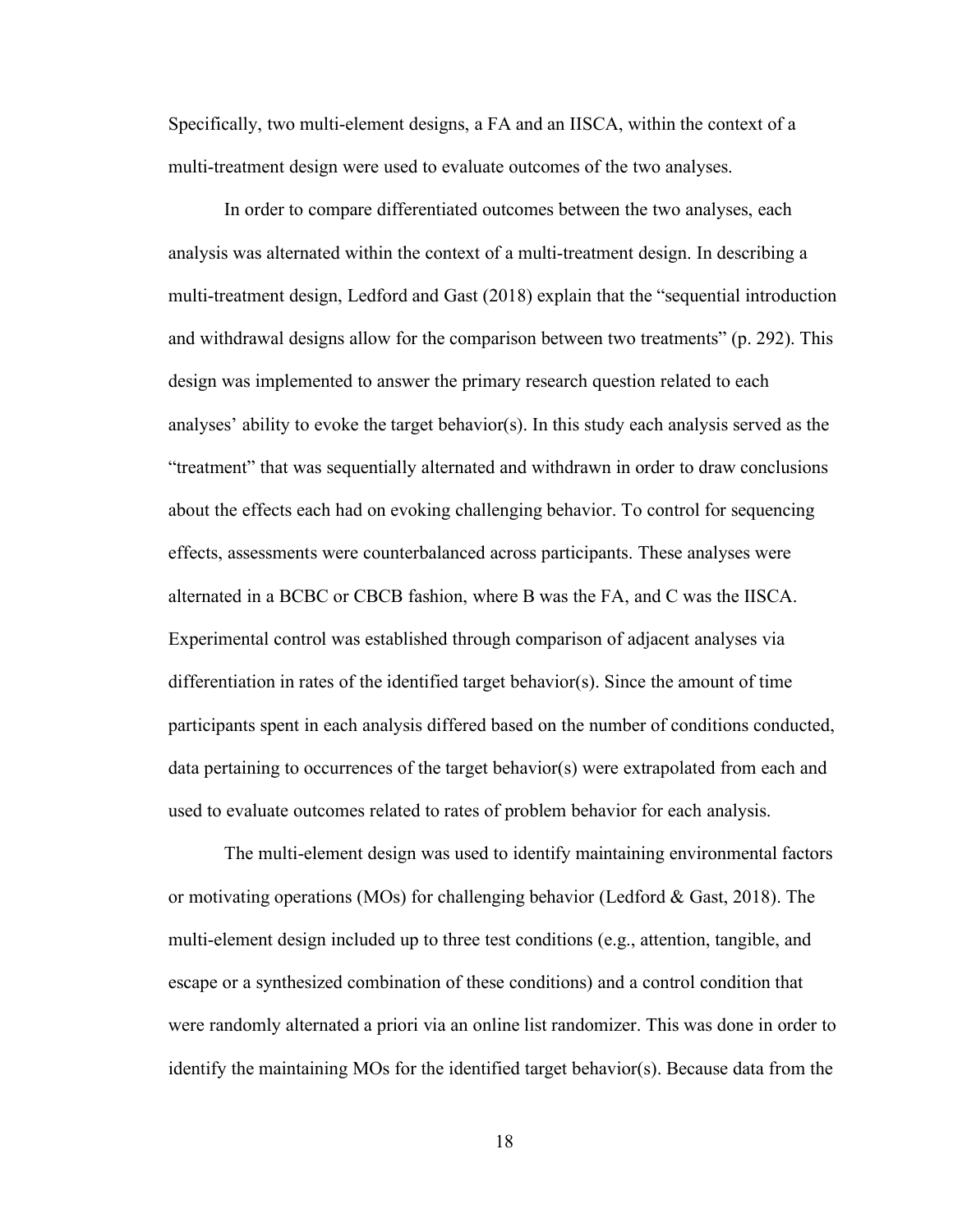Specifically, two multi-element designs, a FA and an IISCA, within the context of a multi-treatment design were used to evaluate outcomes of the two analyses.

In order to compare differentiated outcomes between the two analyses, each analysis was alternated within the context of a multi-treatment design. In describing a multi-treatment design, Ledford and Gast (2018) explain that the "sequential introduction and withdrawal designs allow for the comparison between two treatments" (p. 292). This design was implemented to answer the primary research question related to each analyses' ability to evoke the target behavior(s). In this study each analysis served as the "treatment" that was sequentially alternated and withdrawn in order to draw conclusions about the effects each had on evoking challenging behavior. To control for sequencing effects, assessments were counterbalanced across participants. These analyses were alternated in a BCBC or CBCB fashion, where B was the FA, and C was the IISCA. Experimental control was established through comparison of adjacent analyses via differentiation in rates of the identified target behavior(s). Since the amount of time participants spent in each analysis differed based on the number of conditions conducted, data pertaining to occurrences of the target behavior(s) were extrapolated from each and used to evaluate outcomes related to rates of problem behavior for each analysis.

The multi-element design was used to identify maintaining environmental factors or motivating operations (MOs) for challenging behavior (Ledford & Gast, 2018). The multi-element design included up to three test conditions (e.g., attention, tangible, and escape or a synthesized combination of these conditions) and a control condition that were randomly alternated a priori via an online list randomizer. This was done in order to identify the maintaining MOs for the identified target behavior(s). Because data from the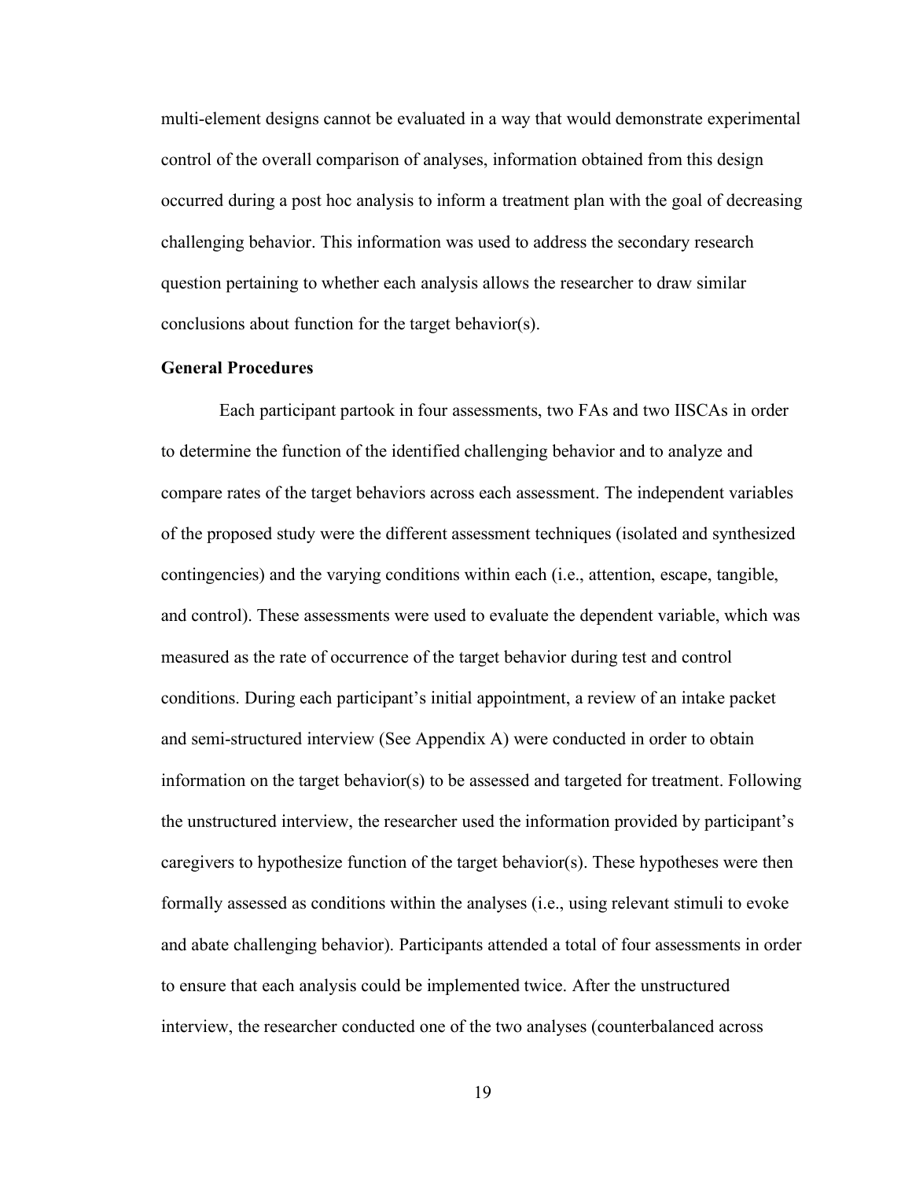multi-element designs cannot be evaluated in a way that would demonstrate experimental control of the overall comparison of analyses, information obtained from this design occurred during a post hoc analysis to inform a treatment plan with the goal of decreasing challenging behavior. This information was used to address the secondary research question pertaining to whether each analysis allows the researcher to draw similar conclusions about function for the target behavior(s).

**General Procedures**

Each participant partook in four assessments, two FAs and two IISCAs in order to determine the function of the identified challenging behavior and to analyze and compare rates of the target behaviors across each assessment. The independent variables of the proposed study were the different assessment techniques (isolated and synthesized contingencies) and the varying conditions within each (i.e., attention, escape, tangible, and control). These assessments were used to evaluate the dependent variable, which was measured as the rate of occurrence of the target behavior during test and control conditions. During each participant's initial appointment, a review of an intake packet and semi-structured interview (See Appendix A) were conducted in order to obtain information on the target behavior(s) to be assessed and targeted for treatment. Following the unstructured interview, the researcher used the information provided by participant's caregivers to hypothesize function of the target behavior(s). These hypotheses were then formally assessed as conditions within the analyses (i.e., using relevant stimuli to evoke and abate challenging behavior). Participants attended a total of four assessments in order to ensure that each analysis could be implemented twice. After the unstructured interview, the researcher conducted one of the two analyses (counterbalanced across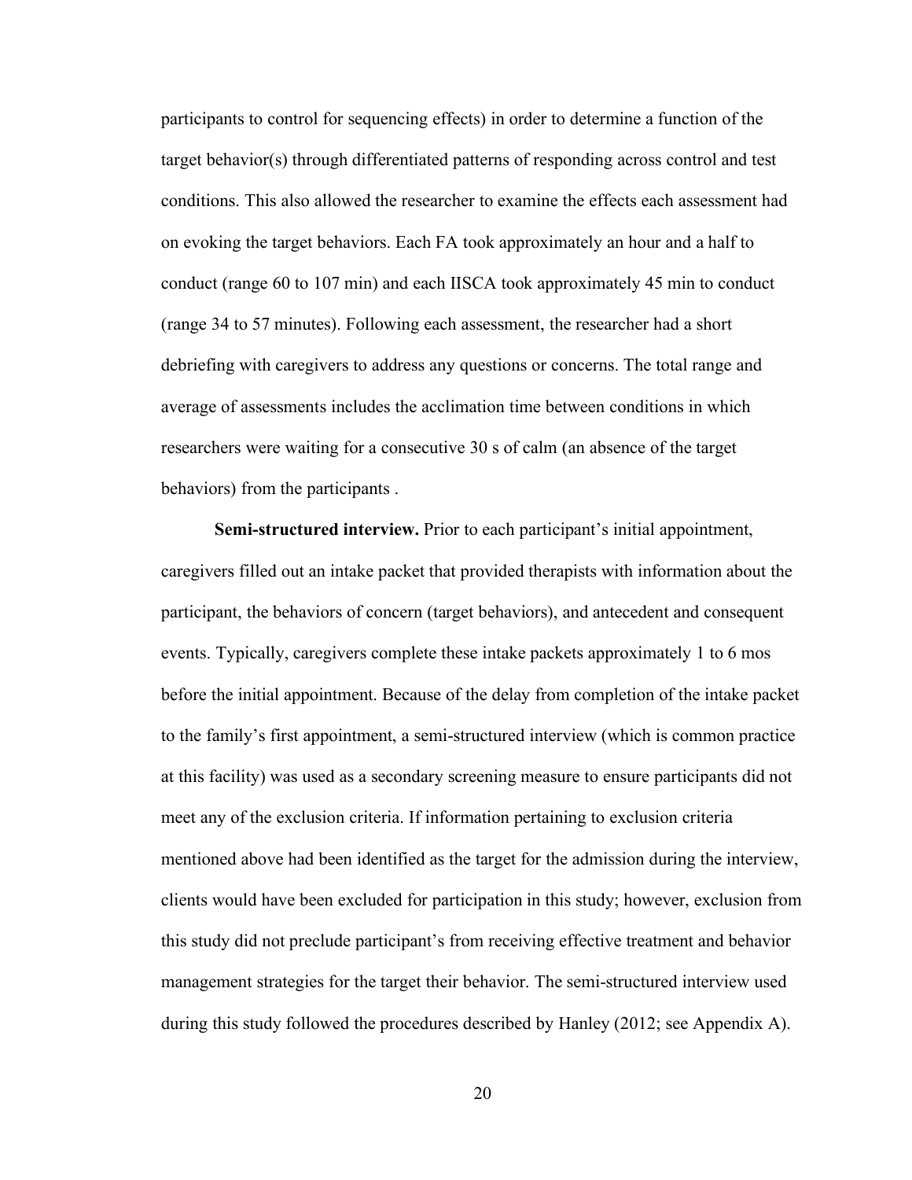participants to control for sequencing effects) in order to determine a function of the target behavior(s) through differentiated patterns of responding across control and test conditions. This also allowed the researcher to examine the effects each assessment had on evoking the target behaviors. Each FA took approximately an hour and a half to conduct (range 60 to 107 min) and each IISCA took approximately 45 min to conduct (range 34 to 57 minutes). Following each assessment, the researcher had a short debriefing with caregivers to address any questions or concerns. The total range and average of assessments includes the acclimation time between conditions in which researchers were waiting for a consecutive 30 s of calm (an absence of the target behaviors) from the participants .

**Semi-structured interview.** Prior to each participant's initial appointment, caregivers filled out an intake packet that provided therapists with information about the participant, the behaviors of concern (target behaviors), and antecedent and consequent events. Typically, caregivers complete these intake packets approximately 1 to 6 mos before the initial appointment. Because of the delay from completion of the intake packet to the family's first appointment, a semi-structured interview (which is common practice at this facility) was used as a secondary screening measure to ensure participants did not meet any of the exclusion criteria. If information pertaining to exclusion criteria mentioned above had been identified as the target for the admission during the interview, clients would have been excluded for participation in this study; however, exclusion from this study did not preclude participant's from receiving effective treatment and behavior management strategies for the target their behavior. The semi-structured interview used during this study followed the procedures described by Hanley (2012; see Appendix A).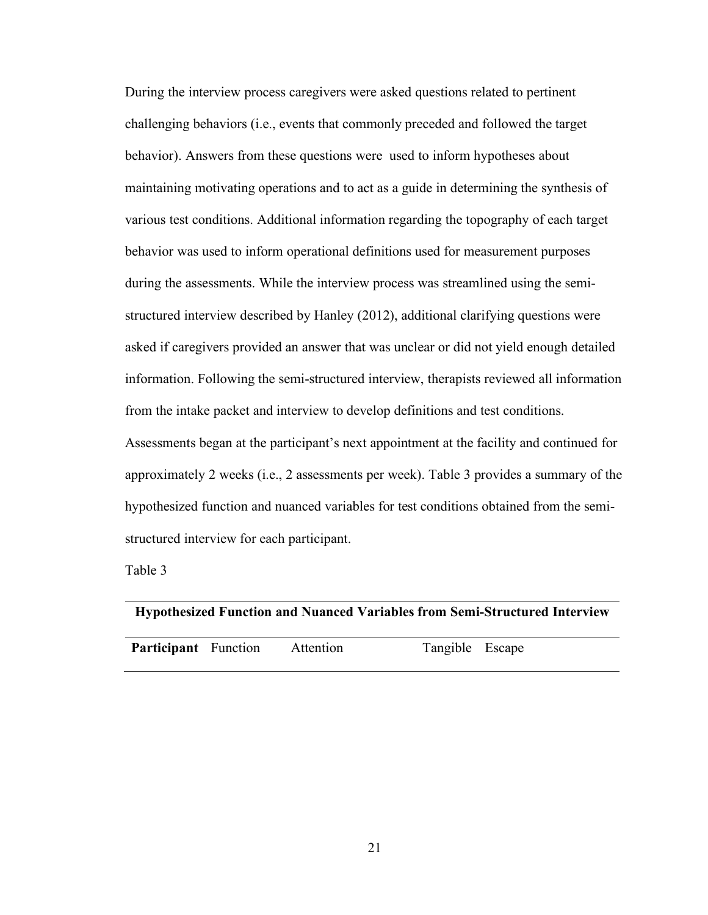During the interview process caregivers were asked questions related to pertinent challenging behaviors (i.e., events that commonly preceded and followed the target behavior). Answers from these questions were used to inform hypotheses about maintaining motivating operations and to act as a guide in determining the synthesis of various test conditions. Additional information regarding the topography of each target behavior was used to inform operational definitions used for measurement purposes during the assessments. While the interview process was streamlined using the semi-structured interview described by Hanley (2012), additional clarifying questions were asked if caregivers provided an answer that was unclear or did not yield enough detailed information. Following the semi-structured interview, therapists reviewed all information from the intake packet and interview to develop definitions and test conditions. Assessments began at the participant's next appointment at the facility and continued for approximately 2 weeks (i.e., 2 assessments per week). Table 3 provides a summary of the hypothesized function and nuanced variables for test conditions obtained from the semi-structured interview for each participant.

Table 3

**Hypothesized Function and Nuanced Variables from Semi-Structured Interview**

| **Participant** | Function | Attention | Tangible | Escape |
|---|---|---|---|---|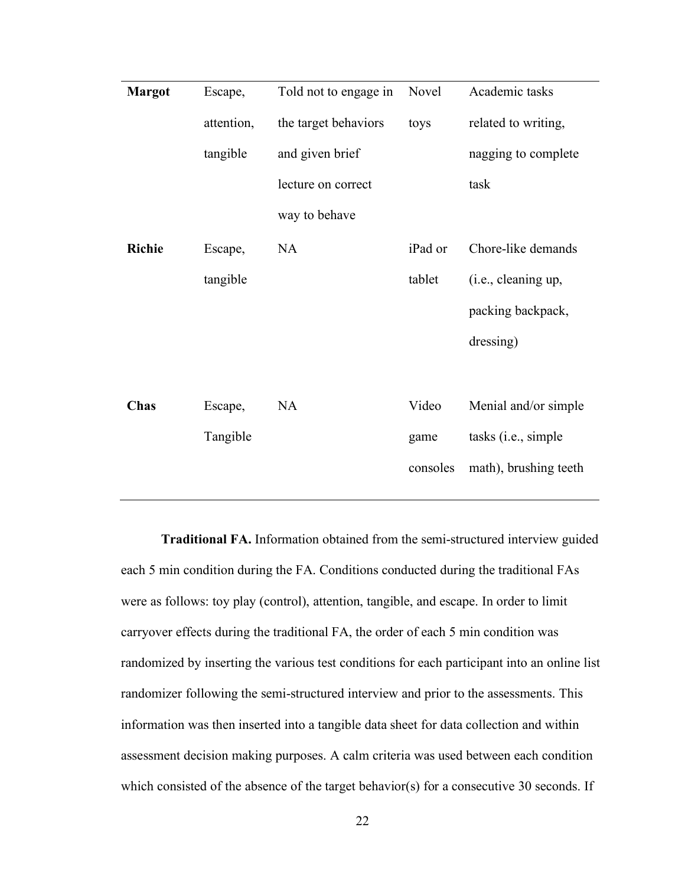| | | | | |
|---|---|---|---|---|
| **Margot** | Escape, attention, tangible | Told not to engage in the target behaviors and given brief lecture on correct way to behave | Novel toys | Academic tasks related to writing, nagging to complete task |
| **Richie** | Escape, tangible | NA | iPad or tablet | Chore-like demands (i.e., cleaning up, packing backpack, dressing) |
| **Chas** | Escape, Tangible | NA | Video game consoles | Menial and/or simple tasks (i.e., simple math), brushing teeth |

**Traditional FA.** Information obtained from the semi-structured interview guided each 5 min condition during the FA. Conditions conducted during the traditional FAs were as follows: toy play (control), attention, tangible, and escape. In order to limit carryover effects during the traditional FA, the order of each 5 min condition was randomized by inserting the various test conditions for each participant into an online list randomizer following the semi-structured interview and prior to the assessments. This information was then inserted into a tangible data sheet for data collection and within assessment decision making purposes. A calm criteria was used between each condition which consisted of the absence of the target behavior(s) for a consecutive 30 seconds. If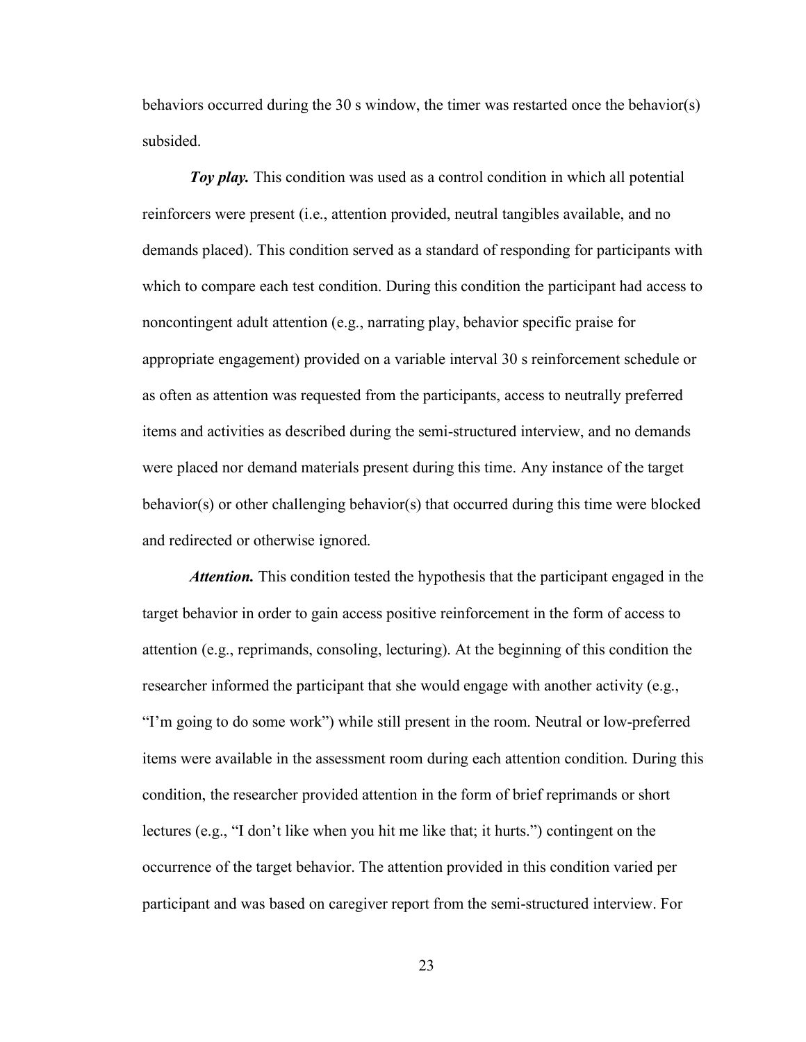behaviors occurred during the 30 s window, the timer was restarted once the behavior(s) subsided.

***Toy play.*** This condition was used as a control condition in which all potential reinforcers were present (i.e., attention provided, neutral tangibles available, and no demands placed). This condition served as a standard of responding for participants with which to compare each test condition. During this condition the participant had access to noncontingent adult attention (e.g., narrating play, behavior specific praise for appropriate engagement) provided on a variable interval 30 s reinforcement schedule or as often as attention was requested from the participants, access to neutrally preferred items and activities as described during the semi-structured interview, and no demands were placed nor demand materials present during this time. Any instance of the target behavior(s) or other challenging behavior(s) that occurred during this time were blocked and redirected or otherwise ignored.

***Attention.*** This condition tested the hypothesis that the participant engaged in the target behavior in order to gain access positive reinforcement in the form of access to attention (e.g., reprimands, consoling, lecturing). At the beginning of this condition the researcher informed the participant that she would engage with another activity (e.g., "I'm going to do some work") while still present in the room. Neutral or low-preferred items were available in the assessment room during each attention condition. During this condition, the researcher provided attention in the form of brief reprimands or short lectures (e.g., "I don't like when you hit me like that; it hurts.") contingent on the occurrence of the target behavior. The attention provided in this condition varied per participant and was based on caregiver report from the semi-structured interview. For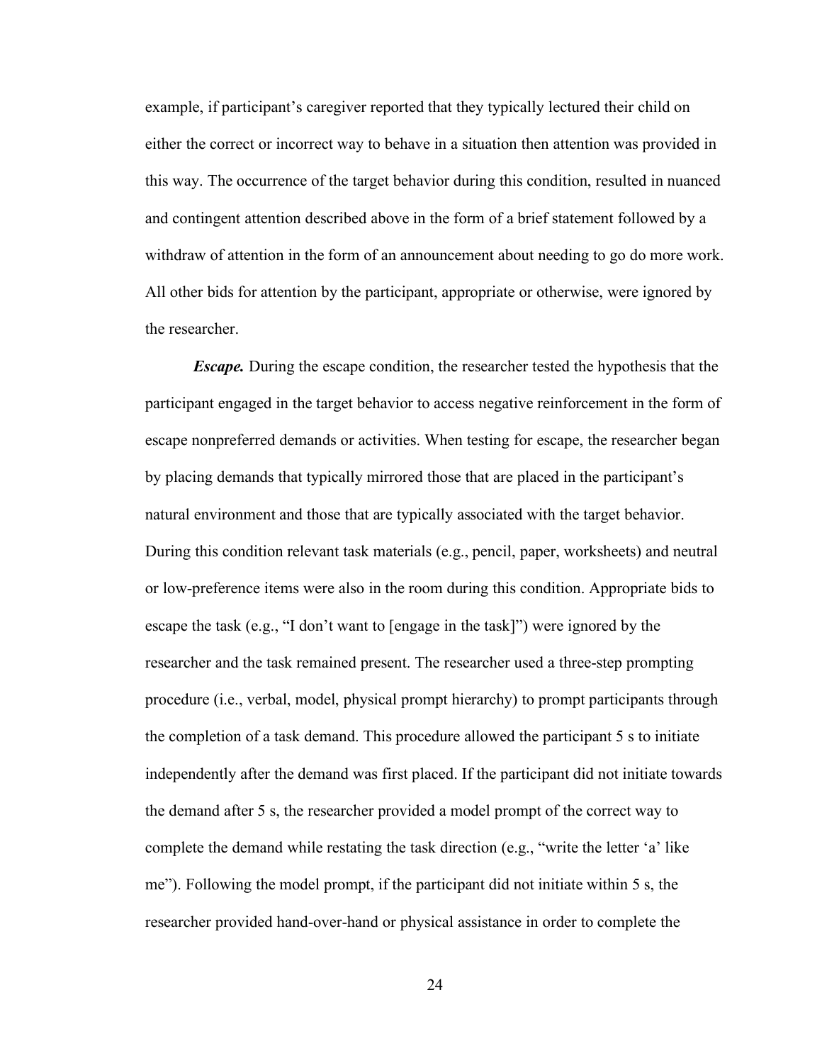example, if participant's caregiver reported that they typically lectured their child on either the correct or incorrect way to behave in a situation then attention was provided in this way. The occurrence of the target behavior during this condition, resulted in nuanced and contingent attention described above in the form of a brief statement followed by a withdraw of attention in the form of an announcement about needing to go do more work. All other bids for attention by the participant, appropriate or otherwise, were ignored by the researcher.

***Escape.*** During the escape condition, the researcher tested the hypothesis that the participant engaged in the target behavior to access negative reinforcement in the form of escape nonpreferred demands or activities. When testing for escape, the researcher began by placing demands that typically mirrored those that are placed in the participant's natural environment and those that are typically associated with the target behavior. During this condition relevant task materials (e.g., pencil, paper, worksheets) and neutral or low-preference items were also in the room during this condition. Appropriate bids to escape the task (e.g., "I don't want to [engage in the task]") were ignored by the researcher and the task remained present. The researcher used a three-step prompting procedure (i.e., verbal, model, physical prompt hierarchy) to prompt participants through the completion of a task demand. This procedure allowed the participant 5 s to initiate independently after the demand was first placed. If the participant did not initiate towards the demand after 5 s, the researcher provided a model prompt of the correct way to complete the demand while restating the task direction (e.g., "write the letter 'a' like me"). Following the model prompt, if the participant did not initiate within 5 s, the researcher provided hand-over-hand or physical assistance in order to complete the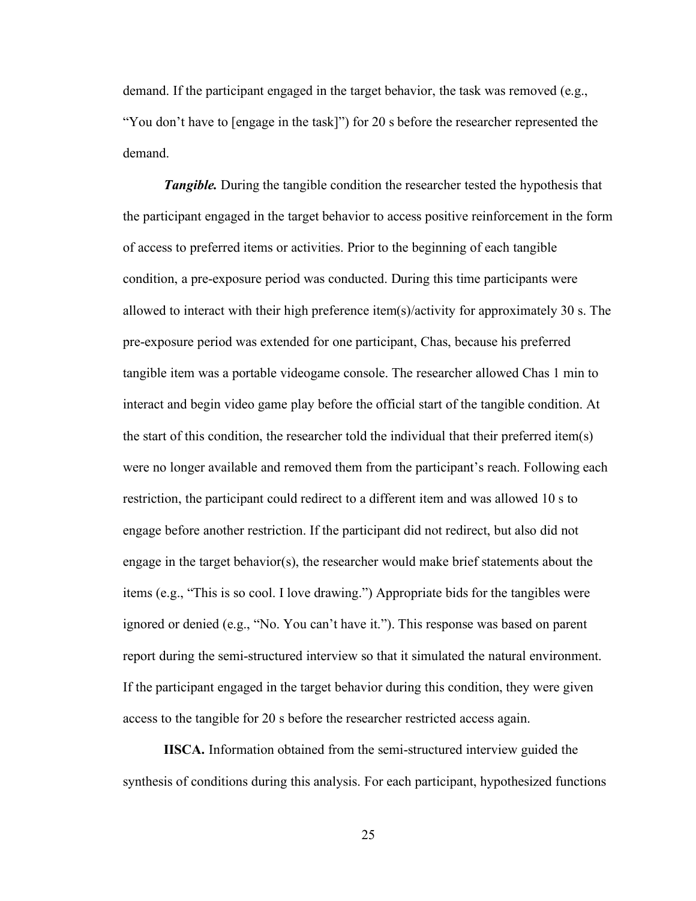demand. If the participant engaged in the target behavior, the task was removed (e.g., "You don't have to [engage in the task]") for 20 s before the researcher represented the demand.

***Tangible.*** During the tangible condition the researcher tested the hypothesis that the participant engaged in the target behavior to access positive reinforcement in the form of access to preferred items or activities. Prior to the beginning of each tangible condition, a pre-exposure period was conducted. During this time participants were allowed to interact with their high preference item(s)/activity for approximately 30 s. The pre-exposure period was extended for one participant, Chas, because his preferred tangible item was a portable videogame console. The researcher allowed Chas 1 min to interact and begin video game play before the official start of the tangible condition. At the start of this condition, the researcher told the individual that their preferred item(s) were no longer available and removed them from the participant's reach. Following each restriction, the participant could redirect to a different item and was allowed 10 s to engage before another restriction. If the participant did not redirect, but also did not engage in the target behavior(s), the researcher would make brief statements about the items (e.g., "This is so cool. I love drawing.") Appropriate bids for the tangibles were ignored or denied (e.g., "No. You can't have it."). This response was based on parent report during the semi-structured interview so that it simulated the natural environment. If the participant engaged in the target behavior during this condition, they were given access to the tangible for 20 s before the researcher restricted access again.

**IISCA.** Information obtained from the semi-structured interview guided the synthesis of conditions during this analysis. For each participant, hypothesized functions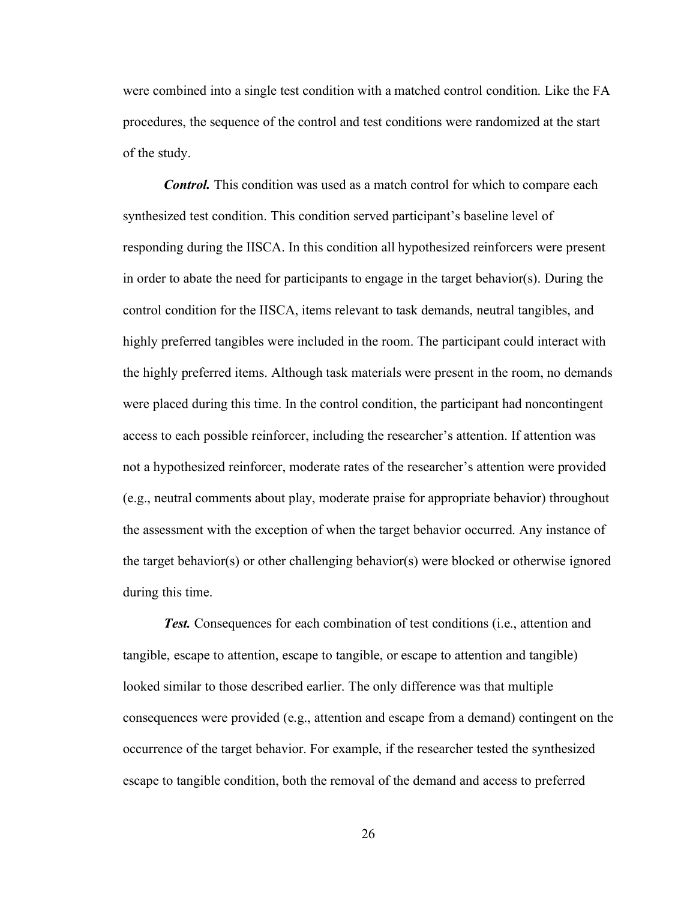were combined into a single test condition with a matched control condition. Like the FA procedures, the sequence of the control and test conditions were randomized at the start of the study.

***Control.*** This condition was used as a match control for which to compare each synthesized test condition. This condition served participant's baseline level of responding during the IISCA. In this condition all hypothesized reinforcers were present in order to abate the need for participants to engage in the target behavior(s). During the control condition for the IISCA, items relevant to task demands, neutral tangibles, and highly preferred tangibles were included in the room. The participant could interact with the highly preferred items. Although task materials were present in the room, no demands were placed during this time. In the control condition, the participant had noncontingent access to each possible reinforcer, including the researcher's attention. If attention was not a hypothesized reinforcer, moderate rates of the researcher's attention were provided (e.g., neutral comments about play, moderate praise for appropriate behavior) throughout the assessment with the exception of when the target behavior occurred. Any instance of the target behavior(s) or other challenging behavior(s) were blocked or otherwise ignored during this time.

***Test.*** Consequences for each combination of test conditions (i.e., attention and tangible, escape to attention, escape to tangible, or escape to attention and tangible) looked similar to those described earlier. The only difference was that multiple consequences were provided (e.g., attention and escape from a demand) contingent on the occurrence of the target behavior. For example, if the researcher tested the synthesized escape to tangible condition, both the removal of the demand and access to preferred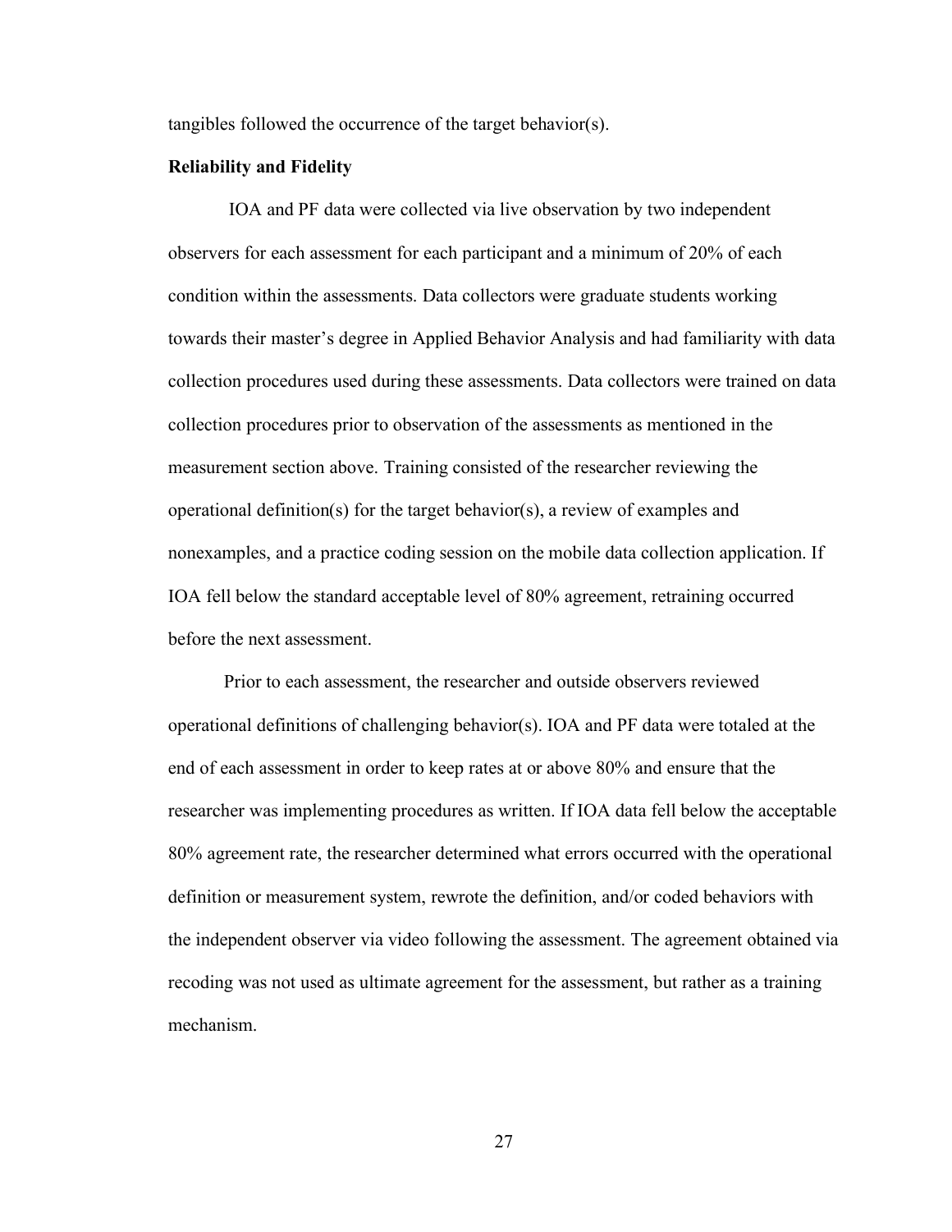tangibles followed the occurrence of the target behavior(s).

**Reliability and Fidelity**

IOA and PF data were collected via live observation by two independent observers for each assessment for each participant and a minimum of 20% of each condition within the assessments. Data collectors were graduate students working towards their master's degree in Applied Behavior Analysis and had familiarity with data collection procedures used during these assessments. Data collectors were trained on data collection procedures prior to observation of the assessments as mentioned in the measurement section above. Training consisted of the researcher reviewing the operational definition(s) for the target behavior(s), a review of examples and nonexamples, and a practice coding session on the mobile data collection application. If IOA fell below the standard acceptable level of 80% agreement, retraining occurred before the next assessment.

Prior to each assessment, the researcher and outside observers reviewed operational definitions of challenging behavior(s). IOA and PF data were totaled at the end of each assessment in order to keep rates at or above 80% and ensure that the researcher was implementing procedures as written. If IOA data fell below the acceptable 80% agreement rate, the researcher determined what errors occurred with the operational definition or measurement system, rewrote the definition, and/or coded behaviors with the independent observer via video following the assessment. The agreement obtained via recoding was not used as ultimate agreement for the assessment, but rather as a training mechanism.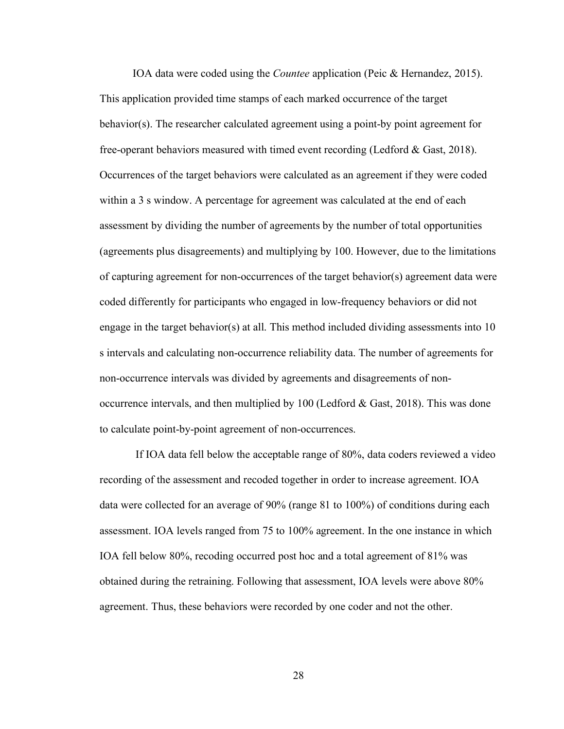IOA data were coded using the *Countee* application (Peic & Hernandez, 2015). This application provided time stamps of each marked occurrence of the target behavior(s). The researcher calculated agreement using a point-by point agreement for free-operant behaviors measured with timed event recording (Ledford & Gast, 2018). Occurrences of the target behaviors were calculated as an agreement if they were coded within a 3 s window. A percentage for agreement was calculated at the end of each assessment by dividing the number of agreements by the number of total opportunities (agreements plus disagreements) and multiplying by 100. However, due to the limitations of capturing agreement for non-occurrences of the target behavior(s) agreement data were coded differently for participants who engaged in low-frequency behaviors or did not engage in the target behavior(s) at all. This method included dividing assessments into 10 s intervals and calculating non-occurrence reliability data. The number of agreements for non-occurrence intervals was divided by agreements and disagreements of non-occurrence intervals, and then multiplied by 100 (Ledford & Gast, 2018). This was done to calculate point-by-point agreement of non-occurrences.

If IOA data fell below the acceptable range of 80%, data coders reviewed a video recording of the assessment and recoded together in order to increase agreement. IOA data were collected for an average of 90% (range 81 to 100%) of conditions during each assessment. IOA levels ranged from 75 to 100% agreement. In the one instance in which IOA fell below 80%, recoding occurred post hoc and a total agreement of 81% was obtained during the retraining. Following that assessment, IOA levels were above 80% agreement. Thus, these behaviors were recorded by one coder and not the other.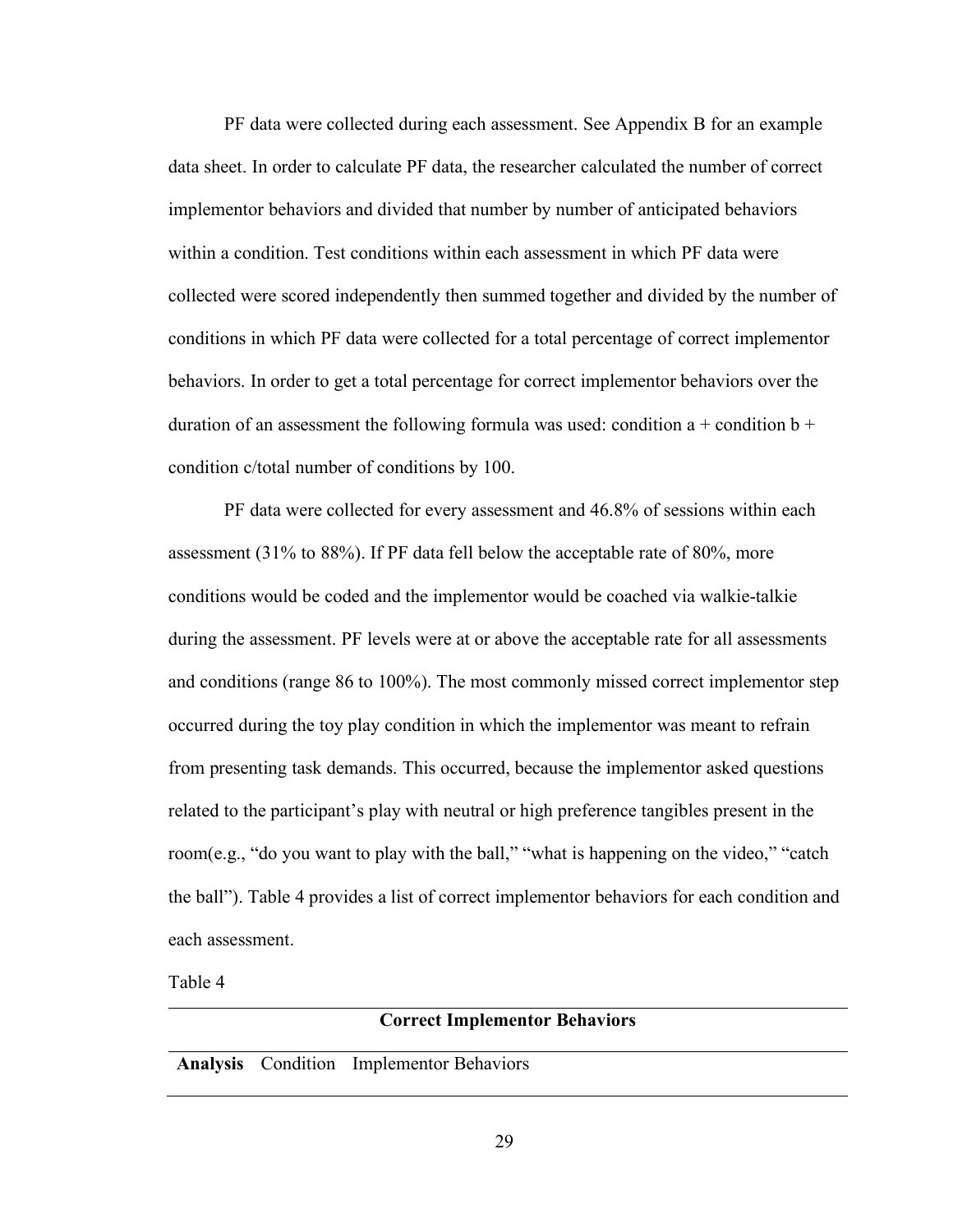PF data were collected during each assessment. See Appendix B for an example data sheet. In order to calculate PF data, the researcher calculated the number of correct implementor behaviors and divided that number by number of anticipated behaviors within a condition. Test conditions within each assessment in which PF data were collected were scored independently then summed together and divided by the number of conditions in which PF data were collected for a total percentage of correct implementor behaviors. In order to get a total percentage for correct implementor behaviors over the duration of an assessment the following formula was used: condition a + condition b + condition c/total number of conditions by 100.

PF data were collected for every assessment and 46.8% of sessions within each assessment (31% to 88%). If PF data fell below the acceptable rate of 80%, more conditions would be coded and the implementor would be coached via walkie-talkie during the assessment. PF levels were at or above the acceptable rate for all assessments and conditions (range 86 to 100%). The most commonly missed correct implementor step occurred during the toy play condition in which the implementor was meant to refrain from presenting task demands. This occurred, because the implementor asked questions related to the participant's play with neutral or high preference tangibles present in the room(e.g., "do you want to play with the ball," "what is happening on the video," "catch the ball"). Table 4 provides a list of correct implementor behaviors for each condition and each assessment.

Table 4

**Correct Implementor Behaviors**

| **Analysis** | Condition | Implementor Behaviors |
| --- | --- | --- |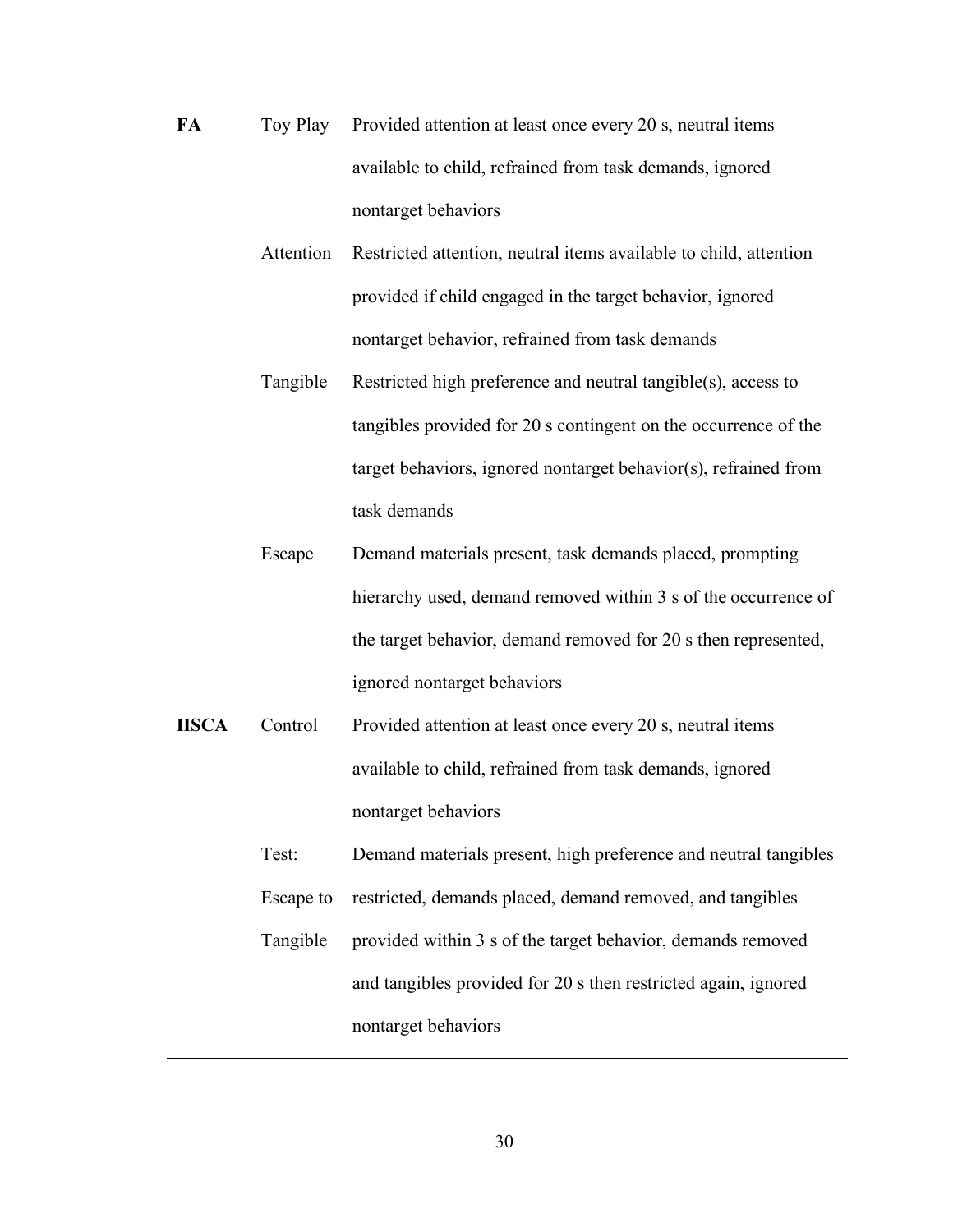| | | |
|---|---|---|
| **FA** | Toy Play | Provided attention at least once every 20 s, neutral items available to child, refrained from task demands, ignored nontarget behaviors |
| | Attention | Restricted attention, neutral items available to child, attention provided if child engaged in the target behavior, ignored nontarget behavior, refrained from task demands |
| | Tangible | Restricted high preference and neutral tangible(s), access to tangibles provided for 20 s contingent on the occurrence of the target behaviors, ignored nontarget behavior(s), refrained from task demands |
| | Escape | Demand materials present, task demands placed, prompting hierarchy used, demand removed within 3 s of the occurrence of the target behavior, demand removed for 20 s then represented, ignored nontarget behaviors |
| **IISCA** | Control | Provided attention at least once every 20 s, neutral items available to child, refrained from task demands, ignored nontarget behaviors |
| | Test: Escape to Tangible | Demand materials present, high preference and neutral tangibles restricted, demands placed, demand removed, and tangibles provided within 3 s of the target behavior, demands removed and tangibles provided for 20 s then restricted again, ignored nontarget behaviors |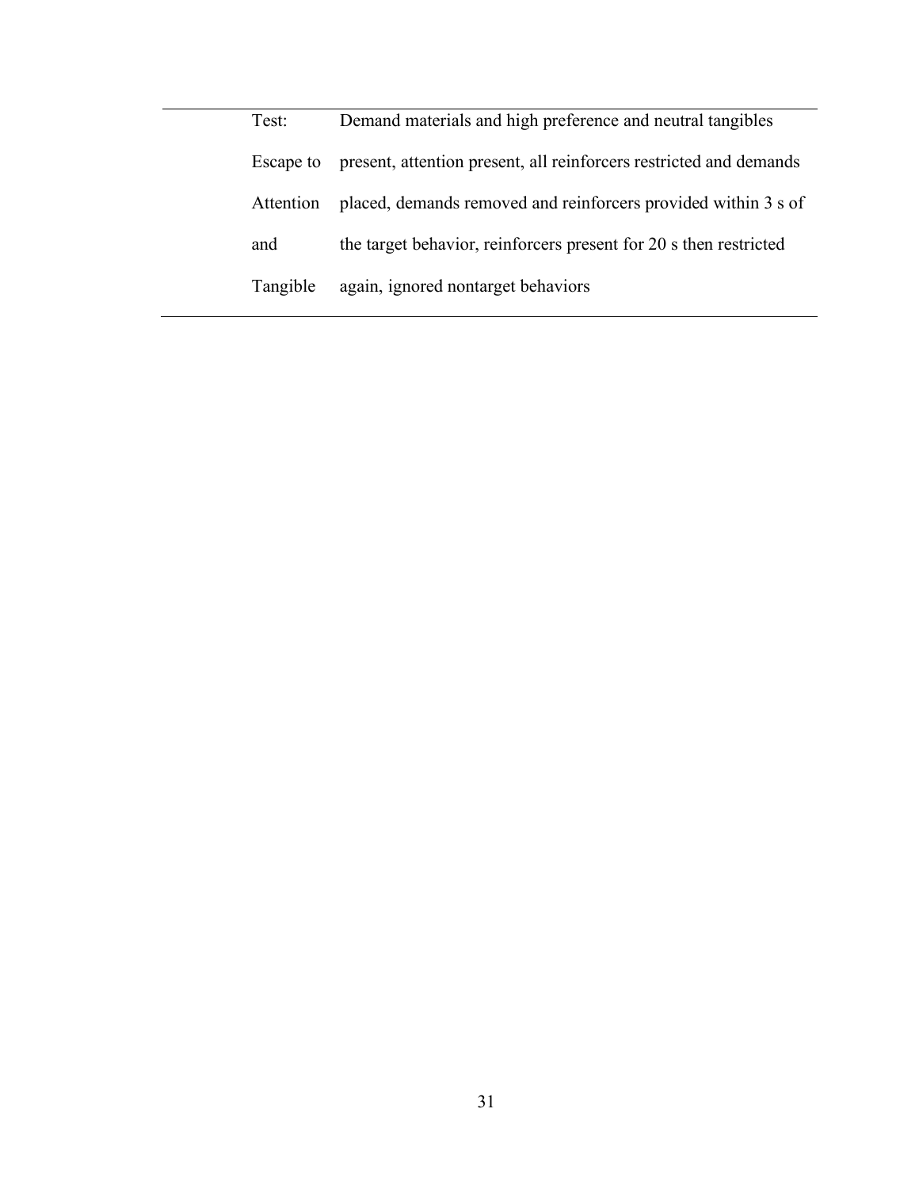| | |
|---|---|
| Test: Escape to Attention and Tangible | Demand materials and high preference and neutral tangibles present, attention present, all reinforcers restricted and demands placed, demands removed and reinforcers provided within 3 s of the target behavior, reinforcers present for 20 s then restricted again, ignored nontarget behaviors |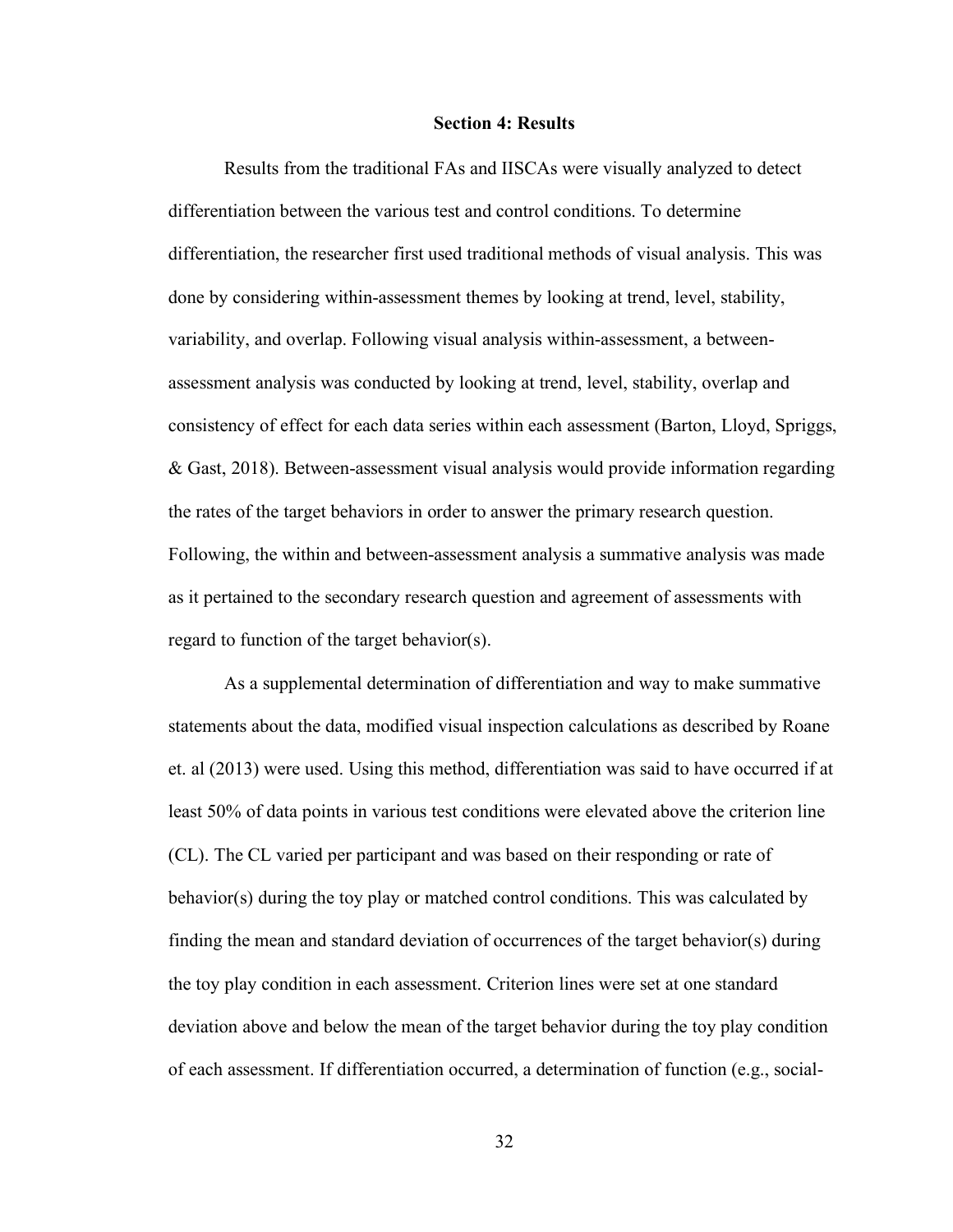## Section 4: Results

Results from the traditional FAs and IISCAs were visually analyzed to detect differentiation between the various test and control conditions. To determine differentiation, the researcher first used traditional methods of visual analysis. This was done by considering within-assessment themes by looking at trend, level, stability, variability, and overlap. Following visual analysis within-assessment, a between-assessment analysis was conducted by looking at trend, level, stability, overlap and consistency of effect for each data series within each assessment (Barton, Lloyd, Spriggs, & Gast, 2018). Between-assessment visual analysis would provide information regarding the rates of the target behaviors in order to answer the primary research question. Following, the within and between-assessment analysis a summative analysis was made as it pertained to the secondary research question and agreement of assessments with regard to function of the target behavior(s).

As a supplemental determination of differentiation and way to make summative statements about the data, modified visual inspection calculations as described by Roane et. al (2013) were used. Using this method, differentiation was said to have occurred if at least 50% of data points in various test conditions were elevated above the criterion line (CL). The CL varied per participant and was based on their responding or rate of behavior(s) during the toy play or matched control conditions. This was calculated by finding the mean and standard deviation of occurrences of the target behavior(s) during the toy play condition in each assessment. Criterion lines were set at one standard deviation above and below the mean of the target behavior during the toy play condition of each assessment. If differentiation occurred, a determination of function (e.g., social-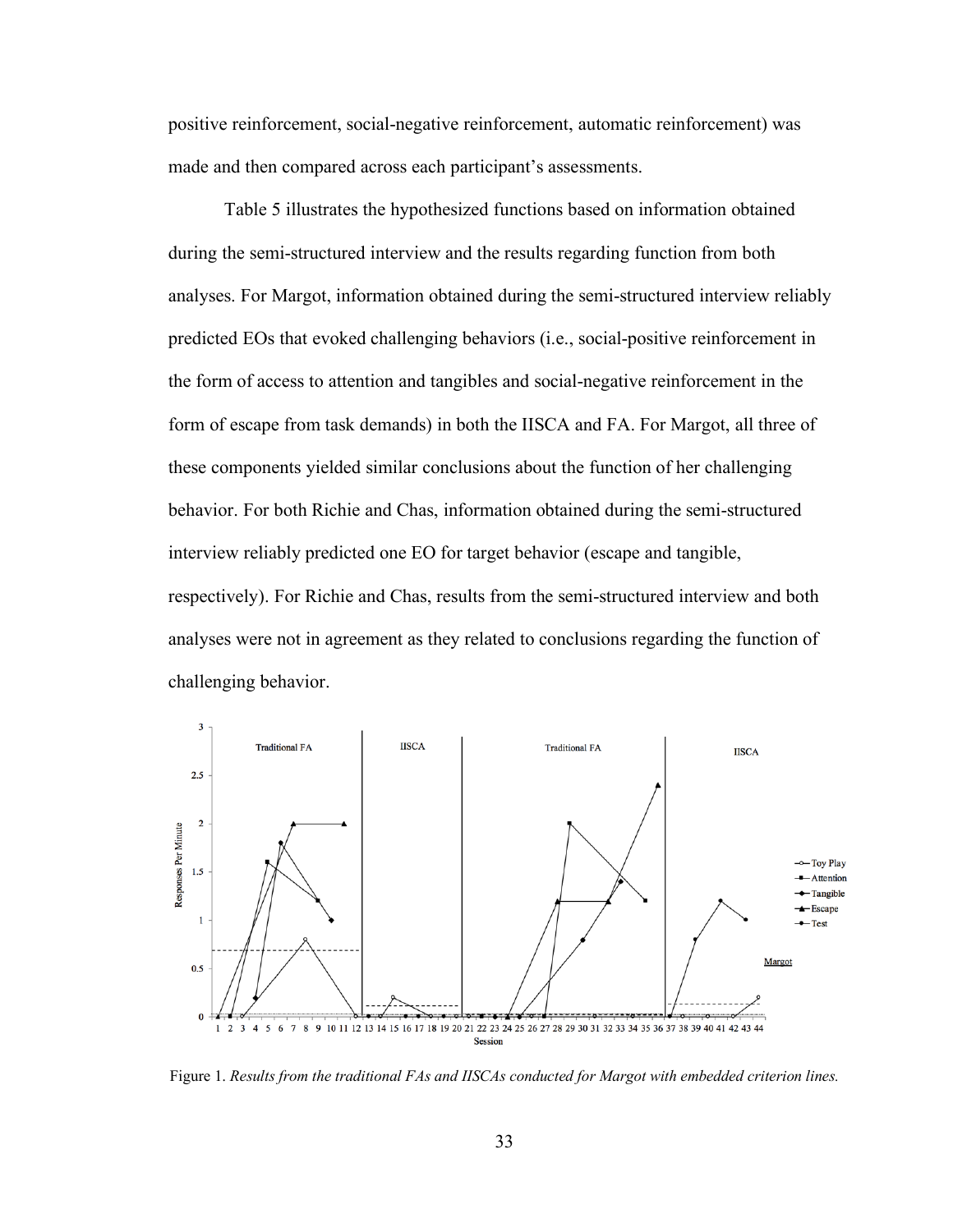positive reinforcement, social-negative reinforcement, automatic reinforcement) was made and then compared across each participant's assessments.

Table 5 illustrates the hypothesized functions based on information obtained during the semi-structured interview and the results regarding function from both analyses. For Margot, information obtained during the semi-structured interview reliably predicted EOs that evoked challenging behaviors (i.e., social-positive reinforcement in the form of access to attention and tangibles and social-negative reinforcement in the form of escape from task demands) in both the IISCA and FA. For Margot, all three of these components yielded similar conclusions about the function of her challenging behavior. For both Richie and Chas, information obtained during the semi-structured interview reliably predicted one EO for target behavior (escape and tangible, respectively). For Richie and Chas, results from the semi-structured interview and both analyses were not in agreement as they related to conclusions regarding the function of challenging behavior.

Figure 1. *Results from the traditional FAs and IISCAs conducted for Margot with embedded criterion lines.*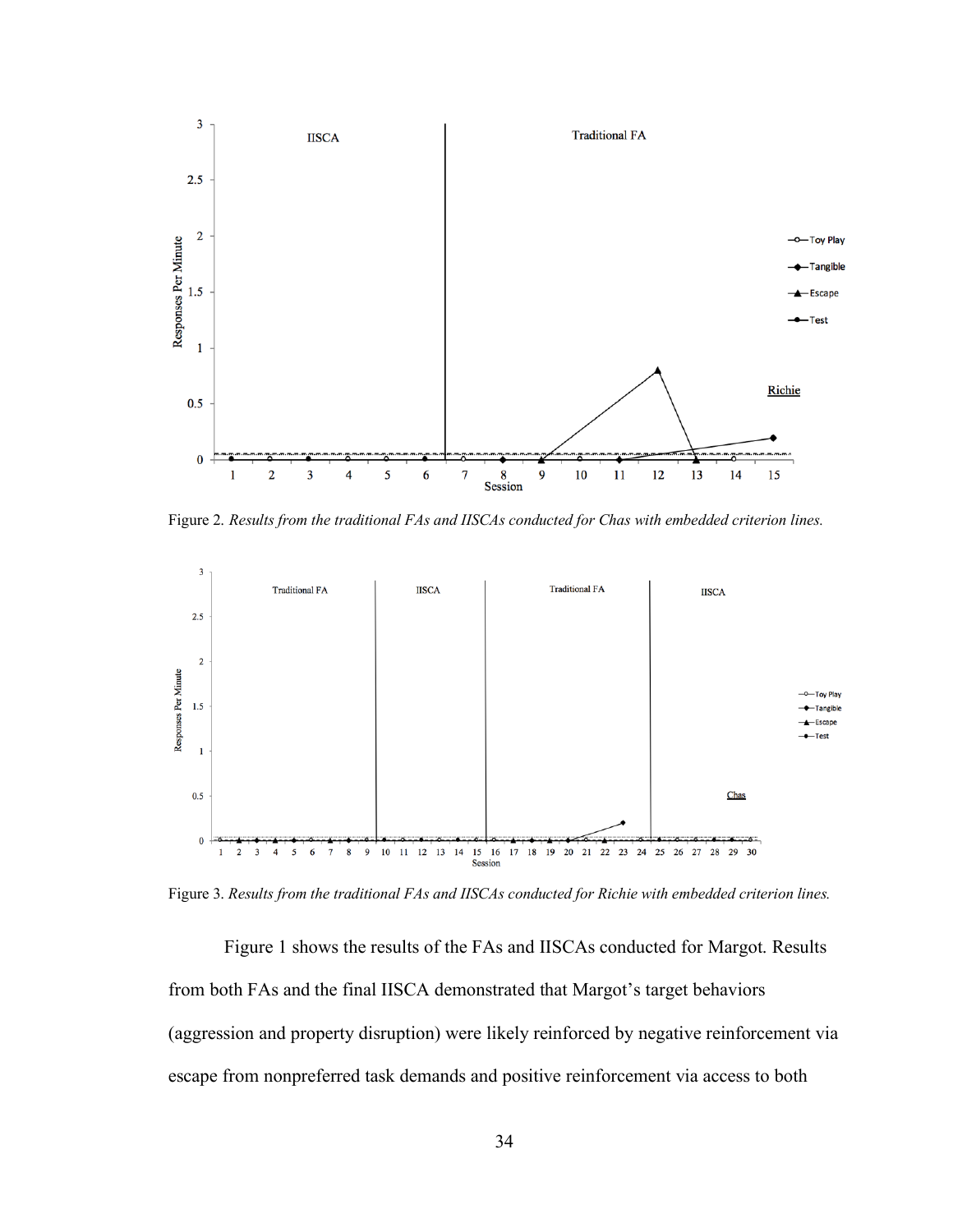3

2.5

2

1.5

1

0.5

0

Responses Per Minute

IISCA

Traditional FA

1 2 3 4 5 6 7 8 9 10 11 12 13 14 15

Session

Toy Play

Tangible

Escape

Test

Richie

Figure 2. *Results from the traditional FAs and IISCAs conducted for Chas with embedded criterion lines.*

3

2.5

2

1.5

1

0.5

0

Responses Per Minute

Traditional FA

IISCA

Traditional FA

IISCA

1 2 3 4 5 6 7 8 9 10 11 12 13 14 15 16 17 18 19 20 21 22 23 24 25 26 27 28 29 30

Session

Toy Play

Tangible

Escape

Test

Chas

Figure 3. *Results from the traditional FAs and IISCAs conducted for Richie with embedded criterion lines.*

Figure 1 shows the results of the FAs and IISCAs conducted for Margot. Results from both FAs and the final IISCA demonstrated that Margot's target behaviors (aggression and property disruption) were likely reinforced by negative reinforcement via escape from nonpreferred task demands and positive reinforcement via access to both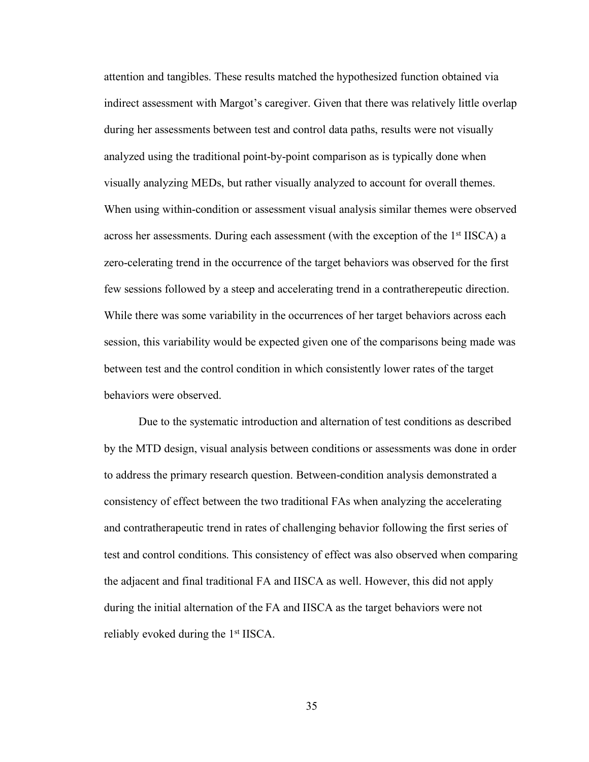attention and tangibles. These results matched the hypothesized function obtained via indirect assessment with Margot's caregiver. Given that there was relatively little overlap during her assessments between test and control data paths, results were not visually analyzed using the traditional point-by-point comparison as is typically done when visually analyzing MEDs, but rather visually analyzed to account for overall themes. When using within-condition or assessment visual analysis similar themes were observed across her assessments. During each assessment (with the exception of the 1st IISCA) a zero-celerating trend in the occurrence of the target behaviors was observed for the first few sessions followed by a steep and accelerating trend in a contratherepeutic direction. While there was some variability in the occurrences of her target behaviors across each session, this variability would be expected given one of the comparisons being made was between test and the control condition in which consistently lower rates of the target behaviors were observed.

Due to the systematic introduction and alternation of test conditions as described by the MTD design, visual analysis between conditions or assessments was done in order to address the primary research question. Between-condition analysis demonstrated a consistency of effect between the two traditional FAs when analyzing the accelerating and contratherapeutic trend in rates of challenging behavior following the first series of test and control conditions. This consistency of effect was also observed when comparing the adjacent and final traditional FA and IISCA as well. However, this did not apply during the initial alternation of the FA and IISCA as the target behaviors were not reliably evoked during the 1st IISCA.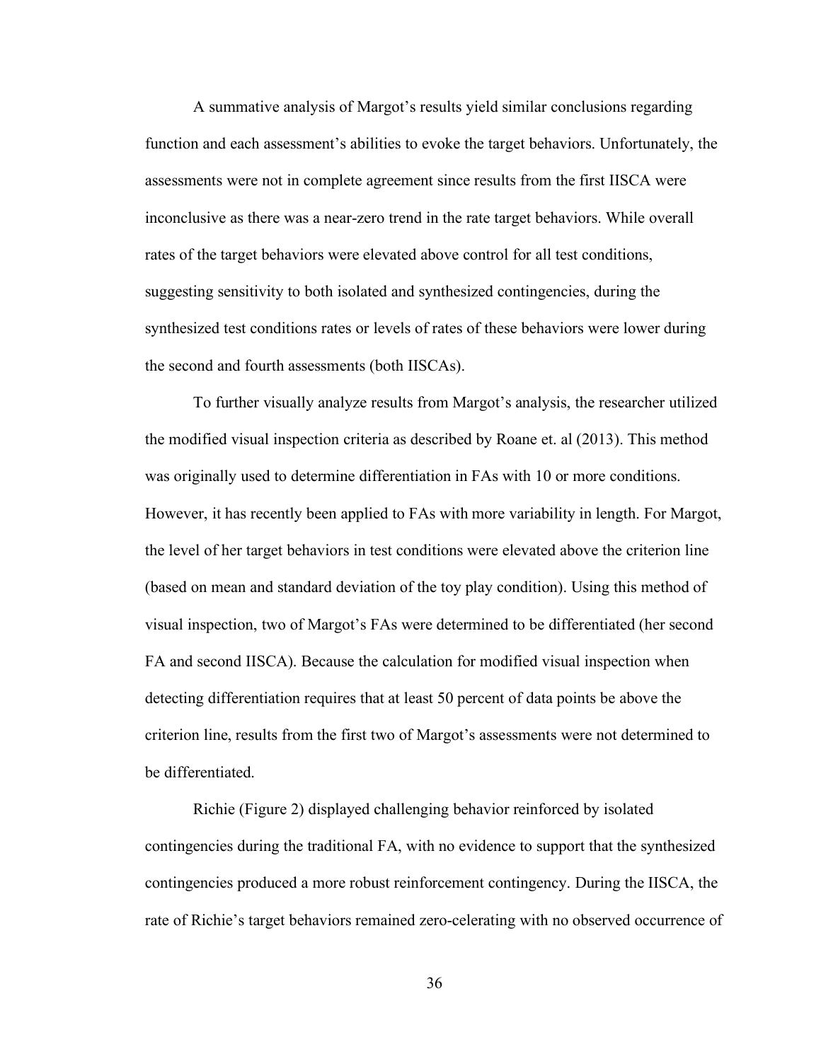A summative analysis of Margot's results yield similar conclusions regarding function and each assessment's abilities to evoke the target behaviors. Unfortunately, the assessments were not in complete agreement since results from the first IISCA were inconclusive as there was a near-zero trend in the rate target behaviors. While overall rates of the target behaviors were elevated above control for all test conditions, suggesting sensitivity to both isolated and synthesized contingencies, during the synthesized test conditions rates or levels of rates of these behaviors were lower during the second and fourth assessments (both IISCAs).

To further visually analyze results from Margot's analysis, the researcher utilized the modified visual inspection criteria as described by Roane et. al (2013). This method was originally used to determine differentiation in FAs with 10 or more conditions. However, it has recently been applied to FAs with more variability in length. For Margot, the level of her target behaviors in test conditions were elevated above the criterion line (based on mean and standard deviation of the toy play condition). Using this method of visual inspection, two of Margot's FAs were determined to be differentiated (her second FA and second IISCA). Because the calculation for modified visual inspection when detecting differentiation requires that at least 50 percent of data points be above the criterion line, results from the first two of Margot's assessments were not determined to be differentiated.

Richie (Figure 2) displayed challenging behavior reinforced by isolated contingencies during the traditional FA, with no evidence to support that the synthesized contingencies produced a more robust reinforcement contingency. During the IISCA, the rate of Richie's target behaviors remained zero-celerating with no observed occurrence of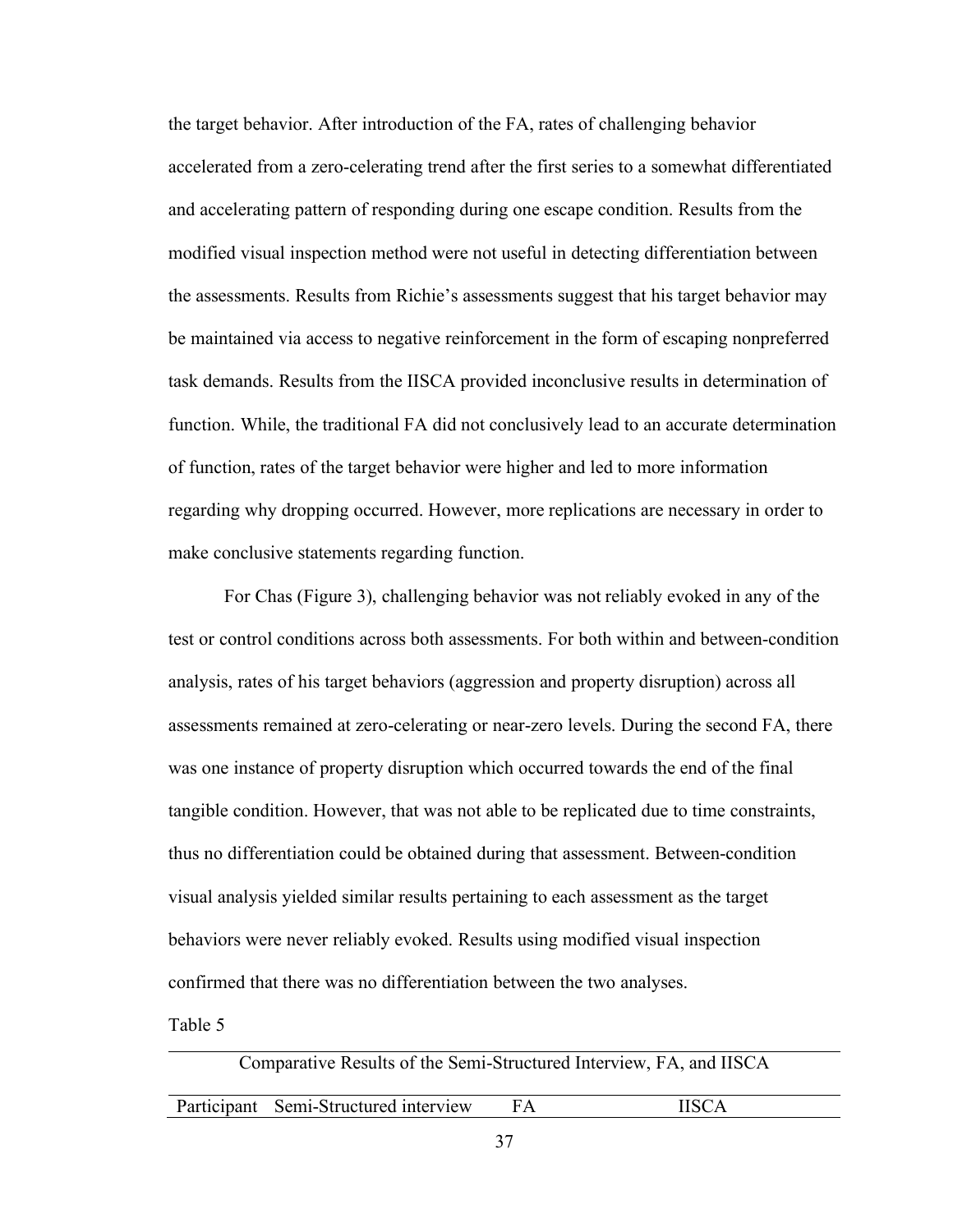the target behavior. After introduction of the FA, rates of challenging behavior accelerated from a zero-celerating trend after the first series to a somewhat differentiated and accelerating pattern of responding during one escape condition. Results from the modified visual inspection method were not useful in detecting differentiation between the assessments. Results from Richie's assessments suggest that his target behavior may be maintained via access to negative reinforcement in the form of escaping nonpreferred task demands. Results from the IISCA provided inconclusive results in determination of function. While, the traditional FA did not conclusively lead to an accurate determination of function, rates of the target behavior were higher and led to more information regarding why dropping occurred. However, more replications are necessary in order to make conclusive statements regarding function.

For Chas (Figure 3), challenging behavior was not reliably evoked in any of the test or control conditions across both assessments. For both within and between-condition analysis, rates of his target behaviors (aggression and property disruption) across all assessments remained at zero-celerating or near-zero levels. During the second FA, there was one instance of property disruption which occurred towards the end of the final tangible condition. However, that was not able to be replicated due to time constraints, thus no differentiation could be obtained during that assessment. Between-condition visual analysis yielded similar results pertaining to each assessment as the target behaviors were never reliably evoked. Results using modified visual inspection confirmed that there was no differentiation between the two analyses.

Table 5

Comparative Results of the Semi-Structured Interview, FA, and IISCA

| Participant | Semi-Structured interview | FA | IISCA |
|---|---|---|---|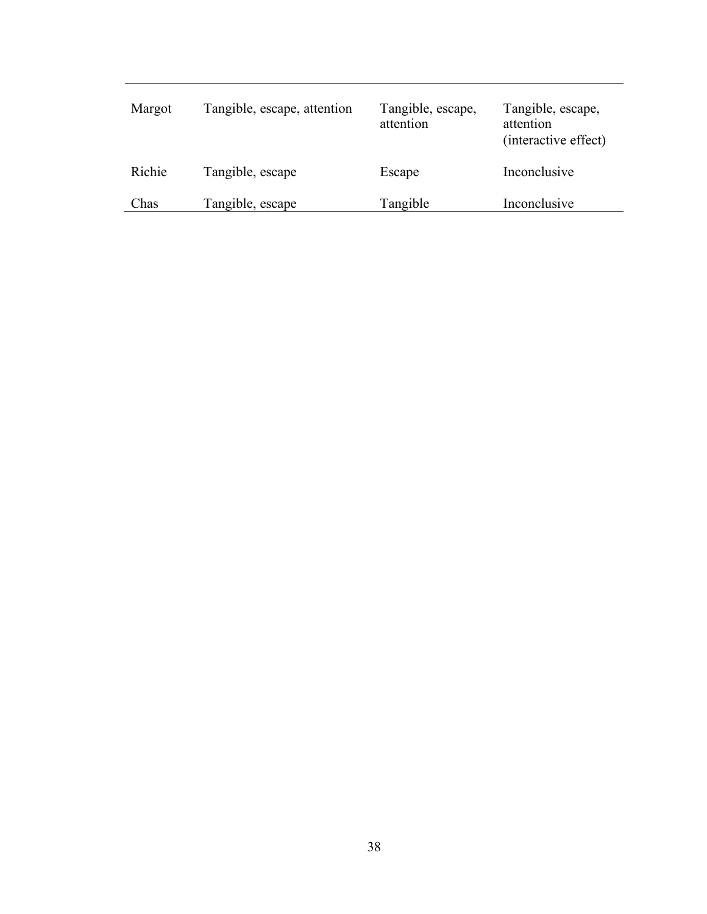| | | | |
|---|---|---|---|
| Margot | Tangible, escape, attention | Tangible, escape, attention | Tangible, escape, attention (interactive effect) |
| Richie | Tangible, escape | Escape | Inconclusive |
| Chas | Tangible, escape | Tangible | Inconclusive |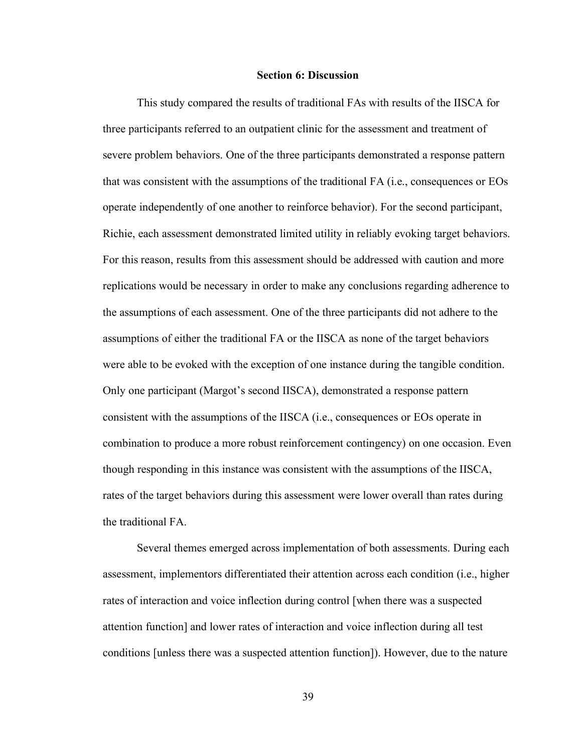## Section 6: Discussion

This study compared the results of traditional FAs with results of the IISCA for three participants referred to an outpatient clinic for the assessment and treatment of severe problem behaviors. One of the three participants demonstrated a response pattern that was consistent with the assumptions of the traditional FA (i.e., consequences or EOs operate independently of one another to reinforce behavior). For the second participant, Richie, each assessment demonstrated limited utility in reliably evoking target behaviors. For this reason, results from this assessment should be addressed with caution and more replications would be necessary in order to make any conclusions regarding adherence to the assumptions of each assessment. One of the three participants did not adhere to the assumptions of either the traditional FA or the IISCA as none of the target behaviors were able to be evoked with the exception of one instance during the tangible condition. Only one participant (Margot's second IISCA), demonstrated a response pattern consistent with the assumptions of the IISCA (i.e., consequences or EOs operate in combination to produce a more robust reinforcement contingency) on one occasion. Even though responding in this instance was consistent with the assumptions of the IISCA, rates of the target behaviors during this assessment were lower overall than rates during the traditional FA.

Several themes emerged across implementation of both assessments. During each assessment, implementors differentiated their attention across each condition (i.e., higher rates of interaction and voice inflection during control [when there was a suspected attention function] and lower rates of interaction and voice inflection during all test conditions [unless there was a suspected attention function]). However, due to the nature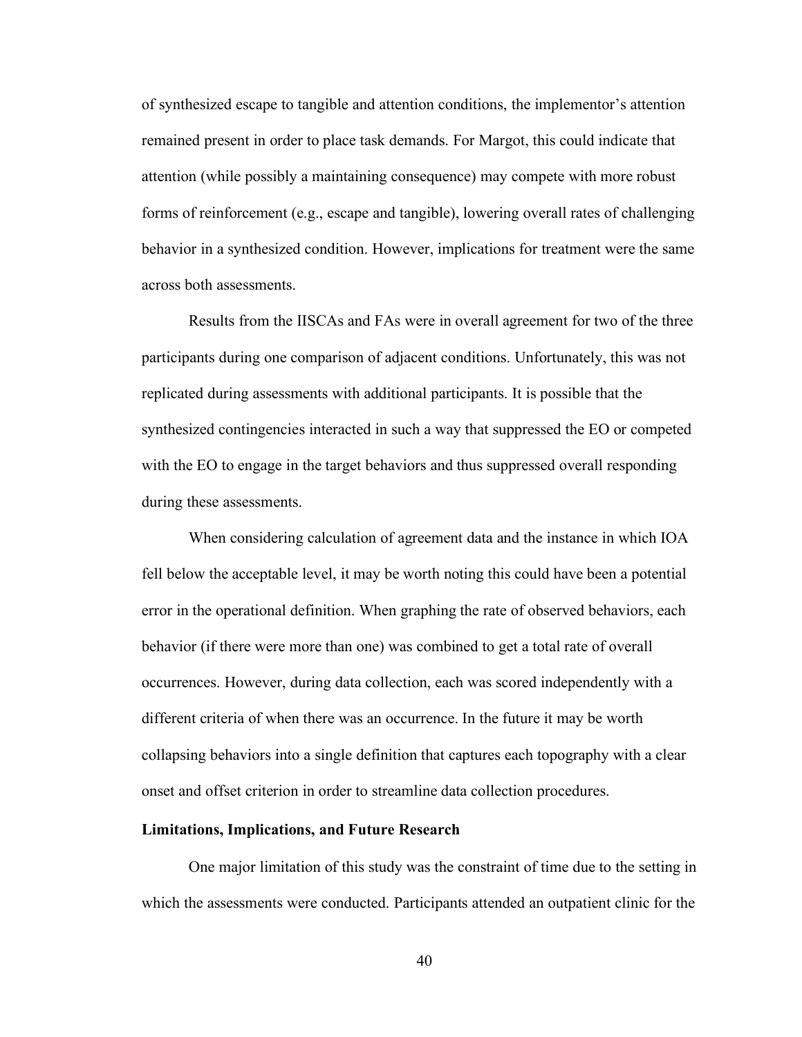of synthesized escape to tangible and attention conditions, the implementor's attention remained present in order to place task demands. For Margot, this could indicate that attention (while possibly a maintaining consequence) may compete with more robust forms of reinforcement (e.g., escape and tangible), lowering overall rates of challenging behavior in a synthesized condition. However, implications for treatment were the same across both assessments.

Results from the IISCAs and FAs were in overall agreement for two of the three participants during one comparison of adjacent conditions. Unfortunately, this was not replicated during assessments with additional participants. It is possible that the synthesized contingencies interacted in such a way that suppressed the EO or competed with the EO to engage in the target behaviors and thus suppressed overall responding during these assessments.

When considering calculation of agreement data and the instance in which IOA fell below the acceptable level, it may be worth noting this could have been a potential error in the operational definition. When graphing the rate of observed behaviors, each behavior (if there were more than one) was combined to get a total rate of overall occurrences. However, during data collection, each was scored independently with a different criteria of when there was an occurrence. In the future it may be worth collapsing behaviors into a single definition that captures each topography with a clear onset and offset criterion in order to streamline data collection procedures.

**Limitations, Implications, and Future Research**

One major limitation of this study was the constraint of time due to the setting in which the assessments were conducted. Participants attended an outpatient clinic for the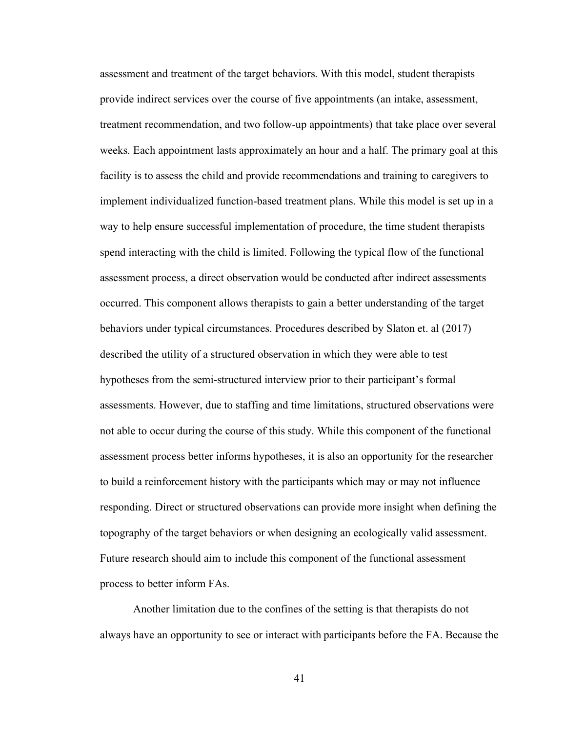assessment and treatment of the target behaviors. With this model, student therapists provide indirect services over the course of five appointments (an intake, assessment, treatment recommendation, and two follow-up appointments) that take place over several weeks. Each appointment lasts approximately an hour and a half. The primary goal at this facility is to assess the child and provide recommendations and training to caregivers to implement individualized function-based treatment plans. While this model is set up in a way to help ensure successful implementation of procedure, the time student therapists spend interacting with the child is limited. Following the typical flow of the functional assessment process, a direct observation would be conducted after indirect assessments occurred. This component allows therapists to gain a better understanding of the target behaviors under typical circumstances. Procedures described by Slaton et. al (2017) described the utility of a structured observation in which they were able to test hypotheses from the semi-structured interview prior to their participant's formal assessments. However, due to staffing and time limitations, structured observations were not able to occur during the course of this study. While this component of the functional assessment process better informs hypotheses, it is also an opportunity for the researcher to build a reinforcement history with the participants which may or may not influence responding. Direct or structured observations can provide more insight when defining the topography of the target behaviors or when designing an ecologically valid assessment. Future research should aim to include this component of the functional assessment process to better inform FAs.

Another limitation due to the confines of the setting is that therapists do not always have an opportunity to see or interact with participants before the FA. Because the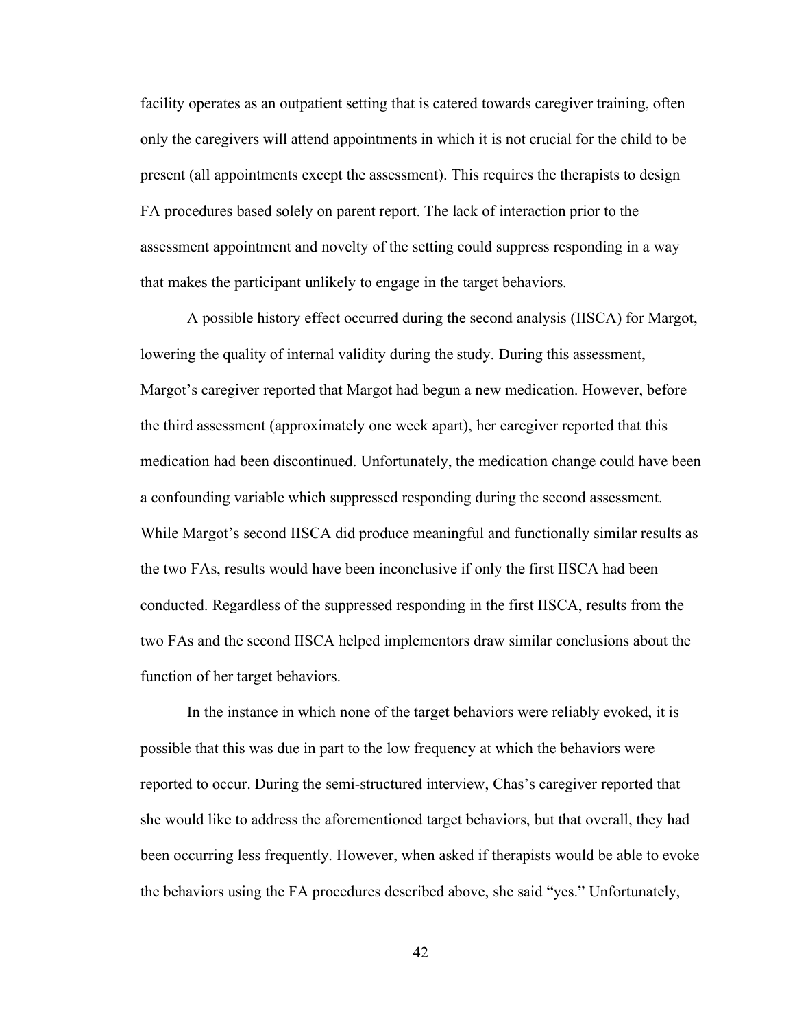facility operates as an outpatient setting that is catered towards caregiver training, often only the caregivers will attend appointments in which it is not crucial for the child to be present (all appointments except the assessment). This requires the therapists to design FA procedures based solely on parent report. The lack of interaction prior to the assessment appointment and novelty of the setting could suppress responding in a way that makes the participant unlikely to engage in the target behaviors.

A possible history effect occurred during the second analysis (IISCA) for Margot, lowering the quality of internal validity during the study. During this assessment, Margot's caregiver reported that Margot had begun a new medication. However, before the third assessment (approximately one week apart), her caregiver reported that this medication had been discontinued. Unfortunately, the medication change could have been a confounding variable which suppressed responding during the second assessment. While Margot's second IISCA did produce meaningful and functionally similar results as the two FAs, results would have been inconclusive if only the first IISCA had been conducted. Regardless of the suppressed responding in the first IISCA, results from the two FAs and the second IISCA helped implementors draw similar conclusions about the function of her target behaviors.

In the instance in which none of the target behaviors were reliably evoked, it is possible that this was due in part to the low frequency at which the behaviors were reported to occur. During the semi-structured interview, Chas's caregiver reported that she would like to address the aforementioned target behaviors, but that overall, they had been occurring less frequently. However, when asked if therapists would be able to evoke the behaviors using the FA procedures described above, she said "yes." Unfortunately,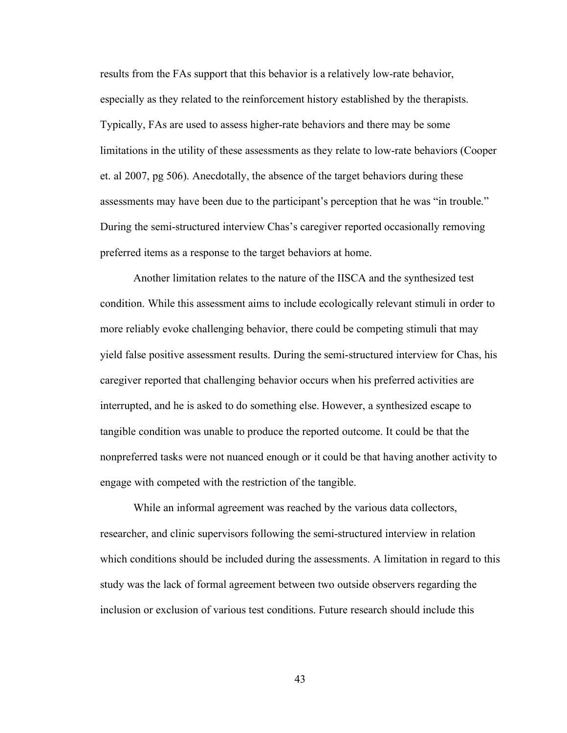results from the FAs support that this behavior is a relatively low-rate behavior, especially as they related to the reinforcement history established by the therapists. Typically, FAs are used to assess higher-rate behaviors and there may be some limitations in the utility of these assessments as they relate to low-rate behaviors (Cooper et. al 2007, pg 506). Anecdotally, the absence of the target behaviors during these assessments may have been due to the participant's perception that he was "in trouble." During the semi-structured interview Chas's caregiver reported occasionally removing preferred items as a response to the target behaviors at home.

Another limitation relates to the nature of the IISCA and the synthesized test condition. While this assessment aims to include ecologically relevant stimuli in order to more reliably evoke challenging behavior, there could be competing stimuli that may yield false positive assessment results. During the semi-structured interview for Chas, his caregiver reported that challenging behavior occurs when his preferred activities are interrupted, and he is asked to do something else. However, a synthesized escape to tangible condition was unable to produce the reported outcome. It could be that the nonpreferred tasks were not nuanced enough or it could be that having another activity to engage with competed with the restriction of the tangible.

While an informal agreement was reached by the various data collectors, researcher, and clinic supervisors following the semi-structured interview in relation which conditions should be included during the assessments. A limitation in regard to this study was the lack of formal agreement between two outside observers regarding the inclusion or exclusion of various test conditions. Future research should include this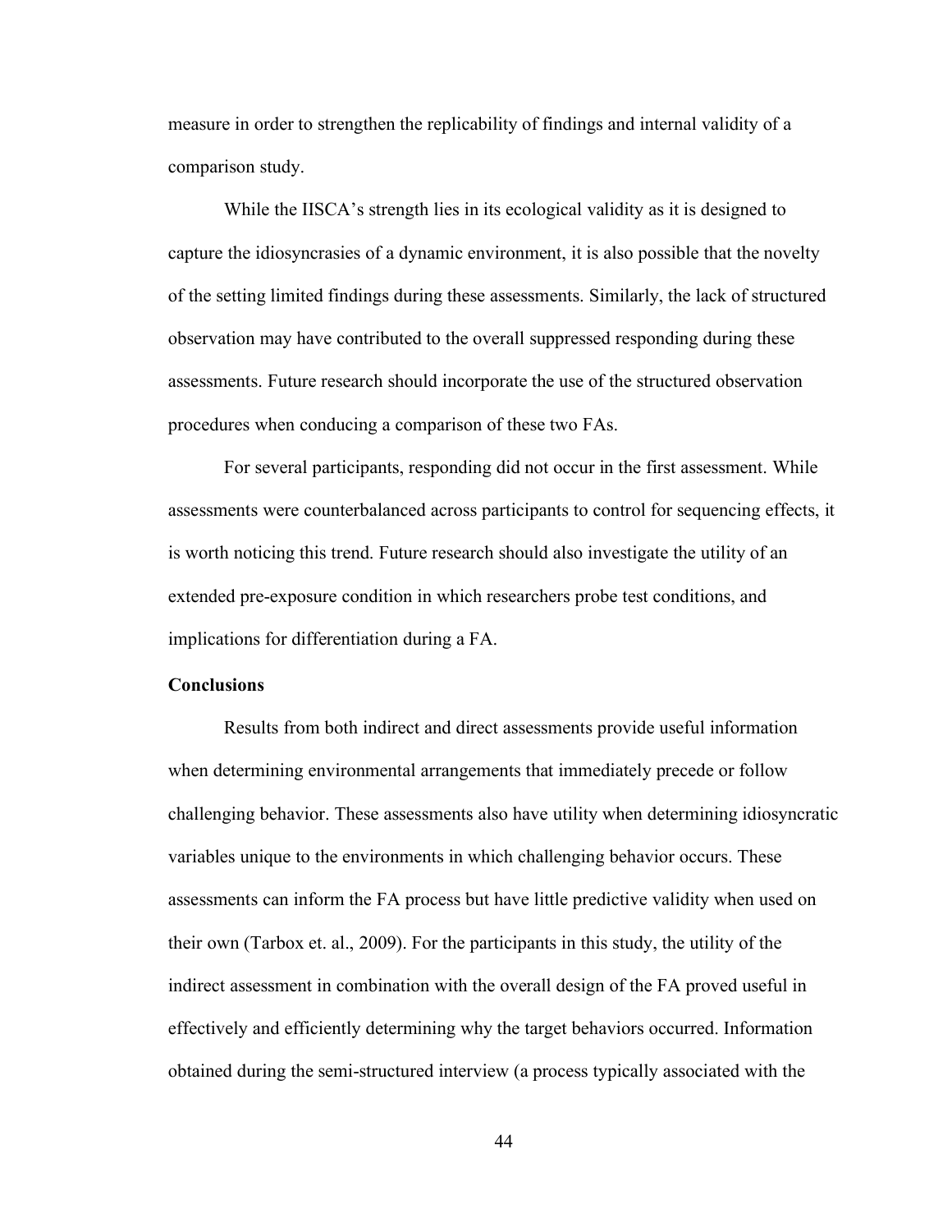measure in order to strengthen the replicability of findings and internal validity of a comparison study.

While the IISCA's strength lies in its ecological validity as it is designed to capture the idiosyncrasies of a dynamic environment, it is also possible that the novelty of the setting limited findings during these assessments. Similarly, the lack of structured observation may have contributed to the overall suppressed responding during these assessments. Future research should incorporate the use of the structured observation procedures when conducing a comparison of these two FAs.

For several participants, responding did not occur in the first assessment. While assessments were counterbalanced across participants to control for sequencing effects, it is worth noticing this trend. Future research should also investigate the utility of an extended pre-exposure condition in which researchers probe test conditions, and implications for differentiation during a FA.

### Conclusions

Results from both indirect and direct assessments provide useful information when determining environmental arrangements that immediately precede or follow challenging behavior. These assessments also have utility when determining idiosyncratic variables unique to the environments in which challenging behavior occurs. These assessments can inform the FA process but have little predictive validity when used on their own (Tarbox et. al., 2009). For the participants in this study, the utility of the indirect assessment in combination with the overall design of the FA proved useful in effectively and efficiently determining why the target behaviors occurred. Information obtained during the semi-structured interview (a process typically associated with the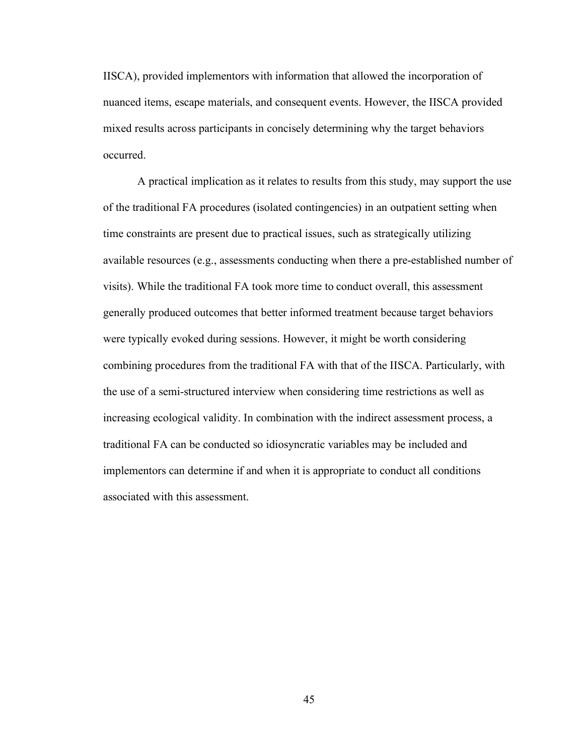IISCA), provided implementors with information that allowed the incorporation of nuanced items, escape materials, and consequent events. However, the IISCA provided mixed results across participants in concisely determining why the target behaviors occurred.

A practical implication as it relates to results from this study, may support the use of the traditional FA procedures (isolated contingencies) in an outpatient setting when time constraints are present due to practical issues, such as strategically utilizing available resources (e.g., assessments conducting when there a pre-established number of visits). While the traditional FA took more time to conduct overall, this assessment generally produced outcomes that better informed treatment because target behaviors were typically evoked during sessions. However, it might be worth considering combining procedures from the traditional FA with that of the IISCA. Particularly, with the use of a semi-structured interview when considering time restrictions as well as increasing ecological validity. In combination with the indirect assessment process, a traditional FA can be conducted so idiosyncratic variables may be included and implementors can determine if and when it is appropriate to conduct all conditions associated with this assessment.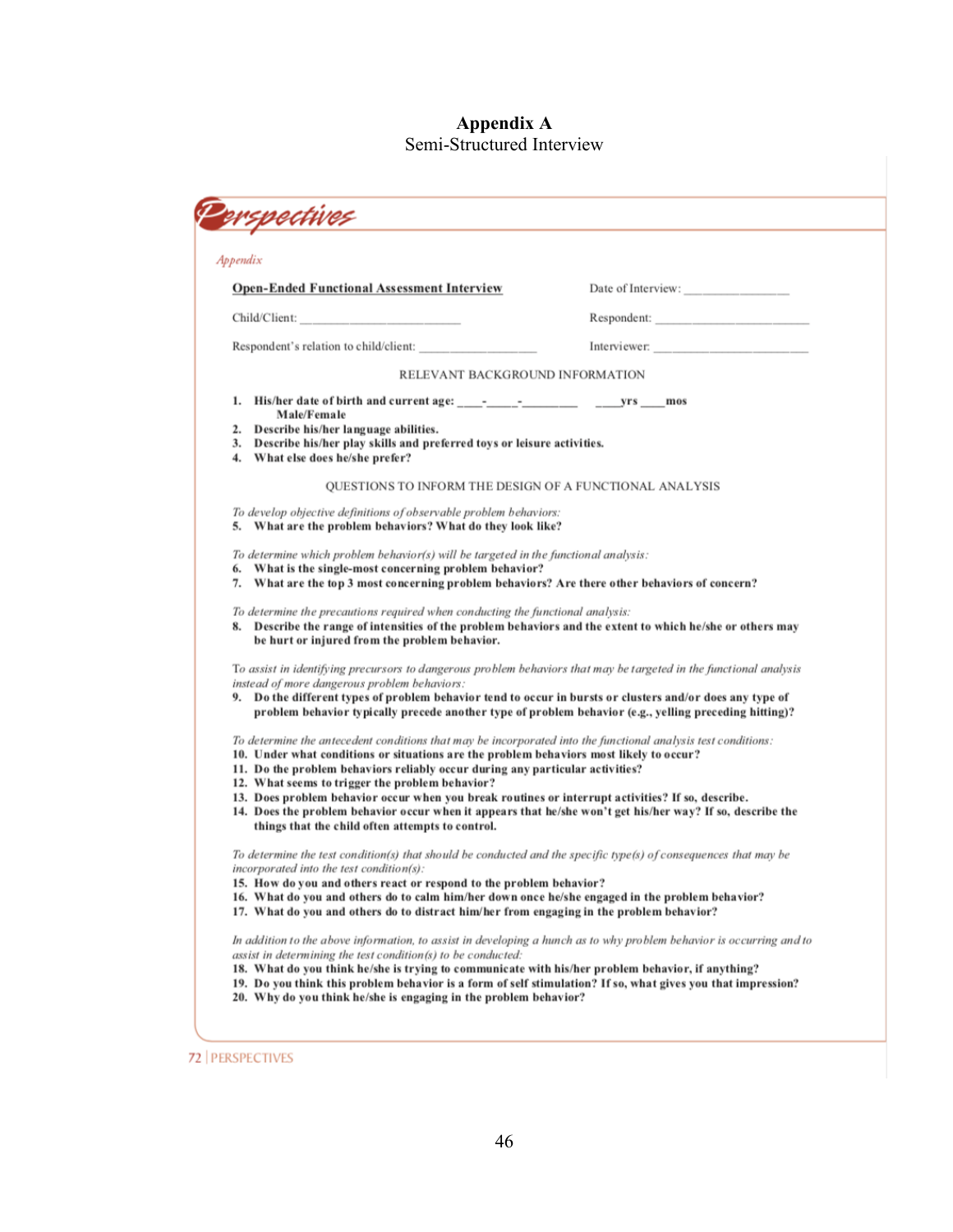# Appendix A

Semi-Structured Interview

*Perspectives*

*Appendix*

**Open-Ended Functional Assessment Interview**

Date of Interview: ________________

Child/Client: ________________________

Respondent: ________________________

Respondent's relation to child/client: ___________________

Interviewer: ________________________

RELEVANT BACKGROUND INFORMATION

1. **His/her date of birth and current age: ____-_____-_________ ____yrs ____mos**
   **Male/Female**
2. **Describe his/her language abilities.**
3. **Describe his/her play skills and preferred toys or leisure activities.**
4. **What else does he/she prefer?**

QUESTIONS TO INFORM THE DESIGN OF A FUNCTIONAL ANALYSIS

*To develop objective definitions of observable problem behaviors:*

5. **What are the problem behaviors? What do they look like?**

*To determine which problem behavior(s) will be targeted in the functional analysis:*

6. **What is the single-most concerning problem behavior?**
7. **What are the top 3 most concerning problem behaviors? Are there other behaviors of concern?**

*To determine the precautions required when conducting the functional analysis:*

8. **Describe the range of intensities of the problem behaviors and the extent to which he/she or others may be hurt or injured from the problem behavior.**

*To assist in identifying precursors to dangerous problem behaviors that may be targeted in the functional analysis instead of more dangerous problem behaviors:*

9. **Do the different types of problem behavior tend to occur in bursts or clusters and/or does any type of problem behavior typically precede another type of problem behavior (e.g., yelling preceding hitting)?**

*To determine the antecedent conditions that may be incorporated into the functional analysis test conditions:*

10. **Under what conditions or situations are the problem behaviors most likely to occur?**
11. **Do the problem behaviors reliably occur during any particular activities?**
12. **What seems to trigger the problem behavior?**
13. **Does problem behavior occur when you break routines or interrupt activities? If so, describe.**
14. **Does the problem behavior occur when it appears that he/she won't get his/her way? If so, describe the things that the child often attempts to control.**

*To determine the test condition(s) that should be conducted and the specific type(s) of consequences that may be incorporated into the test condition(s):*

15. **How do you and others react or respond to the problem behavior?**
16. **What do you and others do to calm him/her down once he/she engaged in the problem behavior?**
17. **What do you and others do to distract him/her from engaging in the problem behavior?**

*In addition to the above information, to assist in developing a hunch as to why problem behavior is occurring and to assist in determining the test condition(s) to be conducted:*

18. **What do you think he/she is trying to communicate with his/her problem behavior, if anything?**
19. **Do you think this problem behavior is a form of self stimulation? If so, what gives you that impression?**
20. **Why do you think he/she is engaging in the problem behavior?**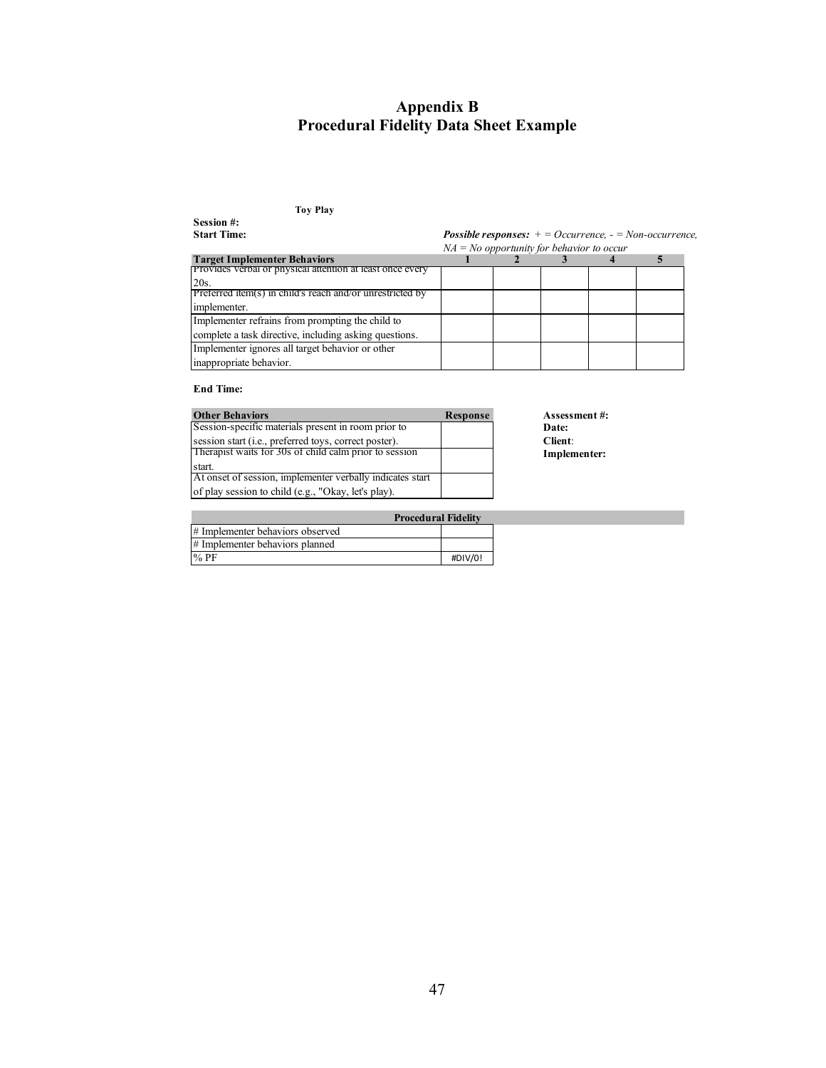# Appendix B
## Procedural Fidelity Data Sheet Example

**Toy Play**

**Session #:**
**Start Time:**

***Possible responses:*** *+ = Occurrence, - = Non-occurrence, NA = No opportunity for behavior to occur*

| Target Implementer Behaviors | 1 | 2 | 3 | 4 | 5 |
|---|---|---|---|---|---|
| Provides verbal or physical attention at least once every 20s. | | | | | |
| Preferred item(s) in child's reach and/or unrestricted by implementer. | | | | | |
| Implementer refrains from prompting the child to complete a task directive, including asking questions. | | | | | |
| Implementer ignores all target behavior or other inappropriate behavior. | | | | | |

**End Time:**

| Other Behaviors | Response |
|---|---|
| Session-specific materials present in room prior to session start (i.e., preferred toys, correct poster). | |
| Therapist waits for 30s of child calm prior to session start. | |
| At onset of session, implementer verbally indicates start of play session to child (e.g., "Okay, let's play). | |

**Assessment #:**
**Date:**
**Client**:
**Implementer:**

| Procedural Fidelity | |
|---|---|
| # Implementer behaviors observed | |
| # Implementer behaviors planned | |
| % PF | #DIV/0! |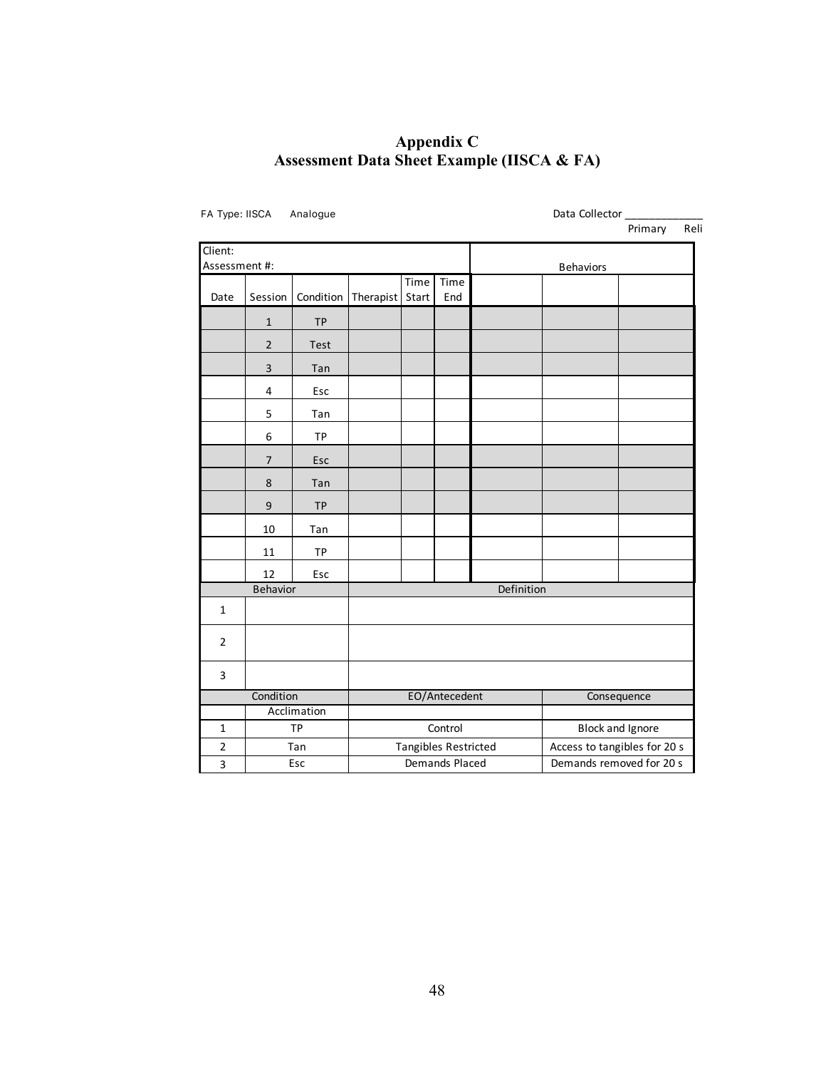# Appendix C
## Assessment Data Sheet Example (IISCA & FA)

FA Type: IISCA Analogue

Data Collector ____________
Primary Reli

| Client: Assessment #: | | | | | | Behaviors | | |
|---|---|---|---|---|---|---|---|---|
| Date | Session | Condition | Therapist | Time Start | Time End | | | |
| | 1 | TP | | | | | | |
| | 2 | Test | | | | | | |
| | 3 | Tan | | | | | | |
| | 4 | Esc | | | | | | |
| | 5 | Tan | | | | | | |
| | 6 | TP | | | | | | |
| | 7 | Esc | | | | | | |
| | 8 | Tan | | | | | | |
| | 9 | TP | | | | | | |
| | 10 | Tan | | | | | | |
| | 11 | TP | | | | | | |
| | 12 | Esc | | | | | | |

| | Behavior | Definition |
|---|---|---|
| 1 | | |
| 2 | | |
| 3 | | |

| | Condition | EO/Antecedent | Consequence |
|---|---|---|---|
| | Acclimation | | |
| 1 | TP | Control | Block and Ignore |
| 2 | Tan | Tangibles Restricted | Access to tangibles for 20 s |
| 3 | Esc | Demands Placed | Demands removed for 20 s |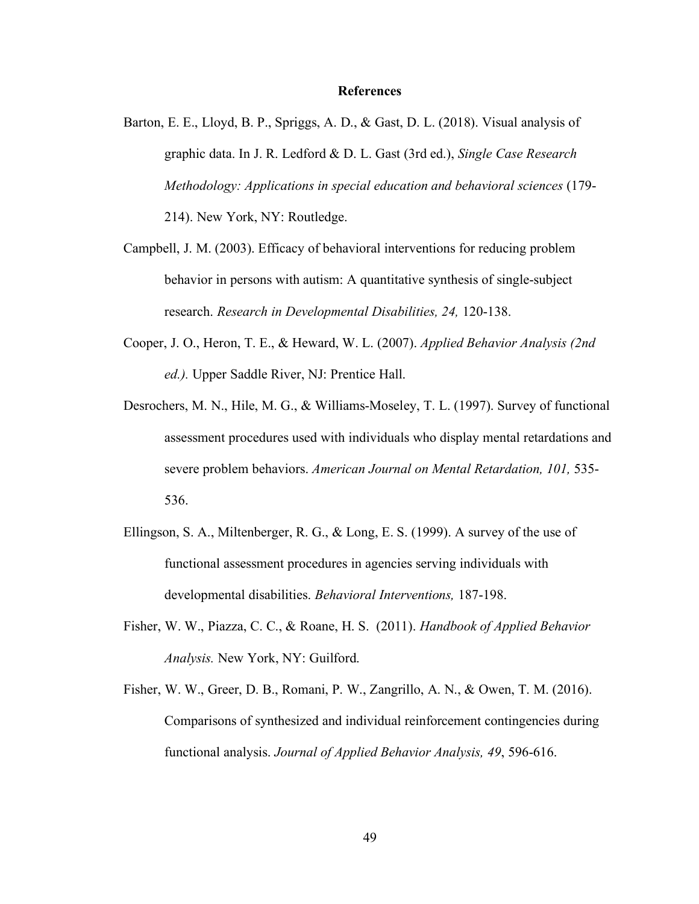**References**

Barton, E. E., Lloyd, B. P., Spriggs, A. D., & Gast, D. L. (2018). Visual analysis of graphic data. In J. R. Ledford & D. L. Gast (3rd ed.), *Single Case Research Methodology: Applications in special education and behavioral sciences* (179-214). New York, NY: Routledge.

Campbell, J. M. (2003). Efficacy of behavioral interventions for reducing problem behavior in persons with autism: A quantitative synthesis of single-subject research. *Research in Developmental Disabilities, 24,* 120-138.

Cooper, J. O., Heron, T. E., & Heward, W. L. (2007). *Applied Behavior Analysis (2nd ed.).* Upper Saddle River, NJ: Prentice Hall.

Desrochers, M. N., Hile, M. G., & Williams-Moseley, T. L. (1997). Survey of functional assessment procedures used with individuals who display mental retardations and severe problem behaviors. *American Journal on Mental Retardation, 101,* 535-536.

Ellingson, S. A., Miltenberger, R. G., & Long, E. S. (1999). A survey of the use of functional assessment procedures in agencies serving individuals with developmental disabilities. *Behavioral Interventions,* 187-198.

Fisher, W. W., Piazza, C. C., & Roane, H. S. (2011). *Handbook of Applied Behavior Analysis.* New York, NY: Guilford.

Fisher, W. W., Greer, D. B., Romani, P. W., Zangrillo, A. N., & Owen, T. M. (2016). Comparisons of synthesized and individual reinforcement contingencies during functional analysis. *Journal of Applied Behavior Analysis, 49*, 596-616.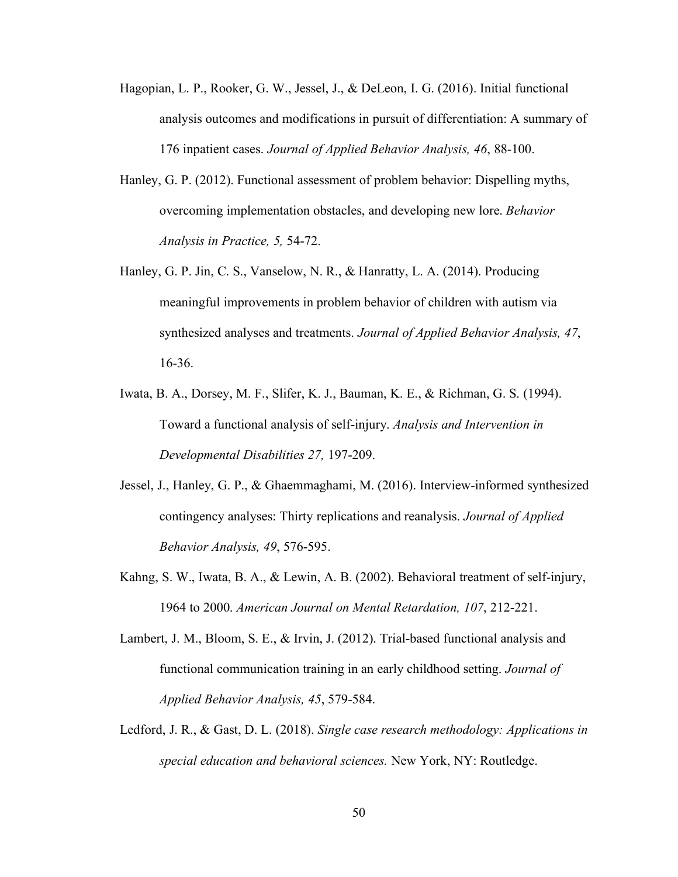Hagopian, L. P., Rooker, G. W., Jessel, J., & DeLeon, I. G. (2016). Initial functional analysis outcomes and modifications in pursuit of differentiation: A summary of 176 inpatient cases. *Journal of Applied Behavior Analysis, 46*, 88-100.

Hanley, G. P. (2012). Functional assessment of problem behavior: Dispelling myths, overcoming implementation obstacles, and developing new lore. *Behavior Analysis in Practice, 5,* 54-72.

Hanley, G. P. Jin, C. S., Vanselow, N. R., & Hanratty, L. A. (2014). Producing meaningful improvements in problem behavior of children with autism via synthesized analyses and treatments. *Journal of Applied Behavior Analysis, 47*, 16-36.

Iwata, B. A., Dorsey, M. F., Slifer, K. J., Bauman, K. E., & Richman, G. S. (1994). Toward a functional analysis of self-injury. *Analysis and Intervention in Developmental Disabilities 27,* 197-209.

Jessel, J., Hanley, G. P., & Ghaemmaghami, M. (2016). Interview-informed synthesized contingency analyses: Thirty replications and reanalysis. *Journal of Applied Behavior Analysis, 49*, 576-595.

Kahng, S. W., Iwata, B. A., & Lewin, A. B. (2002). Behavioral treatment of self-injury, 1964 to 2000. *American Journal on Mental Retardation, 107*, 212-221.

Lambert, J. M., Bloom, S. E., & Irvin, J. (2012). Trial-based functional analysis and functional communication training in an early childhood setting. *Journal of Applied Behavior Analysis, 45*, 579-584.

Ledford, J. R., & Gast, D. L. (2018). *Single case research methodology: Applications in special education and behavioral sciences.* New York, NY: Routledge.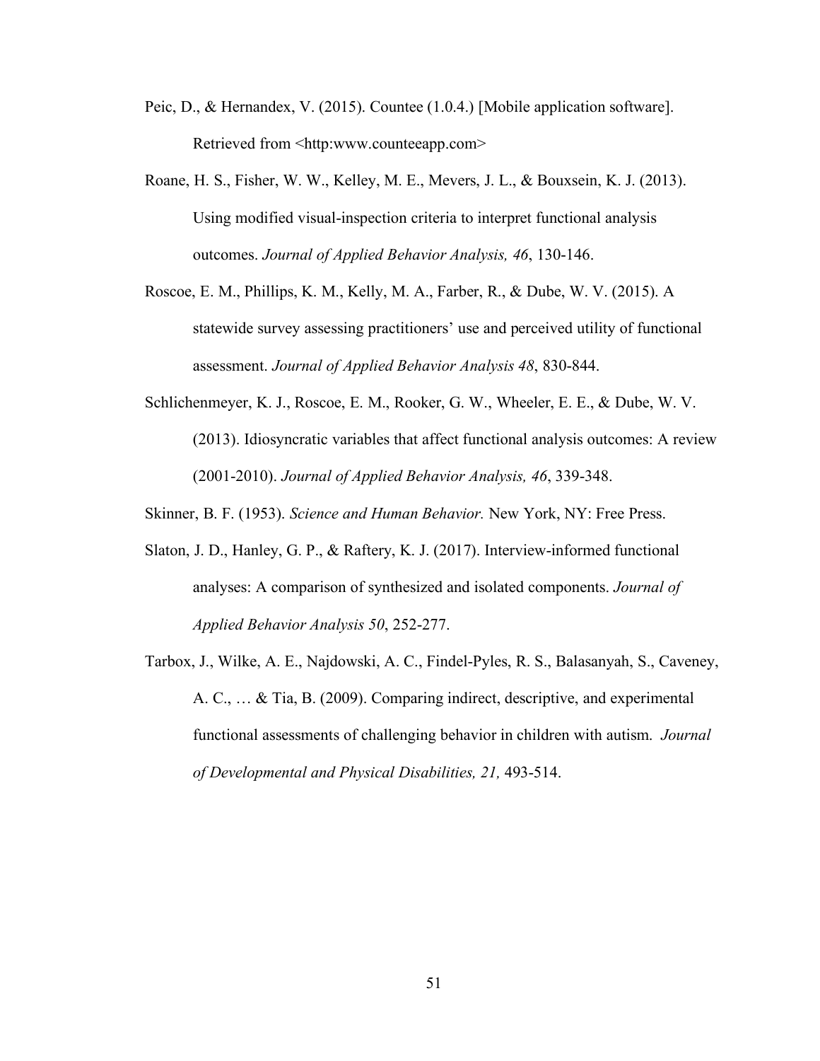Peic, D., & Hernandex, V. (2015). Countee (1.0.4.) [Mobile application software]. Retrieved from <http:www.counteeapp.com>

Roane, H. S., Fisher, W. W., Kelley, M. E., Mevers, J. L., & Bouxsein, K. J. (2013). Using modified visual-inspection criteria to interpret functional analysis outcomes. *Journal of Applied Behavior Analysis, 46*, 130-146.

Roscoe, E. M., Phillips, K. M., Kelly, M. A., Farber, R., & Dube, W. V. (2015). A statewide survey assessing practitioners' use and perceived utility of functional assessment. *Journal of Applied Behavior Analysis 48*, 830-844.

Schlichenmeyer, K. J., Roscoe, E. M., Rooker, G. W., Wheeler, E. E., & Dube, W. V. (2013). Idiosyncratic variables that affect functional analysis outcomes: A review (2001-2010). *Journal of Applied Behavior Analysis, 46*, 339-348.

Skinner, B. F. (1953). *Science and Human Behavior.* New York, NY: Free Press.

Slaton, J. D., Hanley, G. P., & Raftery, K. J. (2017). Interview-informed functional analyses: A comparison of synthesized and isolated components. *Journal of Applied Behavior Analysis 50*, 252-277.

Tarbox, J., Wilke, A. E., Najdowski, A. C., Findel-Pyles, R. S., Balasanyah, S., Caveney, A. C., … & Tia, B. (2009). Comparing indirect, descriptive, and experimental functional assessments of challenging behavior in children with autism. *Journal of Developmental and Physical Disabilities, 21,* 493-514.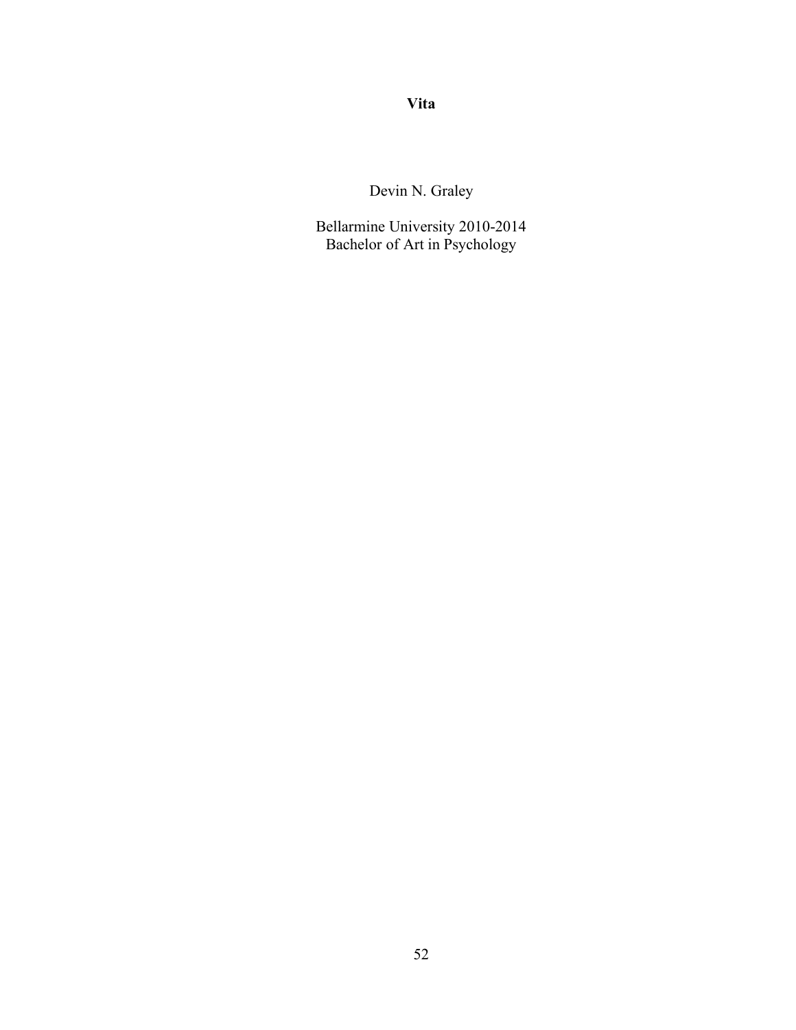**Vita**

Devin N. Graley

Bellarmine University 2010-2014
Bachelor of Art in Psychology